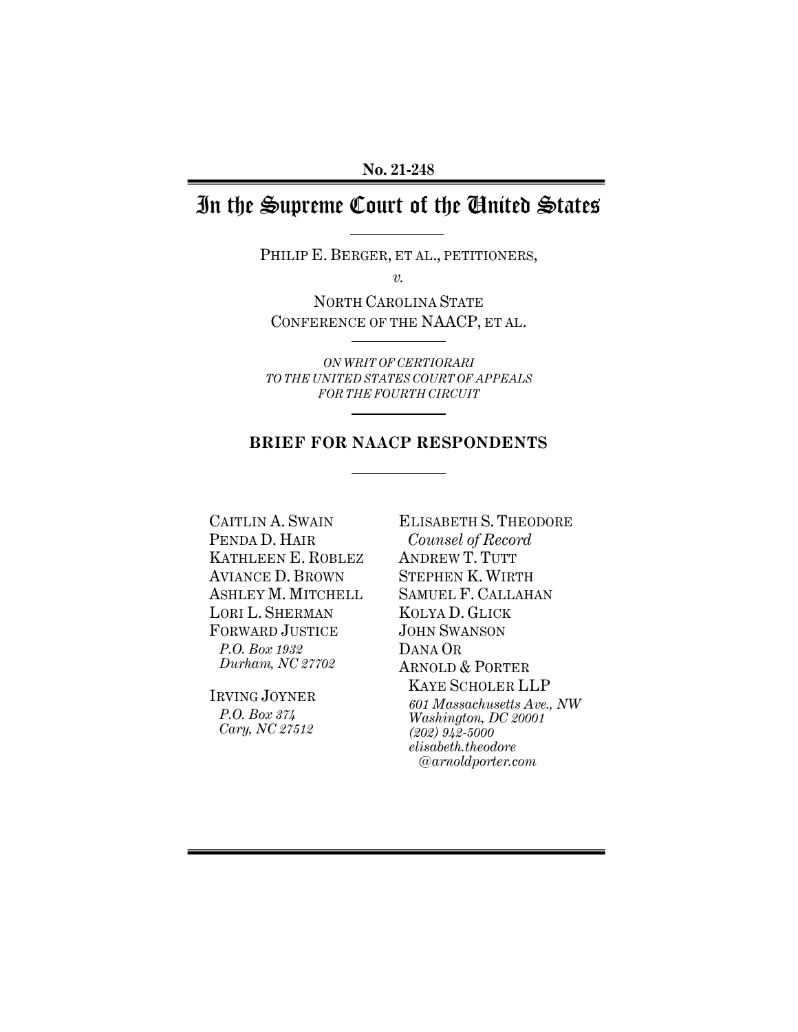**No. 21-248**

# In the Supreme Court of the United States

PHILIP E. BERGER, ET AL., PETITIONERS,

*v.*

NORTH CAROLINA STATE CONFERENCE OF THE NAACP, ET AL.

*ON WRIT OF CERTIORARI TO THE UNITED STATES COURT OF APPEALS FOR THE FOURTH CIRCUIT*

## BRIEF FOR NAACP RESPONDENTS

CAITLIN A. SWAIN
PENDA D. HAIR
KATHLEEN E. ROBLEZ
AVIANCE D. BROWN
ASHLEY M. MITCHELL
LORI L. SHERMAN
FORWARD JUSTICE
*P.O. Box 1932*
*Durham, NC 27702*

IRVING JOYNER
*P.O. Box 374*
*Cary, NC 27512*

ELISABETH S. THEODORE
*Counsel of Record*
ANDREW T. TUTT
STEPHEN K. WIRTH
SAMUEL F. CALLAHAN
KOLYA D. GLICK
JOHN SWANSON
DANA OR
ARNOLD & PORTER KAYE SCHOLER LLP
*601 Massachusetts Ave., NW*
*Washington, DC 20001*
*(202) 942-5000*
*elisabeth.theodore@arnoldporter.com*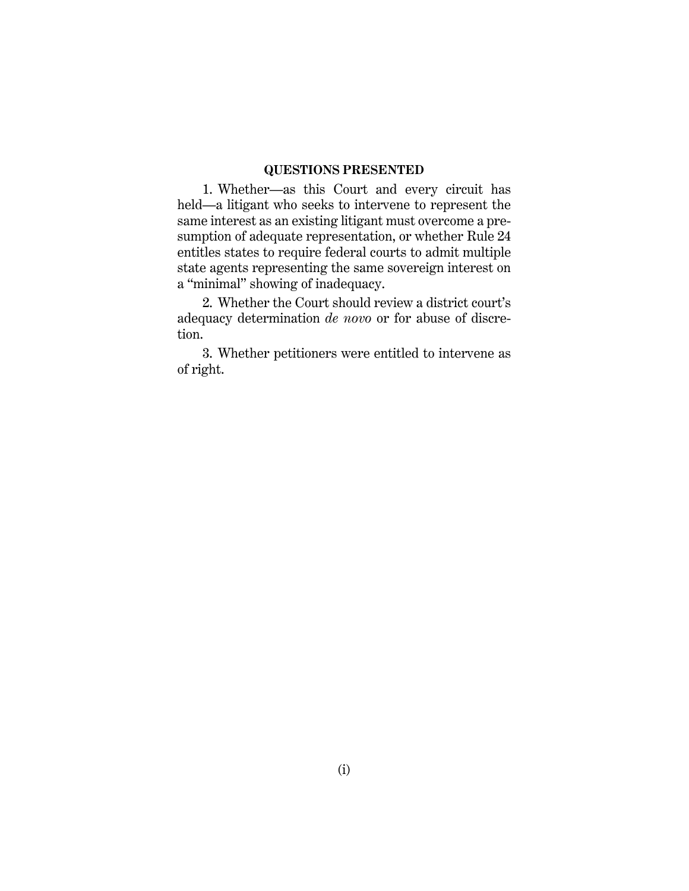## QUESTIONS PRESENTED

1. Whether—as this Court and every circuit has held—a litigant who seeks to intervene to represent the same interest as an existing litigant must overcome a presumption of adequate representation, or whether Rule 24 entitles states to require federal courts to admit multiple state agents representing the same sovereign interest on a "minimal" showing of inadequacy.

2. Whether the Court should review a district court's adequacy determination *de novo* or for abuse of discretion.

3. Whether petitioners were entitled to intervene as of right.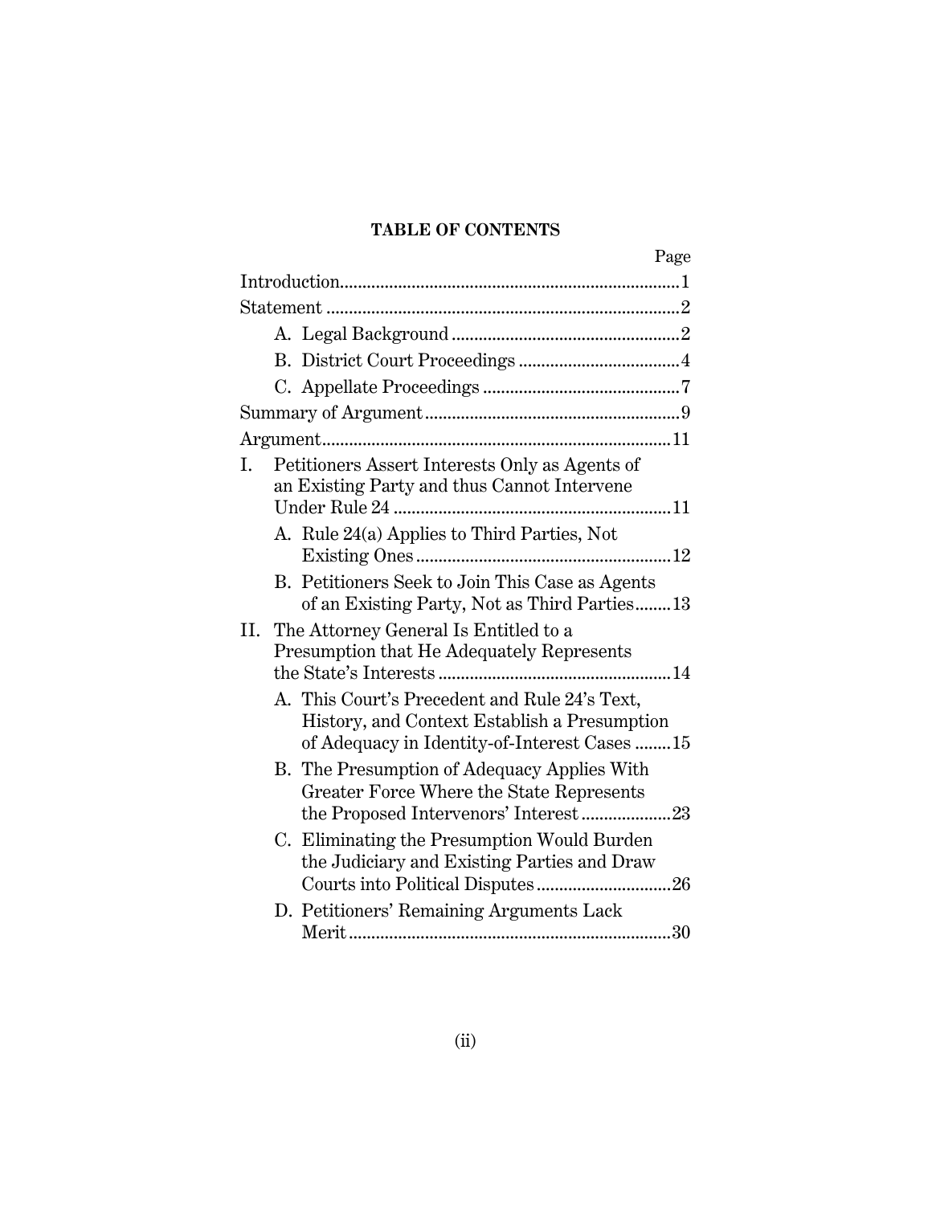**TABLE OF CONTENTS**

Page

Introduction .......................................................................... 1

Statement .............................................................................. 2

A. Legal Background .................................................. 2

B. District Court Proceedings .................................... 4

C. Appellate Proceedings ............................................ 7

Summary of Argument ........................................................ 9

Argument ............................................................................ 11

I. Petitioners Assert Interests Only as Agents of an Existing Party and thus Cannot Intervene Under Rule 24 ............................................................. 11

A. Rule 24(a) Applies to Third Parties, Not Existing Ones ......................................................... 12

B. Petitioners Seek to Join This Case as Agents of an Existing Party, Not as Third Parties ........ 13

II. The Attorney General Is Entitled to a Presumption that He Adequately Represents the State's Interests .................................................... 14

A. This Court's Precedent and Rule 24's Text, History, and Context Establish a Presumption of Adequacy in Identity-of-Interest Cases ........ 15

B. The Presumption of Adequacy Applies With Greater Force Where the State Represents the Proposed Intervenors' Interest .................... 23

C. Eliminating the Presumption Would Burden the Judiciary and Existing Parties and Draw Courts into Political Disputes .............................. 26

D. Petitioners' Remaining Arguments Lack Merit ....................................................................... 30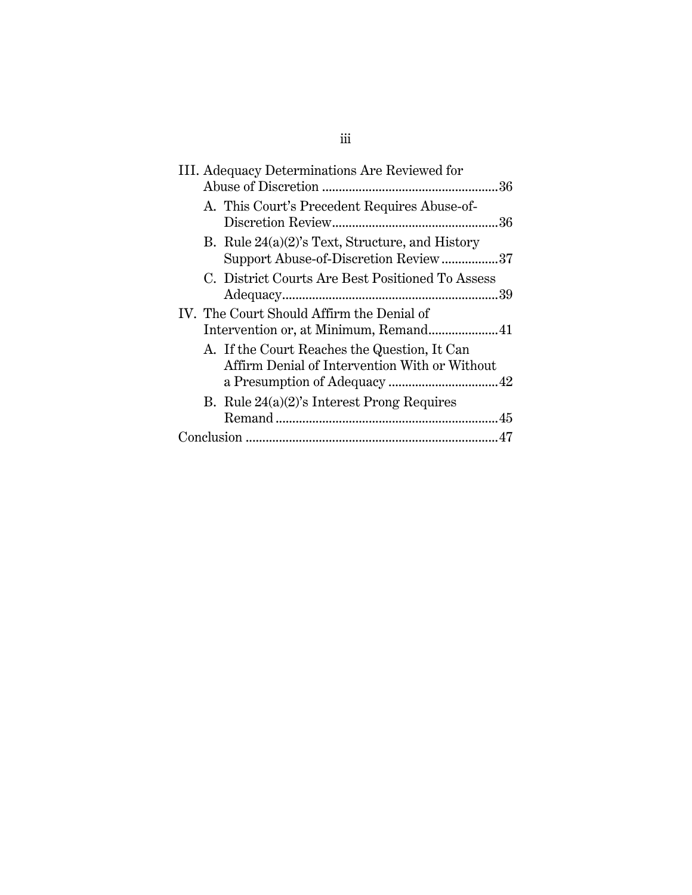III. Adequacy Determinations Are Reviewed for Abuse of Discretion .....................................................36

A. This Court's Precedent Requires Abuse-of-Discretion Review..................................................36

B. Rule 24(a)(2)'s Text, Structure, and History Support Abuse-of-Discretion Review .................37

C. District Courts Are Best Positioned To Assess Adequacy.................................................................39

IV. The Court Should Affirm the Denial of Intervention or, at Minimum, Remand.....................41

A. If the Court Reaches the Question, It Can Affirm Denial of Intervention With or Without a Presumption of Adequacy .................................42

B. Rule 24(a)(2)'s Interest Prong Requires Remand ..................................................................45

Conclusion ...........................................................................47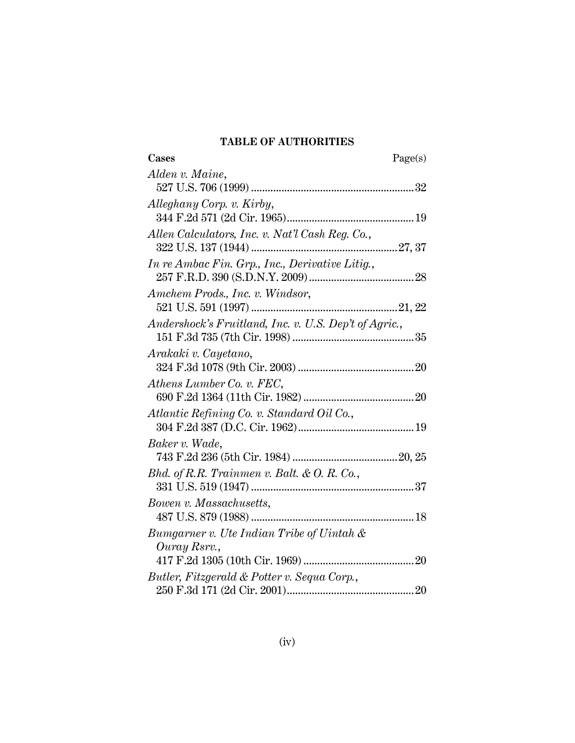# TABLE OF AUTHORITIES

**Cases** Page(s)

*Alden v. Maine*,
527 U.S. 706 (1999) .......... 32

*Alleghany Corp. v. Kirby*,
344 F.2d 571 (2d Cir. 1965) .......... 19

*Allen Calculators, Inc. v. Nat'l Cash Reg. Co.*,
322 U.S. 137 (1944) .......... 27, 37

*In re Ambac Fin. Grp., Inc., Derivative Litig.*,
257 F.R.D. 390 (S.D.N.Y. 2009) .......... 28

*Amchem Prods., Inc. v. Windsor*,
521 U.S. 591 (1997) .......... 21, 22

*Andershock's Fruitland, Inc. v. U.S. Dep't of Agric.*,
151 F.3d 735 (7th Cir. 1998) .......... 35

*Arakaki v. Cayetano*,
324 F.3d 1078 (9th Cir. 2003) .......... 20

*Athens Lumber Co. v. FEC*,
690 F.2d 1364 (11th Cir. 1982) .......... 20

*Atlantic Refining Co. v. Standard Oil Co.*,
304 F.2d 387 (D.C. Cir. 1962) .......... 19

*Baker v. Wade*,
743 F.2d 236 (5th Cir. 1984) .......... 20, 25

*Bhd. of R.R. Trainmen v. Balt. & O. R. Co.*,
331 U.S. 519 (1947) .......... 37

*Bowen v. Massachusetts*,
487 U.S. 879 (1988) .......... 18

*Bumgarner v. Ute Indian Tribe of Uintah & Ouray Rsrv.*,
417 F.2d 1305 (10th Cir. 1969) .......... 20

*Butler, Fitzgerald & Potter v. Sequa Corp.*,
250 F.3d 171 (2d Cir. 2001) .......... 20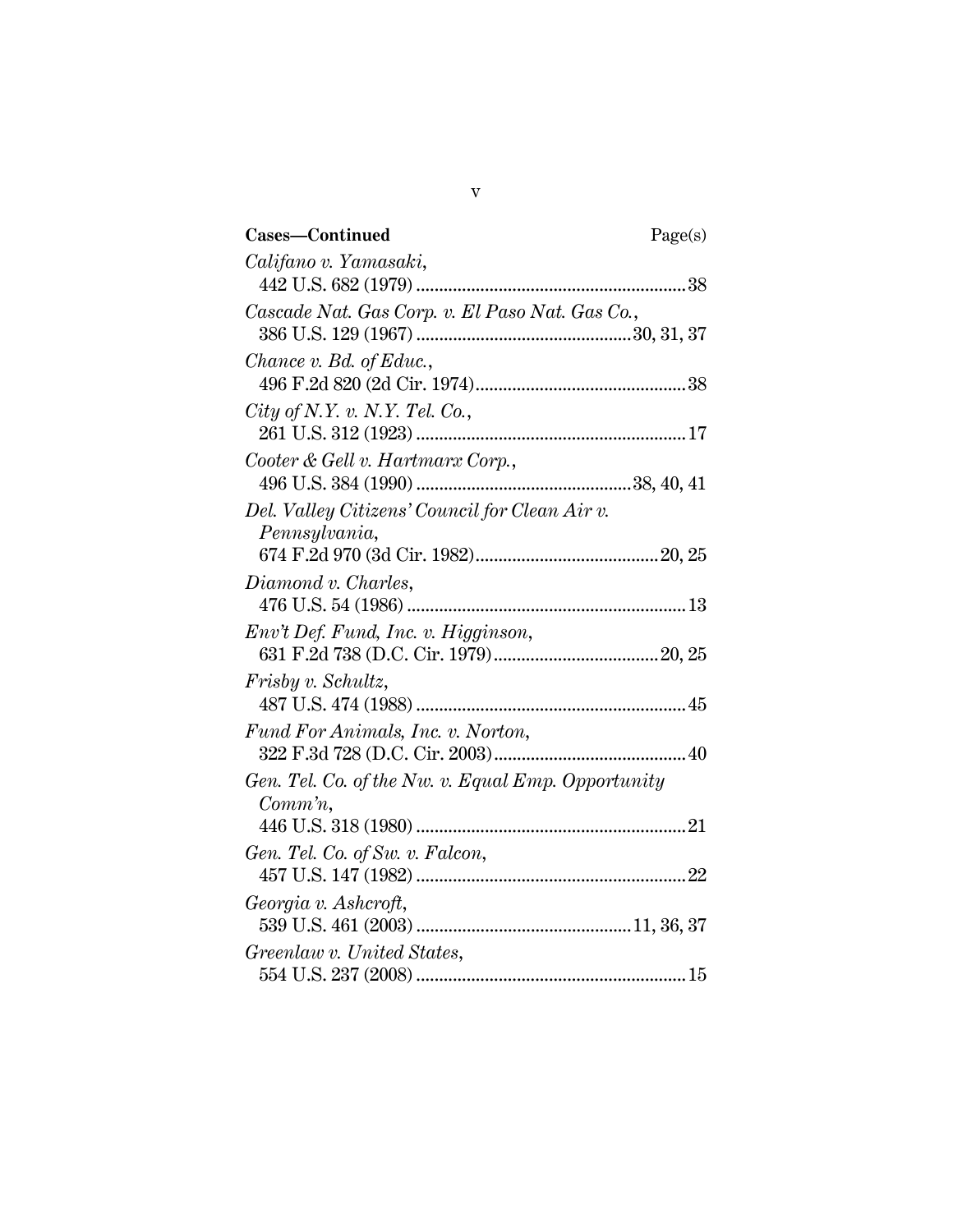| **Cases—Continued** | Page(s) |
| --- | --- |
| *Califano v. Yamasaki*, 442 U.S. 682 (1979) | 38 |
| *Cascade Nat. Gas Corp. v. El Paso Nat. Gas Co.*, 386 U.S. 129 (1967) | 30, 31, 37 |
| *Chance v. Bd. of Educ.*, 496 F.2d 820 (2d Cir. 1974) | 38 |
| *City of N.Y. v. N.Y. Tel. Co.*, 261 U.S. 312 (1923) | 17 |
| *Cooter & Gell v. Hartmarx Corp.*, 496 U.S. 384 (1990) | 38, 40, 41 |
| *Del. Valley Citizens' Council for Clean Air v. Pennsylvania*, 674 F.2d 970 (3d Cir. 1982) | 20, 25 |
| *Diamond v. Charles*, 476 U.S. 54 (1986) | 13 |
| *Env't Def. Fund, Inc. v. Higginson*, 631 F.2d 738 (D.C. Cir. 1979) | 20, 25 |
| *Frisby v. Schultz*, 487 U.S. 474 (1988) | 45 |
| *Fund For Animals, Inc. v. Norton*, 322 F.3d 728 (D.C. Cir. 2003) | 40 |
| *Gen. Tel. Co. of the Nw. v. Equal Emp. Opportunity Comm'n*, 446 U.S. 318 (1980) | 21 |
| *Gen. Tel. Co. of Sw. v. Falcon*, 457 U.S. 147 (1982) | 22 |
| *Georgia v. Ashcroft*, 539 U.S. 461 (2003) | 11, 36, 37 |
| *Greenlaw v. United States*, 554 U.S. 237 (2008) | 15 |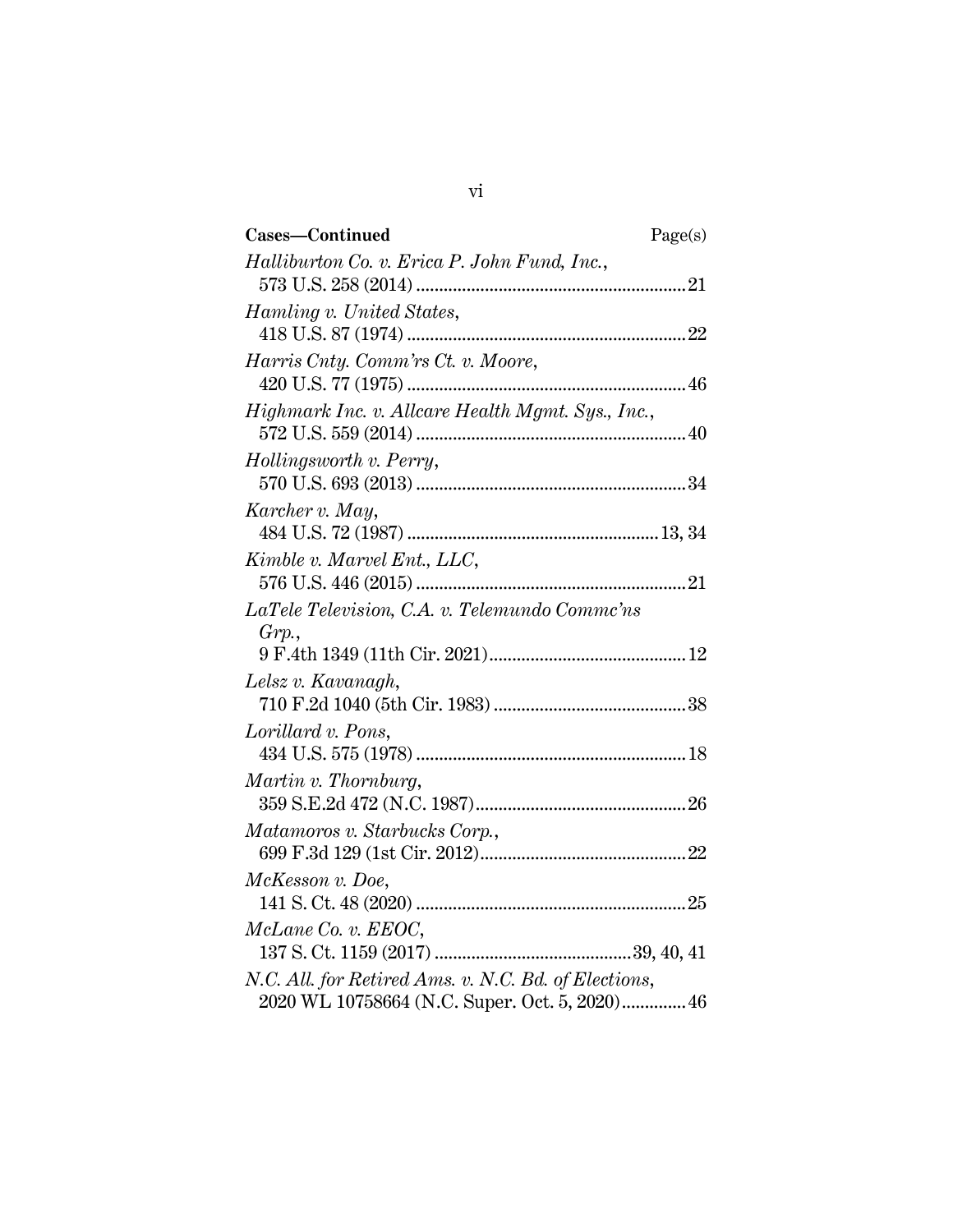| **Cases—Continued** | Page(s) |
|---|---|
| *Halliburton Co. v. Erica P. John Fund, Inc.*, 573 U.S. 258 (2014) | 21 |
| *Hamling v. United States*, 418 U.S. 87 (1974) | 22 |
| *Harris Cnty. Comm'rs Ct. v. Moore*, 420 U.S. 77 (1975) | 46 |
| *Highmark Inc. v. Allcare Health Mgmt. Sys., Inc.*, 572 U.S. 559 (2014) | 40 |
| *Hollingsworth v. Perry*, 570 U.S. 693 (2013) | 34 |
| *Karcher v. May*, 484 U.S. 72 (1987) | 13, 34 |
| *Kimble v. Marvel Ent., LLC*, 576 U.S. 446 (2015) | 21 |
| *LaTele Television, C.A. v. Telemundo Commc'ns Grp.*, 9 F.4th 1349 (11th Cir. 2021) | 12 |
| *Lelsz v. Kavanagh*, 710 F.2d 1040 (5th Cir. 1983) | 38 |
| *Lorillard v. Pons*, 434 U.S. 575 (1978) | 18 |
| *Martin v. Thornburg*, 359 S.E.2d 472 (N.C. 1987) | 26 |
| *Matamoros v. Starbucks Corp.*, 699 F.3d 129 (1st Cir. 2012) | 22 |
| *McKesson v. Doe*, 141 S. Ct. 48 (2020) | 25 |
| *McLane Co. v. EEOC*, 137 S. Ct. 1159 (2017) | 39, 40, 41 |
| *N.C. All. for Retired Ams. v. N.C. Bd. of Elections*, 2020 WL 10758664 (N.C. Super. Oct. 5, 2020) | 46 |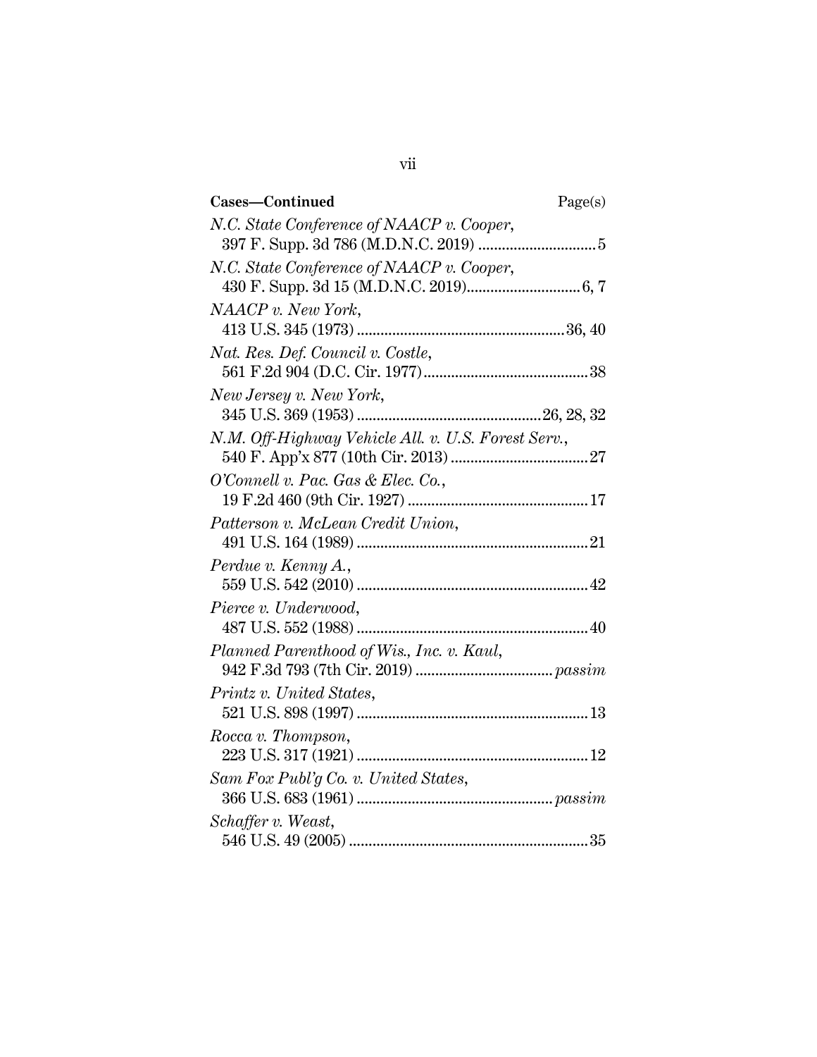| **Cases—Continued** | Page(s) |
|---|---|
| *N.C. State Conference of NAACP v. Cooper*, 397 F. Supp. 3d 786 (M.D.N.C. 2019) | 5 |
| *N.C. State Conference of NAACP v. Cooper*, 430 F. Supp. 3d 15 (M.D.N.C. 2019) | 6, 7 |
| *NAACP v. New York*, 413 U.S. 345 (1973) | 36, 40 |
| *Nat. Res. Def. Council v. Costle*, 561 F.2d 904 (D.C. Cir. 1977) | 38 |
| *New Jersey v. New York*, 345 U.S. 369 (1953) | 26, 28, 32 |
| *N.M. Off-Highway Vehicle All. v. U.S. Forest Serv.*, 540 F. App'x 877 (10th Cir. 2013) | 27 |
| *O'Connell v. Pac. Gas & Elec. Co.*, 19 F.2d 460 (9th Cir. 1927) | 17 |
| *Patterson v. McLean Credit Union*, 491 U.S. 164 (1989) | 21 |
| *Perdue v. Kenny A.*, 559 U.S. 542 (2010) | 42 |
| *Pierce v. Underwood*, 487 U.S. 552 (1988) | 40 |
| *Planned Parenthood of Wis., Inc. v. Kaul*, 942 F.3d 793 (7th Cir. 2019) | *passim* |
| *Printz v. United States*, 521 U.S. 898 (1997) | 13 |
| *Rocca v. Thompson*, 223 U.S. 317 (1921) | 12 |
| *Sam Fox Publ'g Co. v. United States*, 366 U.S. 683 (1961) | *passim* |
| *Schaffer v. Weast*, 546 U.S. 49 (2005) | 35 |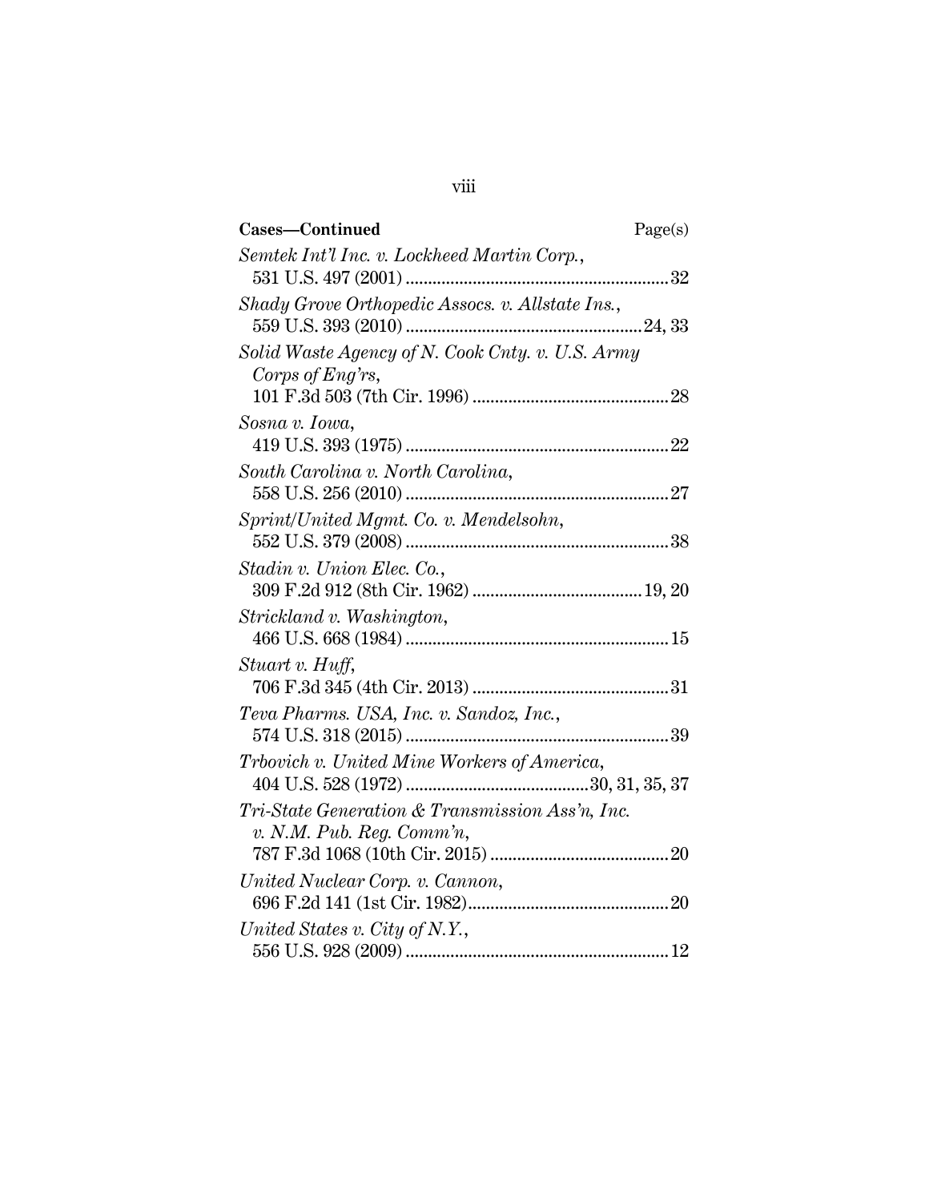**Cases—Continued** Page(s)

*Semtek Int'l Inc. v. Lockheed Martin Corp.*, 531 U.S. 497 (2001) .......... 32

*Shady Grove Orthopedic Assocs. v. Allstate Ins.*, 559 U.S. 393 (2010) .......... 24, 33

*Solid Waste Agency of N. Cook Cnty. v. U.S. Army Corps of Eng'rs*, 101 F.3d 503 (7th Cir. 1996) .......... 28

*Sosna v. Iowa*, 419 U.S. 393 (1975) .......... 22

*South Carolina v. North Carolina*, 558 U.S. 256 (2010) .......... 27

*Sprint/United Mgmt. Co. v. Mendelsohn*, 552 U.S. 379 (2008) .......... 38

*Stadin v. Union Elec. Co.*, 309 F.2d 912 (8th Cir. 1962) .......... 19, 20

*Strickland v. Washington*, 466 U.S. 668 (1984) .......... 15

*Stuart v. Huff*, 706 F.3d 345 (4th Cir. 2013) .......... 31

*Teva Pharms. USA, Inc. v. Sandoz, Inc.*, 574 U.S. 318 (2015) .......... 39

*Trbovich v. United Mine Workers of America*, 404 U.S. 528 (1972) .......... 30, 31, 35, 37

*Tri-State Generation & Transmission Ass'n, Inc. v. N.M. Pub. Reg. Comm'n*, 787 F.3d 1068 (10th Cir. 2015) .......... 20

*United Nuclear Corp. v. Cannon*, 696 F.2d 141 (1st Cir. 1982) .......... 20

*United States v. City of N.Y.*, 556 U.S. 928 (2009) .......... 12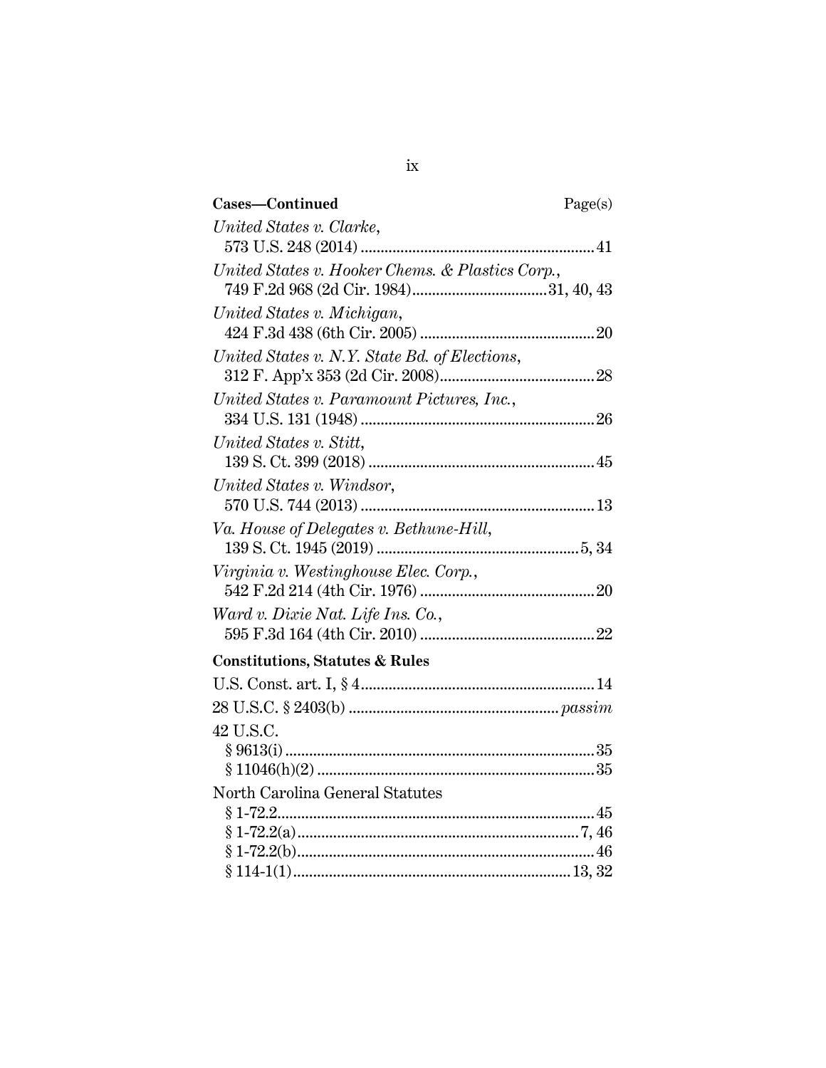**Cases—Continued** Page(s)

*United States v. Clarke*,
573 U.S. 248 (2014) .......................................................... 41

*United States v. Hooker Chems. & Plastics Corp.*,
749 F.2d 968 (2d Cir. 1984) ................................. 31, 40, 43

*United States v. Michigan*,
424 F.3d 438 (6th Cir. 2005) ........................................... 20

*United States v. N.Y. State Bd. of Elections*,
312 F. App'x 353 (2d Cir. 2008) ...................................... 28

*United States v. Paramount Pictures, Inc.*,
334 U.S. 131 (1948) .......................................................... 26

*United States v. Stitt*,
139 S. Ct. 399 (2018) ........................................................ 45

*United States v. Windsor*,
570 U.S. 744 (2013) .......................................................... 13

*Va. House of Delegates v. Bethune-Hill*,
139 S. Ct. 1945 (2019) .................................................. 5, 34

*Virginia v. Westinghouse Elec. Corp.*,
542 F.2d 214 (4th Cir. 1976) ........................................... 20

*Ward v. Dixie Nat. Life Ins. Co.*,
595 F.3d 164 (4th Cir. 2010) ........................................... 22

**Constitutions, Statutes & Rules**

U.S. Const. art. I, § 4 .......................................................... 14

28 U.S.C. § 2403(b) ................................................... *passim*

42 U.S.C.
§ 9613(i) ............................................................................ 35
§ 11046(h)(2) ..................................................................... 35

North Carolina General Statutes
§ 1-72.2 .............................................................................. 45
§ 1-72.2(a) ...................................................................... 7, 46
§ 1-72.2(b) .......................................................................... 46
§ 114-1(1) ..................................................................... 13, 32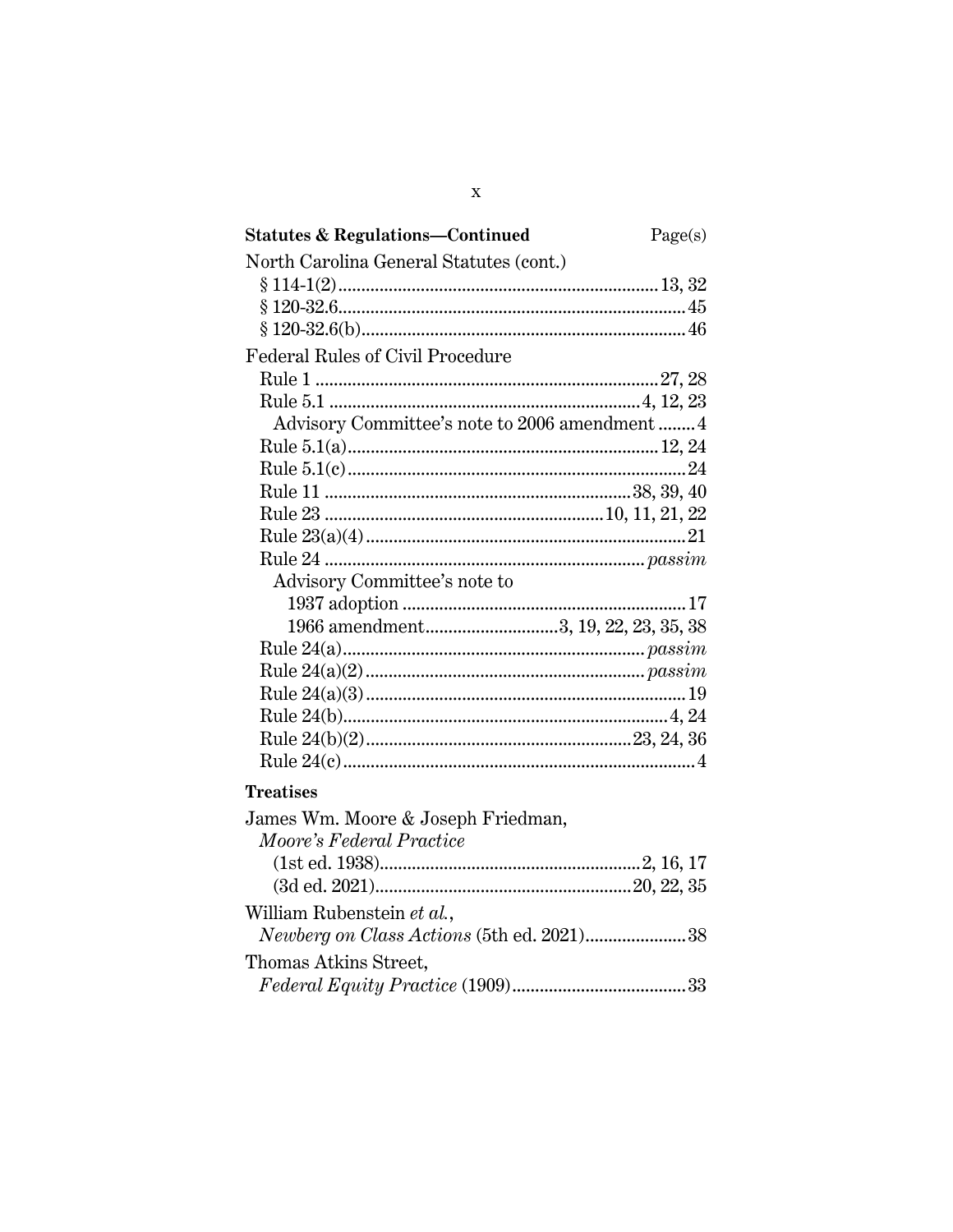**Statistes & Regulations—Continued** Page(s)

North Carolina General Statutes (cont.)

§ 114-1(2).......................................................................13, 32

§ 120-32.6.............................................................................45

§ 120-32.6(b).........................................................................46

Federal Rules of Civil Procedure

Rule 1 ...........................................................................27, 28

Rule 5.1 ......................................................................4, 12, 23

Advisory Committee's note to 2006 amendment ........4

Rule 5.1(a)......................................................................12, 24

Rule 5.1(c).............................................................................24

Rule 11 ...................................................................38, 39, 40

Rule 23 .............................................................10, 11, 21, 22

Rule 23(a)(4).........................................................................21

Rule 24 ...................................................................... *passim*

Advisory Committee's note to

1937 adoption ................................................................17

1966 amendment.............................3, 19, 22, 23, 35, 38

Rule 24(a)................................................................... *passim*

Rule 24(a)(2)............................................................... *passim*

Rule 24(a)(3).........................................................................19

Rule 24(b)........................................................................4, 24

Rule 24(b)(2)...........................................................23, 24, 36

Rule 24(c)...............................................................................4

**Treatises**

James Wm. Moore & Joseph Friedman,
*Moore's Federal Practice*

(1st ed. 1938)........................................................2, 16, 17

(3d ed. 2021)........................................................20, 22, 35

William Rubenstein *et al.*,
*Newberg on Class Actions* (5th ed. 2021)......................38

Thomas Atkins Street,
*Federal Equity Practice* (1909).......................................33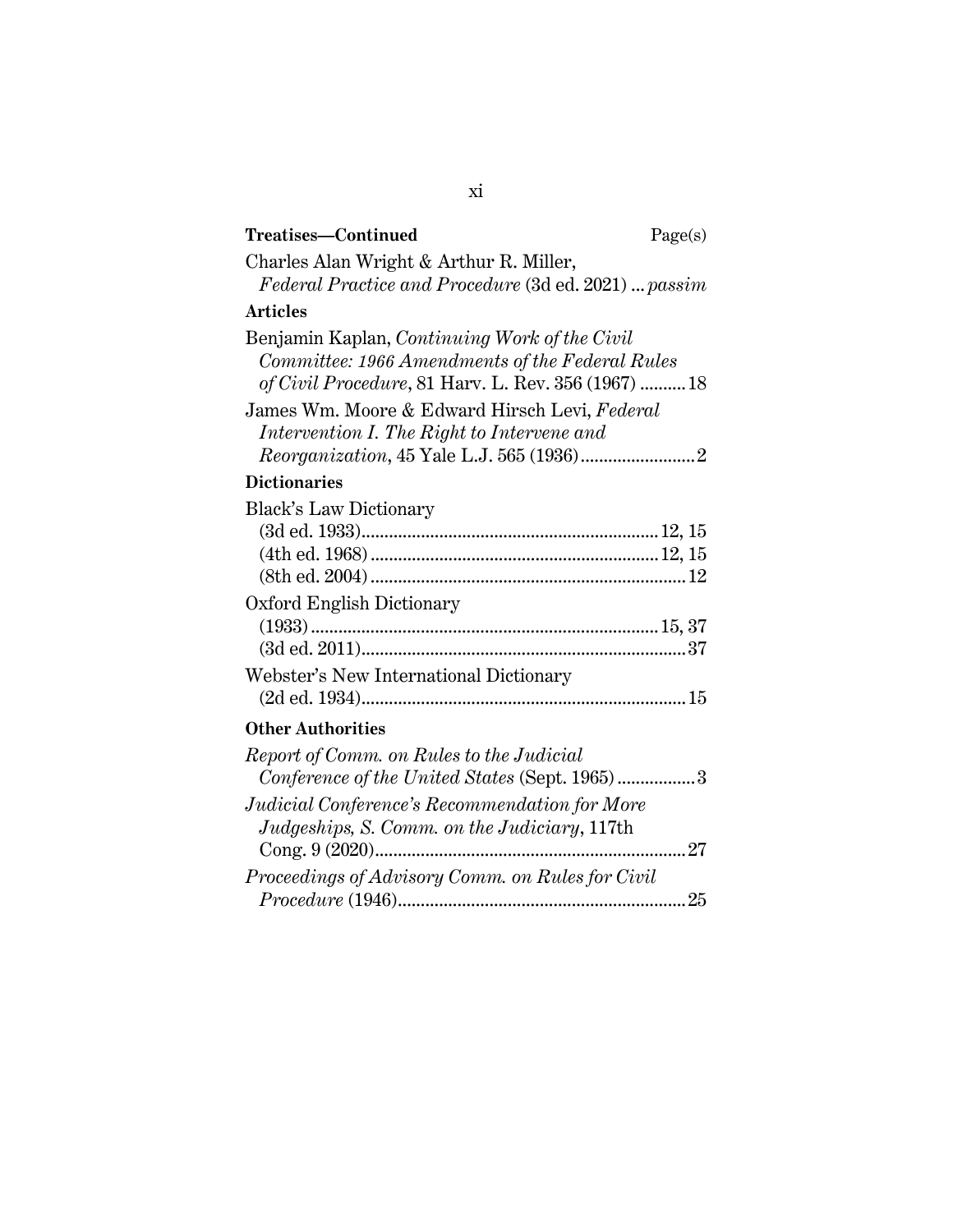**Treatises—Continued** Page(s)

Charles Alan Wright & Arthur R. Miller, *Federal Practice and Procedure* (3d ed. 2021) ... *passim*

**Articles**

Benjamin Kaplan, *Continuing Work of the Civil Committee: 1966 Amendments of the Federal Rules of Civil Procedure*, 81 Harv. L. Rev. 356 (1967) .......... 18

James Wm. Moore & Edward Hirsch Levi, *Federal Intervention I. The Right to Intervene and Reorganization*, 45 Yale L.J. 565 (1936) ......................... 2

**Dictionaries**

Black's Law Dictionary
- (3d ed. 1933) ................................................................ 12, 15
- (4th ed. 1968) .............................................................. 12, 15
- (8th ed. 2004) .................................................................... 12

Oxford English Dictionary
- (1933) ........................................................................... 15, 37
- (3d ed. 2011) ...................................................................... 37

Webster's New International Dictionary
- (2d ed. 1934) ...................................................................... 15

**Other Authorities**

*Report of Comm. on Rules to the Judicial Conference of the United States* (Sept. 1965) ................. 3

*Judicial Conference's Recommendation for More Judgeships, S. Comm. on the Judiciary*, 117th Cong. 9 (2020) .................................................................... 27

*Proceedings of Advisory Comm. on Rules for Civil Procedure* (1946) .............................................................. 25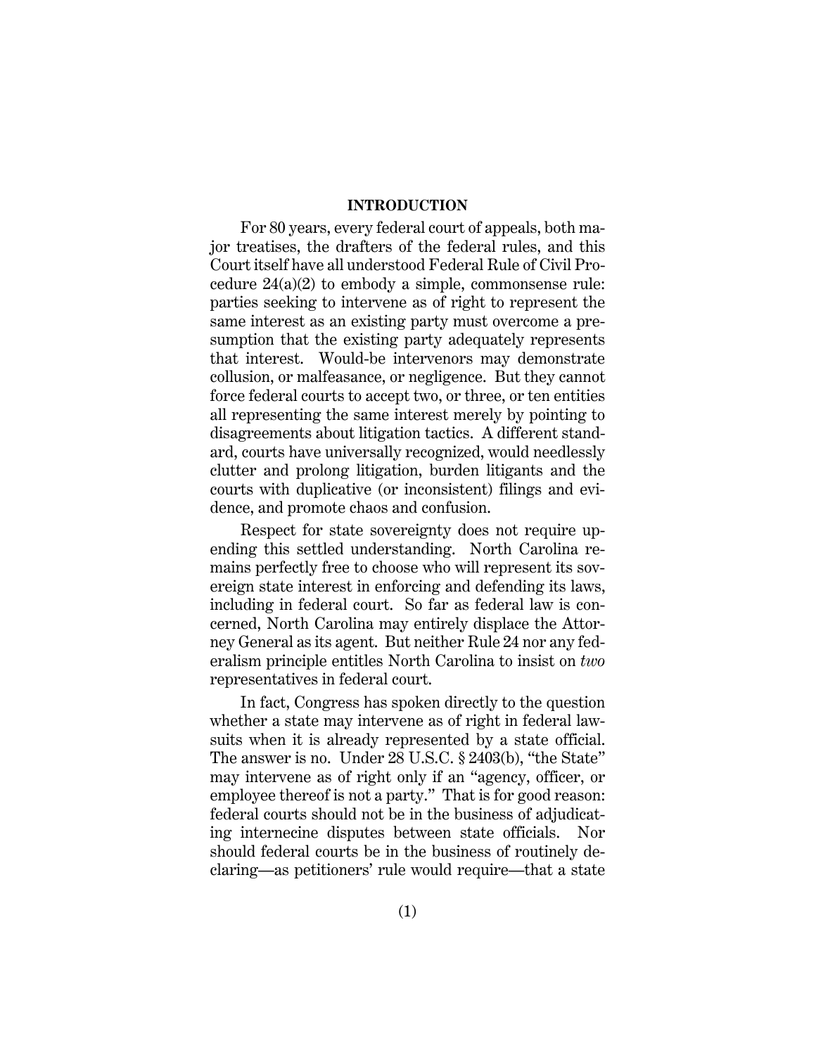## INTRODUCTION

For 80 years, every federal court of appeals, both major treatises, the drafters of the federal rules, and this Court itself have all understood Federal Rule of Civil Procedure 24(a)(2) to embody a simple, commonsense rule: parties seeking to intervene as of right to represent the same interest as an existing party must overcome a presumption that the existing party adequately represents that interest. Would-be intervenors may demonstrate collusion, or malfeasance, or negligence. But they cannot force federal courts to accept two, or three, or ten entities all representing the same interest merely by pointing to disagreements about litigation tactics. A different standard, courts have universally recognized, would needlessly clutter and prolong litigation, burden litigants and the courts with duplicative (or inconsistent) filings and evidence, and promote chaos and confusion.

Respect for state sovereignty does not require upending this settled understanding. North Carolina remains perfectly free to choose who will represent its sovereign state interest in enforcing and defending its laws, including in federal court. So far as federal law is concerned, North Carolina may entirely displace the Attorney General as its agent. But neither Rule 24 nor any federalism principle entitles North Carolina to insist on *two* representatives in federal court.

In fact, Congress has spoken directly to the question whether a state may intervene as of right in federal lawsuits when it is already represented by a state official. The answer is no. Under 28 U.S.C. § 2403(b), "the State" may intervene as of right only if an "agency, officer, or employee thereof is not a party." That is for good reason: federal courts should not be in the business of adjudicating internecine disputes between state officials. Nor should federal courts be in the business of routinely declaring—as petitioners' rule would require—that a state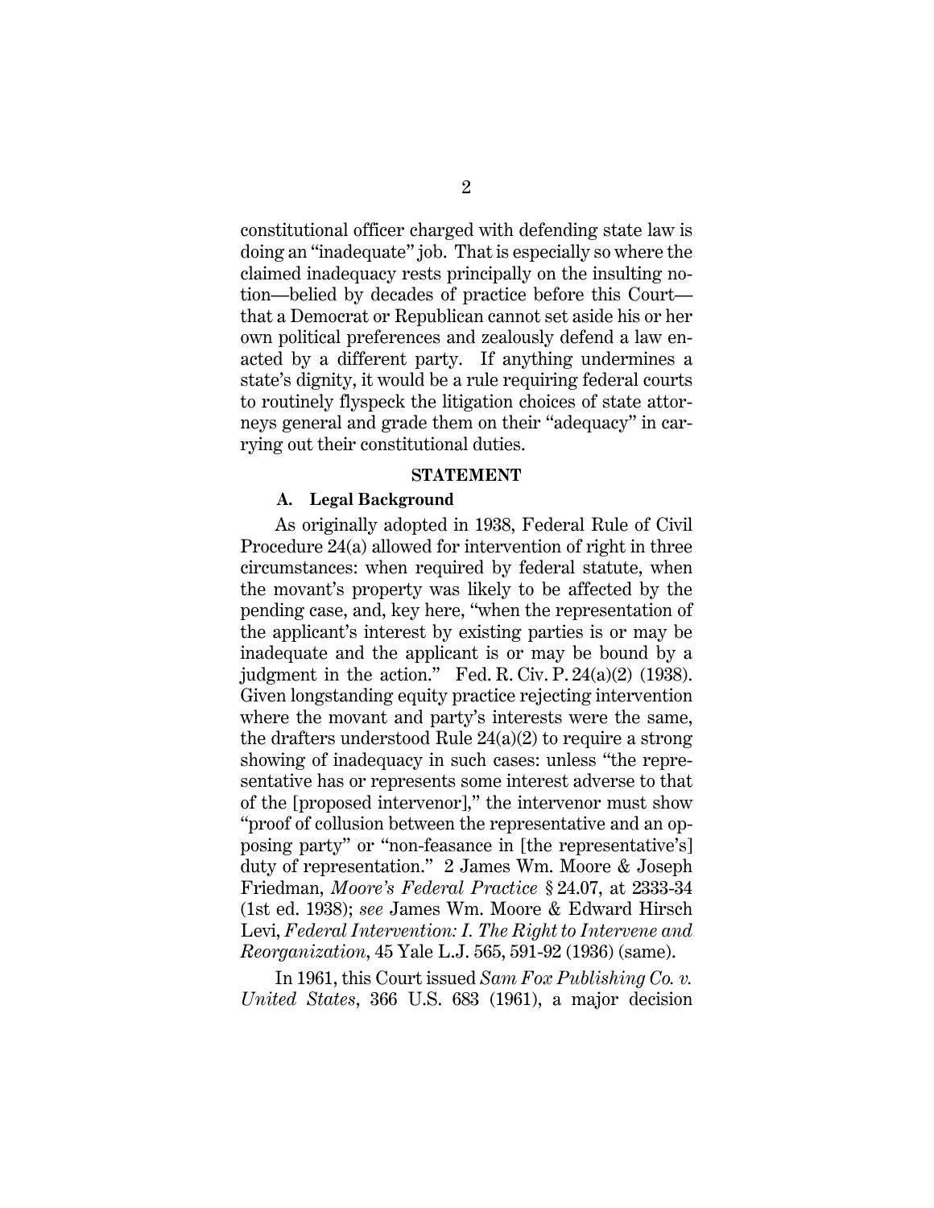constitutional officer charged with defending state law is doing an "inadequate" job. That is especially so where the claimed inadequacy rests principally on the insulting notion—belied by decades of practice before this Court—that a Democrat or Republican cannot set aside his or her own political preferences and zealously defend a law enacted by a different party. If anything undermines a state's dignity, it would be a rule requiring federal courts to routinely flyspeck the litigation choices of state attorneys general and grade them on their "adequacy" in carrying out their constitutional duties.

## STATEMENT

### A. Legal Background

As originally adopted in 1938, Federal Rule of Civil Procedure 24(a) allowed for intervention of right in three circumstances: when required by federal statute, when the movant's property was likely to be affected by the pending case, and, key here, "when the representation of the applicant's interest by existing parties is or may be inadequate and the applicant is or may be bound by a judgment in the action." Fed. R. Civ. P. 24(a)(2) (1938). Given longstanding equity practice rejecting intervention where the movant and party's interests were the same, the drafters understood Rule 24(a)(2) to require a strong showing of inadequacy in such cases: unless "the representative has or represents some interest adverse to that of the [proposed intervenor]," the intervenor must show "proof of collusion between the representative and an opposing party" or "non-feasance in [the representative's] duty of representation." 2 James Wm. Moore & Joseph Friedman, *Moore's Federal Practice* § 24.07, at 2333-34 (1st ed. 1938); *see* James Wm. Moore & Edward Hirsch Levi, *Federal Intervention: I. The Right to Intervene and Reorganization*, 45 Yale L.J. 565, 591-92 (1936) (same).

In 1961, this Court issued *Sam Fox Publishing Co. v. United States*, 366 U.S. 683 (1961), a major decision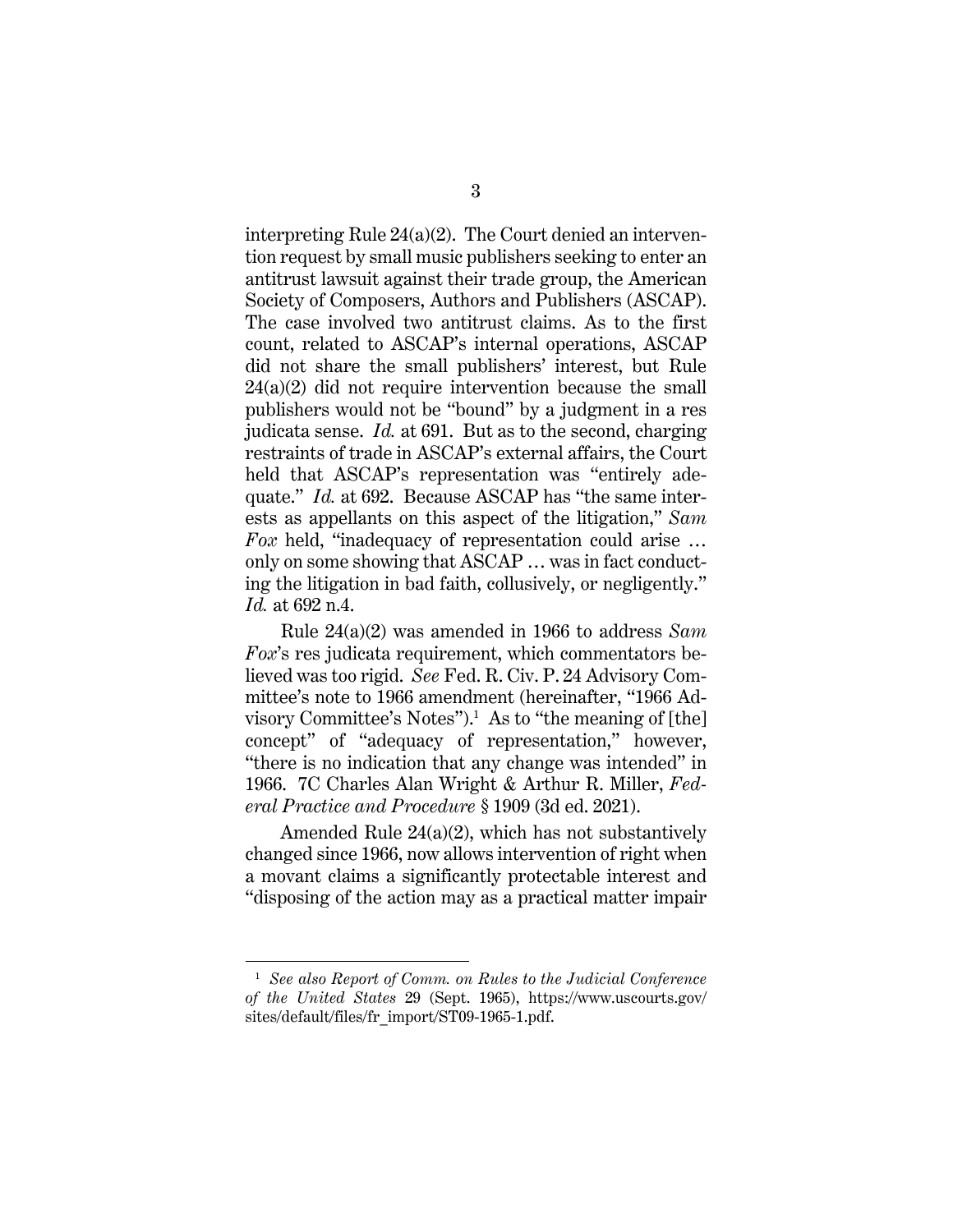interpreting Rule 24(a)(2). The Court denied an intervention request by small music publishers seeking to enter an antitrust lawsuit against their trade group, the American Society of Composers, Authors and Publishers (ASCAP). The case involved two antitrust claims. As to the first count, related to ASCAP's internal operations, ASCAP did not share the small publishers' interest, but Rule 24(a)(2) did not require intervention because the small publishers would not be "bound" by a judgment in a res judicata sense. *Id.* at 691. But as to the second, charging restraints of trade in ASCAP's external affairs, the Court held that ASCAP's representation was "entirely adequate." *Id.* at 692. Because ASCAP has "the same interests as appellants on this aspect of the litigation," *Sam Fox* held, "inadequacy of representation could arise … only on some showing that ASCAP … was in fact conducting the litigation in bad faith, collusively, or negligently." *Id.* at 692 n.4.

Rule 24(a)(2) was amended in 1966 to address *Sam Fox*'s res judicata requirement, which commentators believed was too rigid. *See* Fed. R. Civ. P. 24 Advisory Committee's note to 1966 amendment (hereinafter, "1966 Advisory Committee's Notes").[1] As to "the meaning of [the] concept" of "adequacy of representation," however, "there is no indication that any change was intended" in 1966. 7C Charles Alan Wright & Arthur R. Miller, *Federal Practice and Procedure* § 1909 (3d ed. 2021).

Amended Rule 24(a)(2), which has not substantively changed since 1966, now allows intervention of right when a movant claims a significantly protectable interest and "disposing of the action may as a practical matter impair

---

[1] *See also Report of Comm. on Rules to the Judicial Conference of the United States* 29 (Sept. 1965), https://www.uscourts.gov/sites/default/files/fr_import/ST09-1965-1.pdf.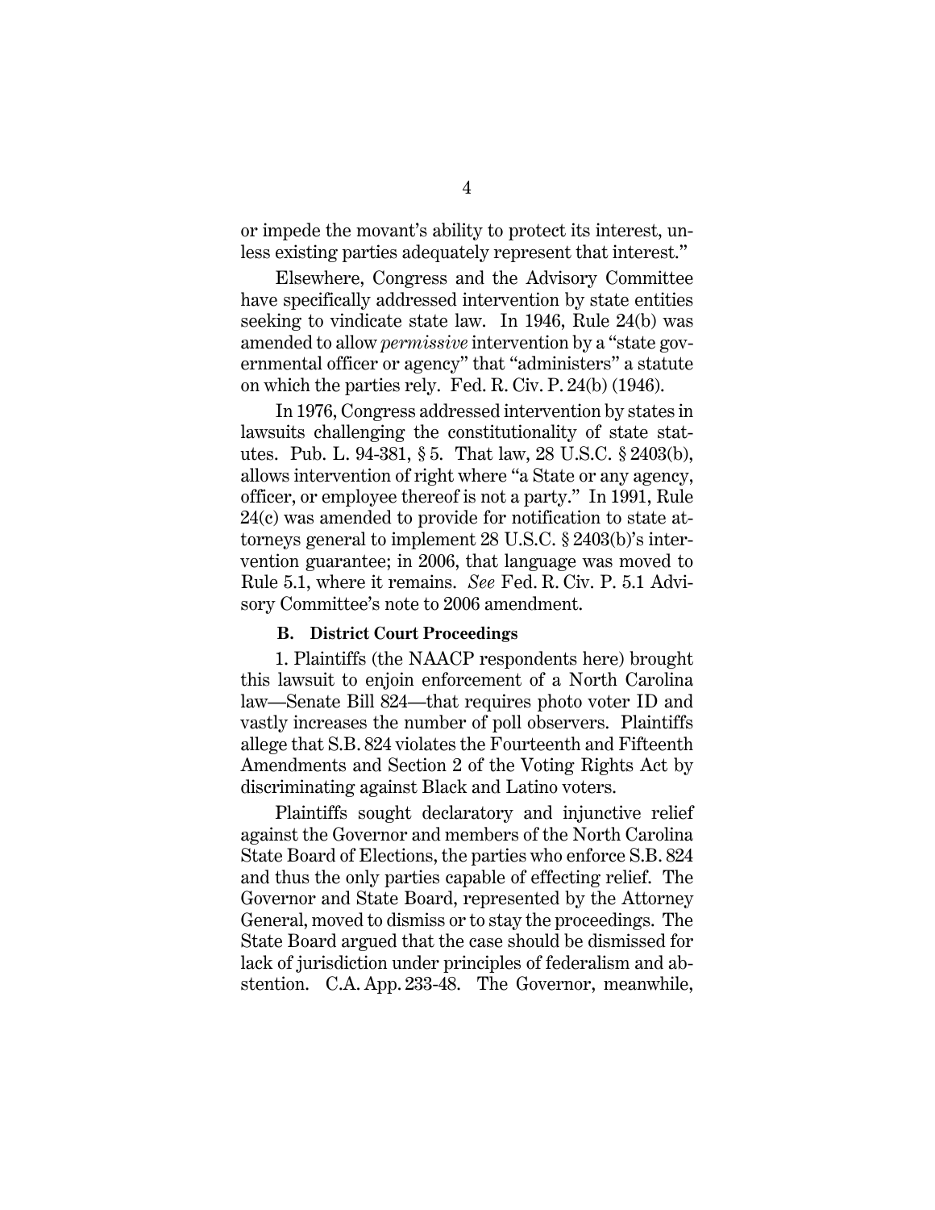or impede the movant's ability to protect its interest, unless existing parties adequately represent that interest."

Elsewhere, Congress and the Advisory Committee have specifically addressed intervention by state entities seeking to vindicate state law. In 1946, Rule 24(b) was amended to allow *permissive* intervention by a "state governmental officer or agency" that "administers" a statute on which the parties rely. Fed. R. Civ. P. 24(b) (1946).

In 1976, Congress addressed intervention by states in lawsuits challenging the constitutionality of state statutes. Pub. L. 94-381, § 5. That law, 28 U.S.C. § 2403(b), allows intervention of right where "a State or any agency, officer, or employee thereof is not a party." In 1991, Rule 24(c) was amended to provide for notification to state attorneys general to implement 28 U.S.C. § 2403(b)'s intervention guarantee; in 2006, that language was moved to Rule 5.1, where it remains. *See* Fed. R. Civ. P. 5.1 Advisory Committee's note to 2006 amendment.

### B. District Court Proceedings

1. Plaintiffs (the NAACP respondents here) brought this lawsuit to enjoin enforcement of a North Carolina law—Senate Bill 824—that requires photo voter ID and vastly increases the number of poll observers. Plaintiffs allege that S.B. 824 violates the Fourteenth and Fifteenth Amendments and Section 2 of the Voting Rights Act by discriminating against Black and Latino voters.

Plaintiffs sought declaratory and injunctive relief against the Governor and members of the North Carolina State Board of Elections, the parties who enforce S.B. 824 and thus the only parties capable of effecting relief. The Governor and State Board, represented by the Attorney General, moved to dismiss or to stay the proceedings. The State Board argued that the case should be dismissed for lack of jurisdiction under principles of federalism and abstention. C.A. App. 233-48. The Governor, meanwhile,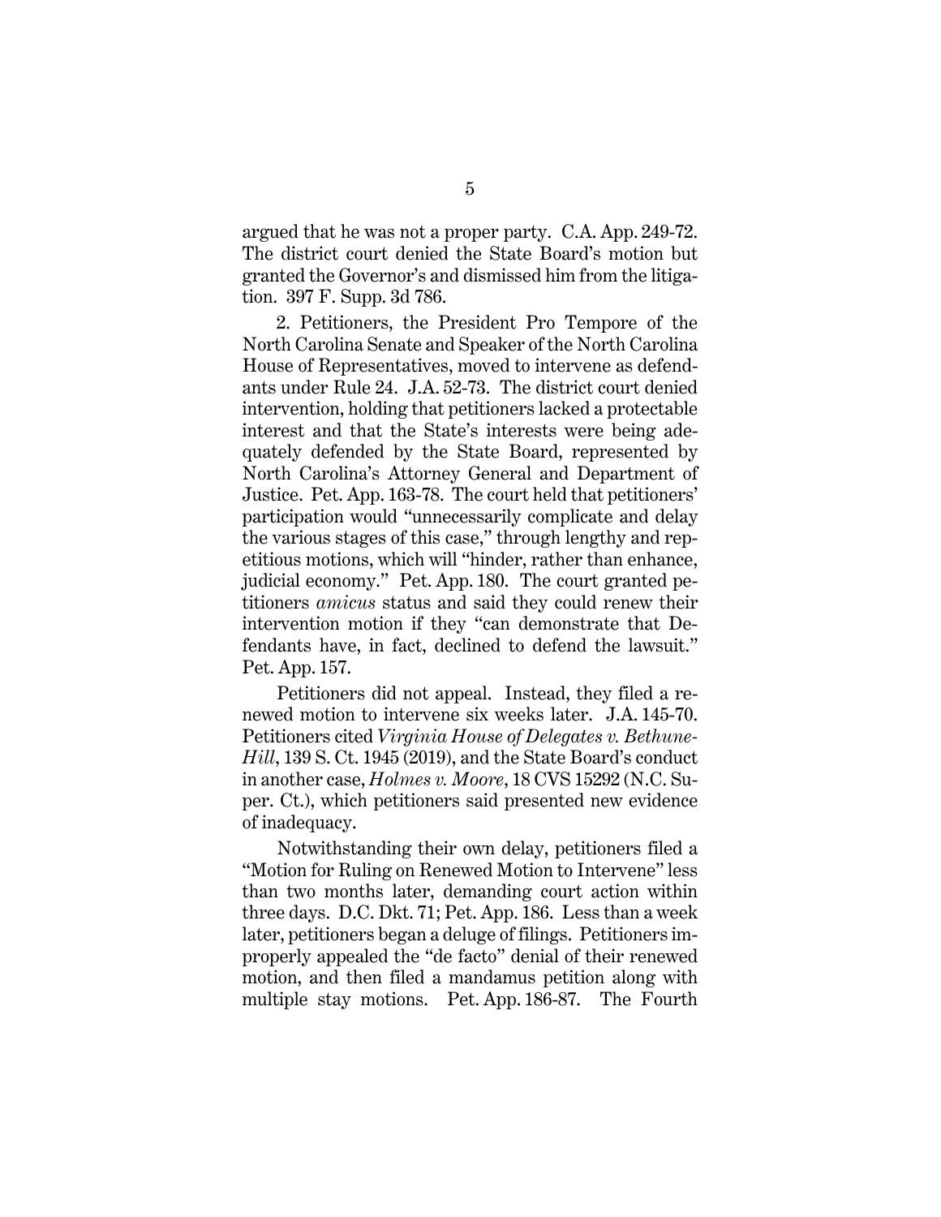argued that he was not a proper party. C.A. App. 249-72. The district court denied the State Board's motion but granted the Governor's and dismissed him from the litigation. 397 F. Supp. 3d 786.

2. Petitioners, the President Pro Tempore of the North Carolina Senate and Speaker of the North Carolina House of Representatives, moved to intervene as defendants under Rule 24. J.A. 52-73. The district court denied intervention, holding that petitioners lacked a protectable interest and that the State's interests were being adequately defended by the State Board, represented by North Carolina's Attorney General and Department of Justice. Pet. App. 163-78. The court held that petitioners' participation would "unnecessarily complicate and delay the various stages of this case," through lengthy and repetitious motions, which will "hinder, rather than enhance, judicial economy." Pet. App. 180. The court granted petitioners *amicus* status and said they could renew their intervention motion if they "can demonstrate that Defendants have, in fact, declined to defend the lawsuit." Pet. App. 157.

Petitioners did not appeal. Instead, they filed a renewed motion to intervene six weeks later. J.A. 145-70. Petitioners cited *Virginia House of Delegates v. Bethune-Hill*, 139 S. Ct. 1945 (2019), and the State Board's conduct in another case, *Holmes v. Moore*, 18 CVS 15292 (N.C. Super. Ct.), which petitioners said presented new evidence of inadequacy.

Notwithstanding their own delay, petitioners filed a "Motion for Ruling on Renewed Motion to Intervene" less than two months later, demanding court action within three days. D.C. Dkt. 71; Pet. App. 186. Less than a week later, petitioners began a deluge of filings. Petitioners improperly appealed the "de facto" denial of their renewed motion, and then filed a mandamus petition along with multiple stay motions. Pet. App. 186-87. The Fourth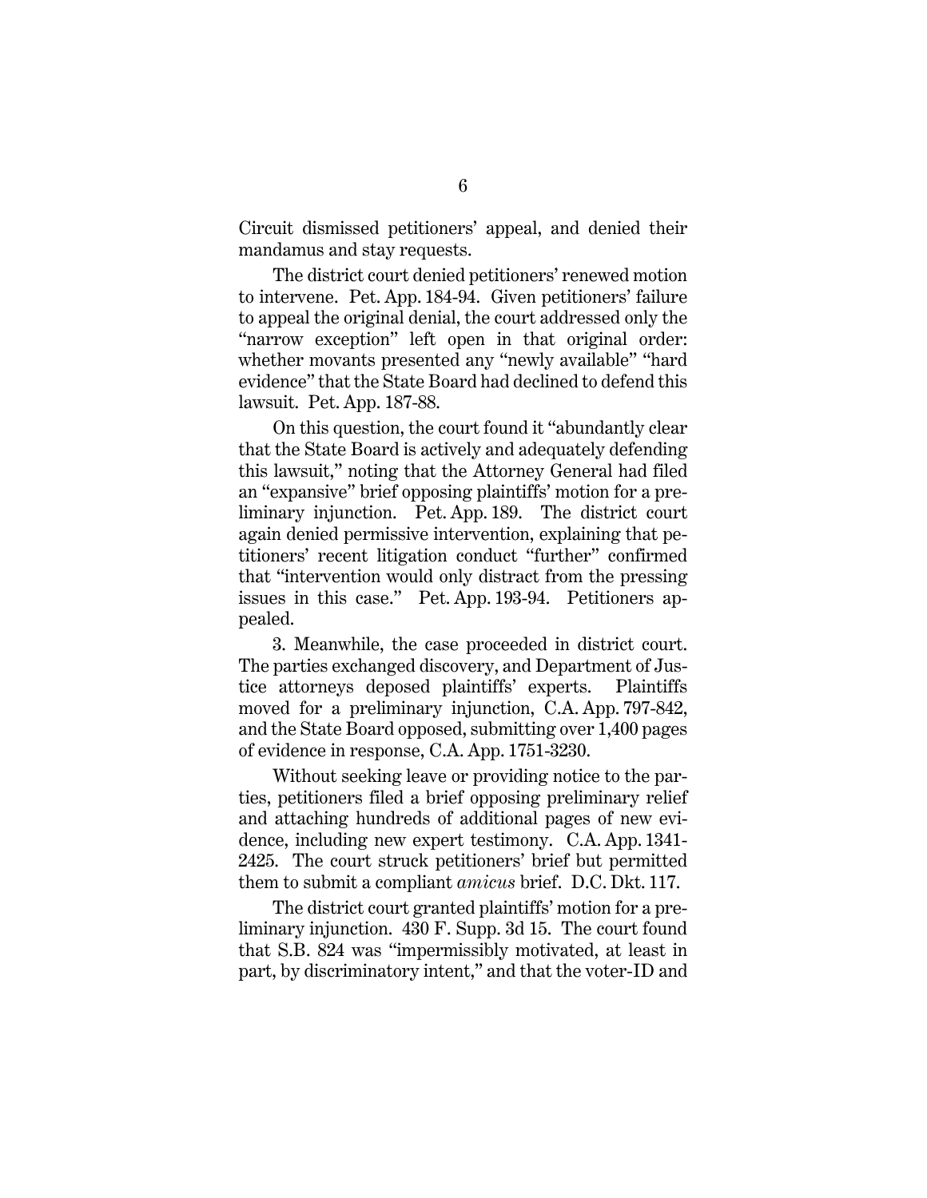Circuit dismissed petitioners' appeal, and denied their mandamus and stay requests.

The district court denied petitioners' renewed motion to intervene. Pet. App. 184-94. Given petitioners' failure to appeal the original denial, the court addressed only the "narrow exception" left open in that original order: whether movants presented any "newly available" "hard evidence" that the State Board had declined to defend this lawsuit. Pet. App. 187-88.

On this question, the court found it "abundantly clear that the State Board is actively and adequately defending this lawsuit," noting that the Attorney General had filed an "expansive" brief opposing plaintiffs' motion for a preliminary injunction. Pet. App. 189. The district court again denied permissive intervention, explaining that petitioners' recent litigation conduct "further" confirmed that "intervention would only distract from the pressing issues in this case." Pet. App. 193-94. Petitioners appealed.

3. Meanwhile, the case proceeded in district court. The parties exchanged discovery, and Department of Justice attorneys deposed plaintiffs' experts. Plaintiffs moved for a preliminary injunction, C.A. App. 797-842, and the State Board opposed, submitting over 1,400 pages of evidence in response, C.A. App. 1751-3230.

Without seeking leave or providing notice to the parties, petitioners filed a brief opposing preliminary relief and attaching hundreds of additional pages of new evidence, including new expert testimony. C.A. App. 1341-2425. The court struck petitioners' brief but permitted them to submit a compliant *amicus* brief. D.C. Dkt. 117.

The district court granted plaintiffs' motion for a preliminary injunction. 430 F. Supp. 3d 15. The court found that S.B. 824 was "impermissibly motivated, at least in part, by discriminatory intent," and that the voter-ID and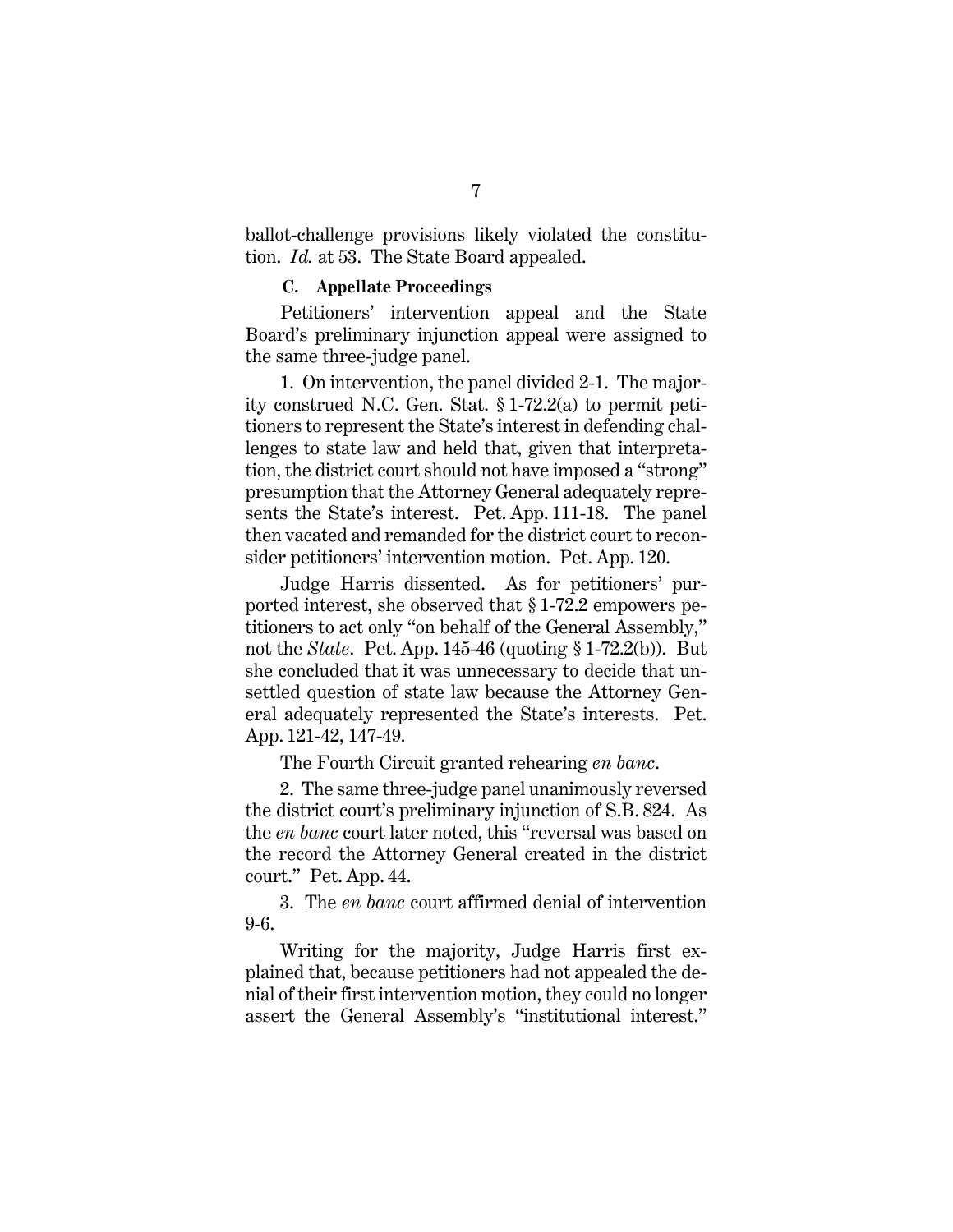ballot-challenge provisions likely violated the constitution. *Id.* at 53. The State Board appealed.

### C. Appellate Proceedings

Petitioners' intervention appeal and the State Board's preliminary injunction appeal were assigned to the same three-judge panel.

1. On intervention, the panel divided 2-1. The majority construed N.C. Gen. Stat. § 1-72.2(a) to permit petitioners to represent the State's interest in defending challenges to state law and held that, given that interpretation, the district court should not have imposed a "strong" presumption that the Attorney General adequately represents the State's interest. Pet. App. 111-18. The panel then vacated and remanded for the district court to reconsider petitioners' intervention motion. Pet. App. 120.

Judge Harris dissented. As for petitioners' purported interest, she observed that § 1-72.2 empowers petitioners to act only "on behalf of the General Assembly," not the *State*. Pet. App. 145-46 (quoting § 1-72.2(b)). But she concluded that it was unnecessary to decide that unsettled question of state law because the Attorney General adequately represented the State's interests. Pet. App. 121-42, 147-49.

The Fourth Circuit granted rehearing *en banc*.

2. The same three-judge panel unanimously reversed the district court's preliminary injunction of S.B. 824. As the *en banc* court later noted, this "reversal was based on the record the Attorney General created in the district court." Pet. App. 44.

3. The *en banc* court affirmed denial of intervention 9-6.

Writing for the majority, Judge Harris first explained that, because petitioners had not appealed the denial of their first intervention motion, they could no longer assert the General Assembly's "institutional interest."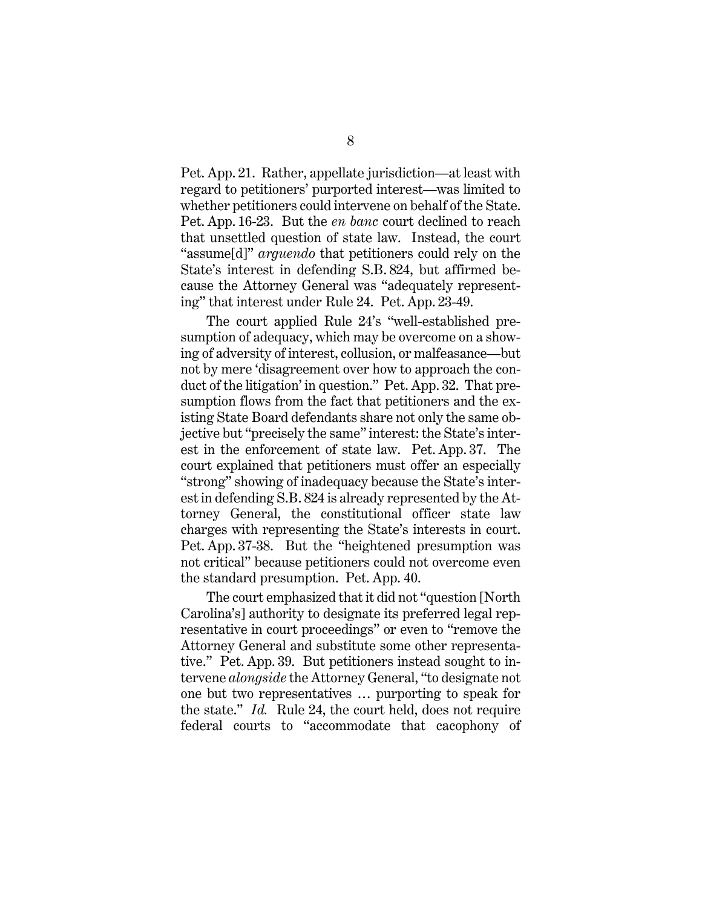Pet. App. 21. Rather, appellate jurisdiction—at least with regard to petitioners' purported interest—was limited to whether petitioners could intervene on behalf of the State. Pet. App. 16-23. But the *en banc* court declined to reach that unsettled question of state law. Instead, the court "assume[d]" *arguendo* that petitioners could rely on the State's interest in defending S.B. 824, but affirmed because the Attorney General was "adequately representing" that interest under Rule 24. Pet. App. 23-49.

The court applied Rule 24's "well-established presumption of adequacy, which may be overcome on a showing of adversity of interest, collusion, or malfeasance—but not by mere 'disagreement over how to approach the conduct of the litigation' in question." Pet. App. 32. That presumption flows from the fact that petitioners and the existing State Board defendants share not only the same objective but "precisely the same" interest: the State's interest in the enforcement of state law. Pet. App. 37. The court explained that petitioners must offer an especially "strong" showing of inadequacy because the State's interest in defending S.B. 824 is already represented by the Attorney General, the constitutional officer state law charges with representing the State's interests in court. Pet. App. 37-38. But the "heightened presumption was not critical" because petitioners could not overcome even the standard presumption. Pet. App. 40.

The court emphasized that it did not "question [North Carolina's] authority to designate its preferred legal representative in court proceedings" or even to "remove the Attorney General and substitute some other representative." Pet. App. 39. But petitioners instead sought to intervene *alongside* the Attorney General, "to designate not one but two representatives … purporting to speak for the state." *Id.* Rule 24, the court held, does not require federal courts to "accommodate that cacophony of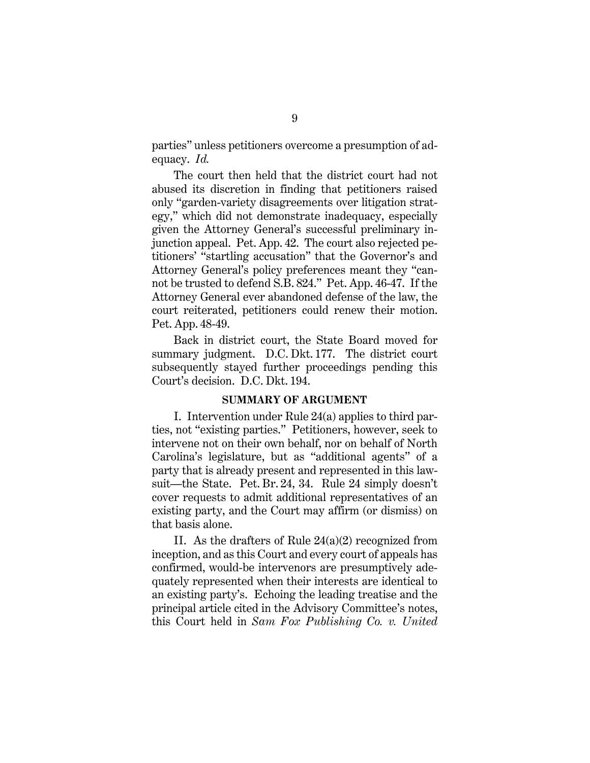parties" unless petitioners overcome a presumption of adequacy. *Id.*

The court then held that the district court had not abused its discretion in finding that petitioners raised only "garden-variety disagreements over litigation strategy," which did not demonstrate inadequacy, especially given the Attorney General's successful preliminary injunction appeal. Pet. App. 42. The court also rejected petitioners' "startling accusation" that the Governor's and Attorney General's policy preferences meant they "cannot be trusted to defend S.B. 824." Pet. App. 46-47. If the Attorney General ever abandoned defense of the law, the court reiterated, petitioners could renew their motion. Pet. App. 48-49.

Back in district court, the State Board moved for summary judgment. D.C. Dkt. 177. The district court subsequently stayed further proceedings pending this Court's decision. D.C. Dkt. 194.

## SUMMARY OF ARGUMENT

I. Intervention under Rule 24(a) applies to third parties, not "existing parties." Petitioners, however, seek to intervene not on their own behalf, nor on behalf of North Carolina's legislature, but as "additional agents" of a party that is already present and represented in this lawsuit—the State. Pet. Br. 24, 34. Rule 24 simply doesn't cover requests to admit additional representatives of an existing party, and the Court may affirm (or dismiss) on that basis alone.

II. As the drafters of Rule 24(a)(2) recognized from inception, and as this Court and every court of appeals has confirmed, would-be intervenors are presumptively adequately represented when their interests are identical to an existing party's. Echoing the leading treatise and the principal article cited in the Advisory Committee's notes, this Court held in *Sam Fox Publishing Co. v. United*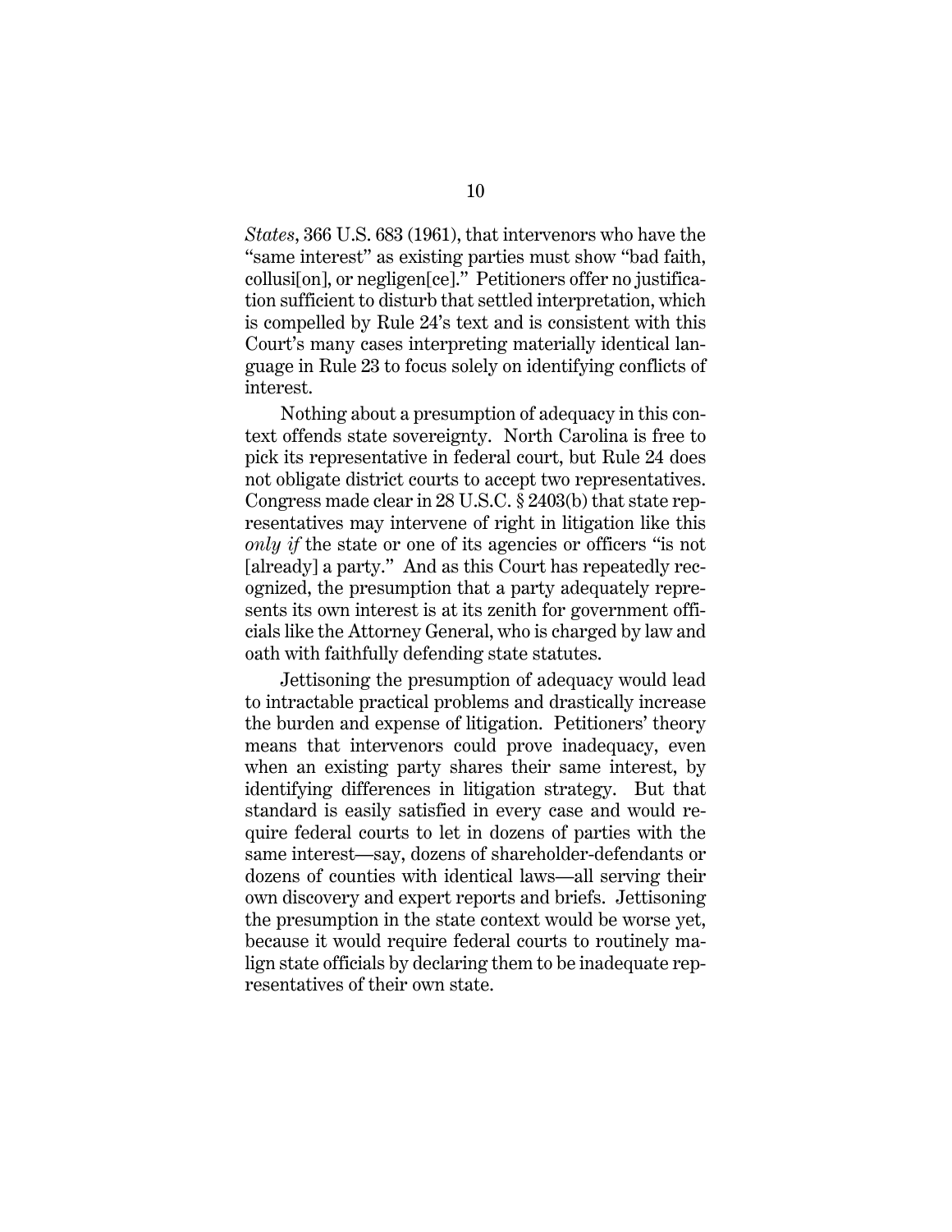*States*, 366 U.S. 683 (1961), that intervenors who have the "same interest" as existing parties must show "bad faith, collusi[on], or negligen[ce]." Petitioners offer no justification sufficient to disturb that settled interpretation, which is compelled by Rule 24's text and is consistent with this Court's many cases interpreting materially identical language in Rule 23 to focus solely on identifying conflicts of interest.

Nothing about a presumption of adequacy in this context offends state sovereignty. North Carolina is free to pick its representative in federal court, but Rule 24 does not obligate district courts to accept two representatives. Congress made clear in 28 U.S.C. § 2403(b) that state representatives may intervene of right in litigation like this *only if* the state or one of its agencies or officers "is not [already] a party." And as this Court has repeatedly recognized, the presumption that a party adequately represents its own interest is at its zenith for government officials like the Attorney General, who is charged by law and oath with faithfully defending state statutes.

Jettisoning the presumption of adequacy would lead to intractable practical problems and drastically increase the burden and expense of litigation. Petitioners' theory means that intervenors could prove inadequacy, even when an existing party shares their same interest, by identifying differences in litigation strategy. But that standard is easily satisfied in every case and would require federal courts to let in dozens of parties with the same interest—say, dozens of shareholder-defendants or dozens of counties with identical laws—all serving their own discovery and expert reports and briefs. Jettisoning the presumption in the state context would be worse yet, because it would require federal courts to routinely malign state officials by declaring them to be inadequate representatives of their own state.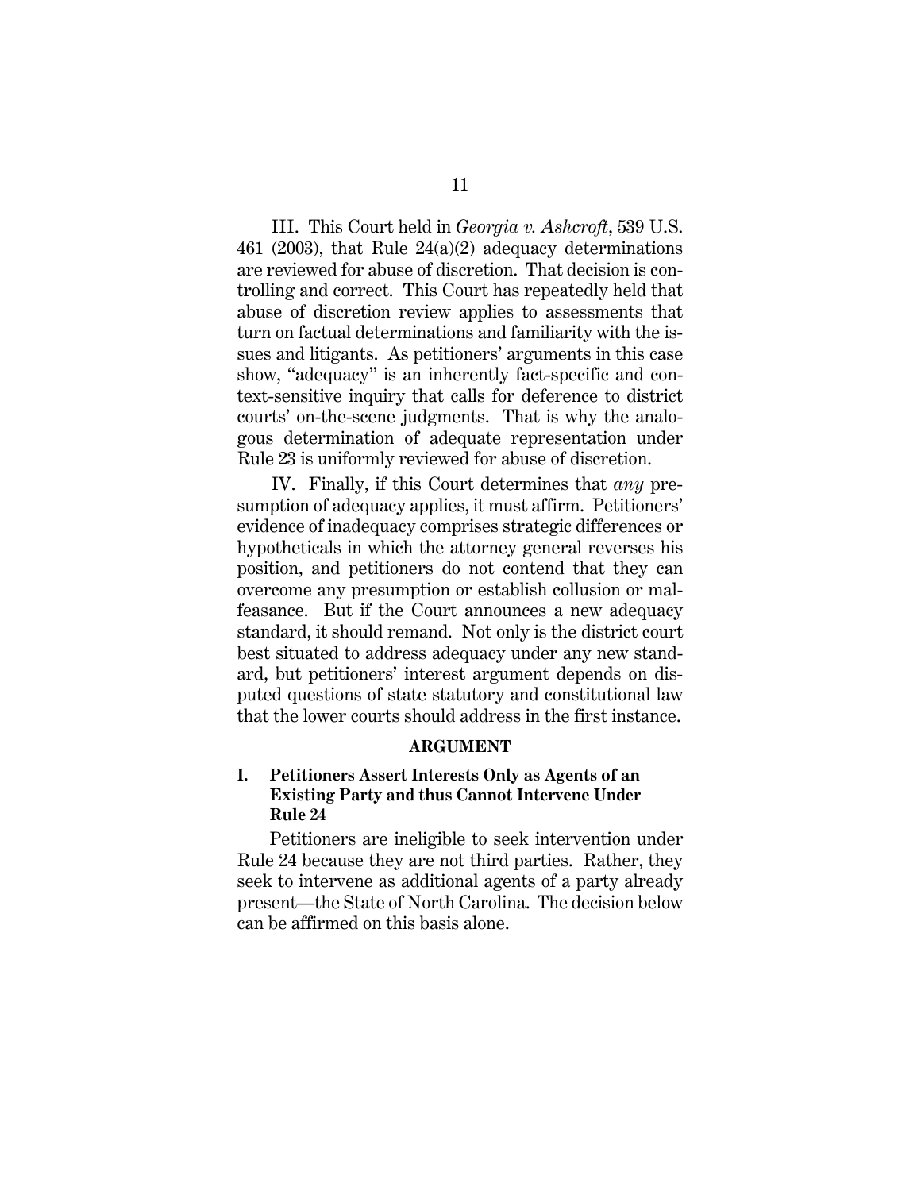III. This Court held in *Georgia v. Ashcroft*, 539 U.S. 461 (2003), that Rule 24(a)(2) adequacy determinations are reviewed for abuse of discretion. That decision is controlling and correct. This Court has repeatedly held that abuse of discretion review applies to assessments that turn on factual determinations and familiarity with the issues and litigants. As petitioners' arguments in this case show, "adequacy" is an inherently fact-specific and context-sensitive inquiry that calls for deference to district courts' on-the-scene judgments. That is why the analogous determination of adequate representation under Rule 23 is uniformly reviewed for abuse of discretion.

IV. Finally, if this Court determines that *any* presumption of adequacy applies, it must affirm. Petitioners' evidence of inadequacy comprises strategic differences or hypotheticals in which the attorney general reverses his position, and petitioners do not contend that they can overcome any presumption or establish collusion or malfeasance. But if the Court announces a new adequacy standard, it should remand. Not only is the district court best situated to address adequacy under any new standard, but petitioners' interest argument depends on disputed questions of state statutory and constitutional law that the lower courts should address in the first instance.

## ARGUMENT

### I. Petitioners Assert Interests Only as Agents of an Existing Party and thus Cannot Intervene Under Rule 24

Petitioners are ineligible to seek intervention under Rule 24 because they are not third parties. Rather, they seek to intervene as additional agents of a party already present—the State of North Carolina. The decision below can be affirmed on this basis alone.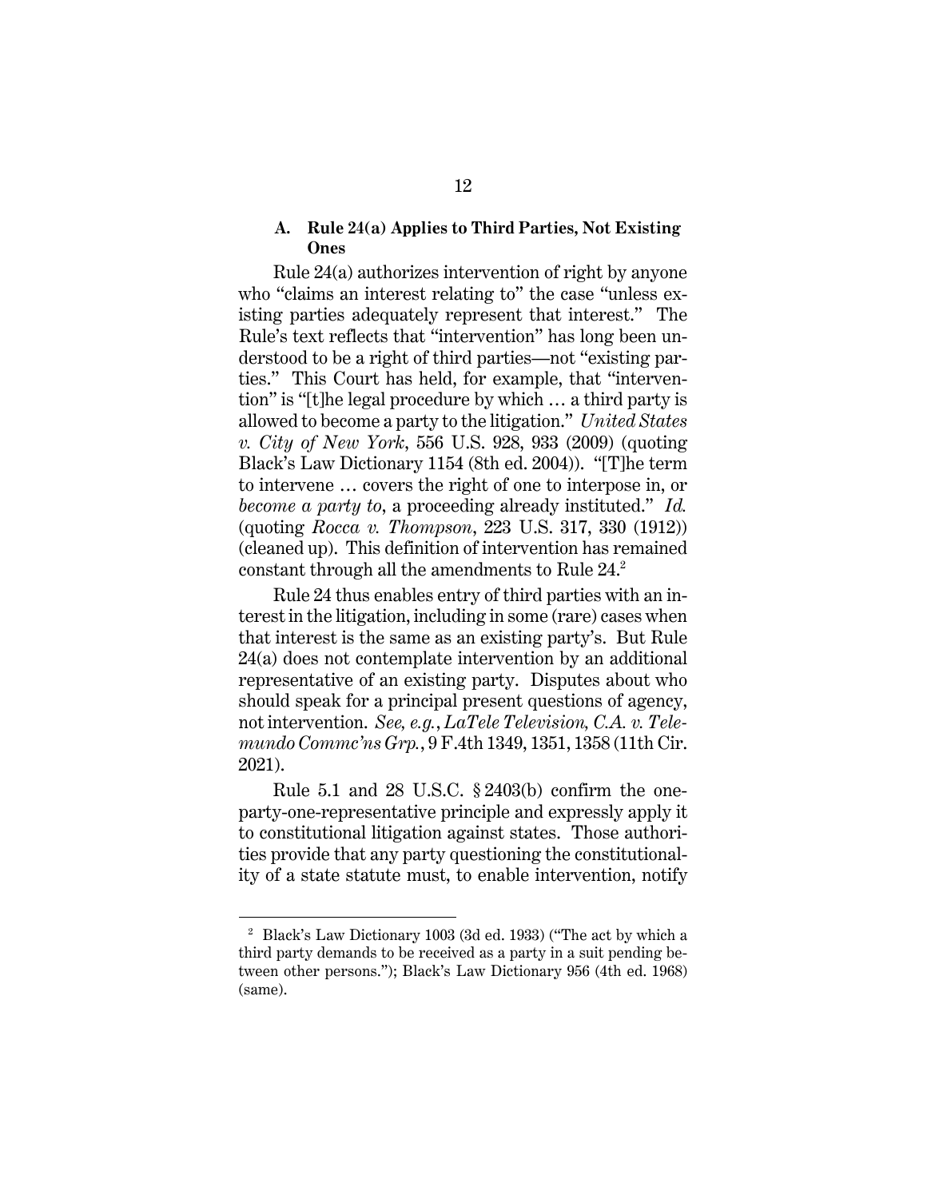### A. Rule 24(a) Applies to Third Parties, Not Existing Ones

Rule 24(a) authorizes intervention of right by anyone who "claims an interest relating to" the case "unless existing parties adequately represent that interest." The Rule's text reflects that "intervention" has long been understood to be a right of third parties—not "existing parties." This Court has held, for example, that "intervention" is "[t]he legal procedure by which … a third party is allowed to become a party to the litigation." *United States v. City of New York*, 556 U.S. 928, 933 (2009) (quoting Black's Law Dictionary 1154 (8th ed. 2004)). "[T]he term to intervene … covers the right of one to interpose in, or *become a party to*, a proceeding already instituted." *Id.* (quoting *Rocca v. Thompson*, 223 U.S. 317, 330 (1912)) (cleaned up). This definition of intervention has remained constant through all the amendments to Rule 24.[2]

Rule 24 thus enables entry of third parties with an interest in the litigation, including in some (rare) cases when that interest is the same as an existing party's. But Rule 24(a) does not contemplate intervention by an additional representative of an existing party. Disputes about who should speak for a principal present questions of agency, not intervention. *See, e.g.*, *LaTele Television, C.A. v. Telemundo Commc'ns Grp.*, 9 F.4th 1349, 1351, 1358 (11th Cir. 2021).

Rule 5.1 and 28 U.S.C. § 2403(b) confirm the one-party-one-representative principle and expressly apply it to constitutional litigation against states. Those authorities provide that any party questioning the constitutionality of a state statute must, to enable intervention, notify

[2] Black's Law Dictionary 1003 (3d ed. 1933) ("The act by which a third party demands to be received as a party in a suit pending between other persons."); Black's Law Dictionary 956 (4th ed. 1968) (same).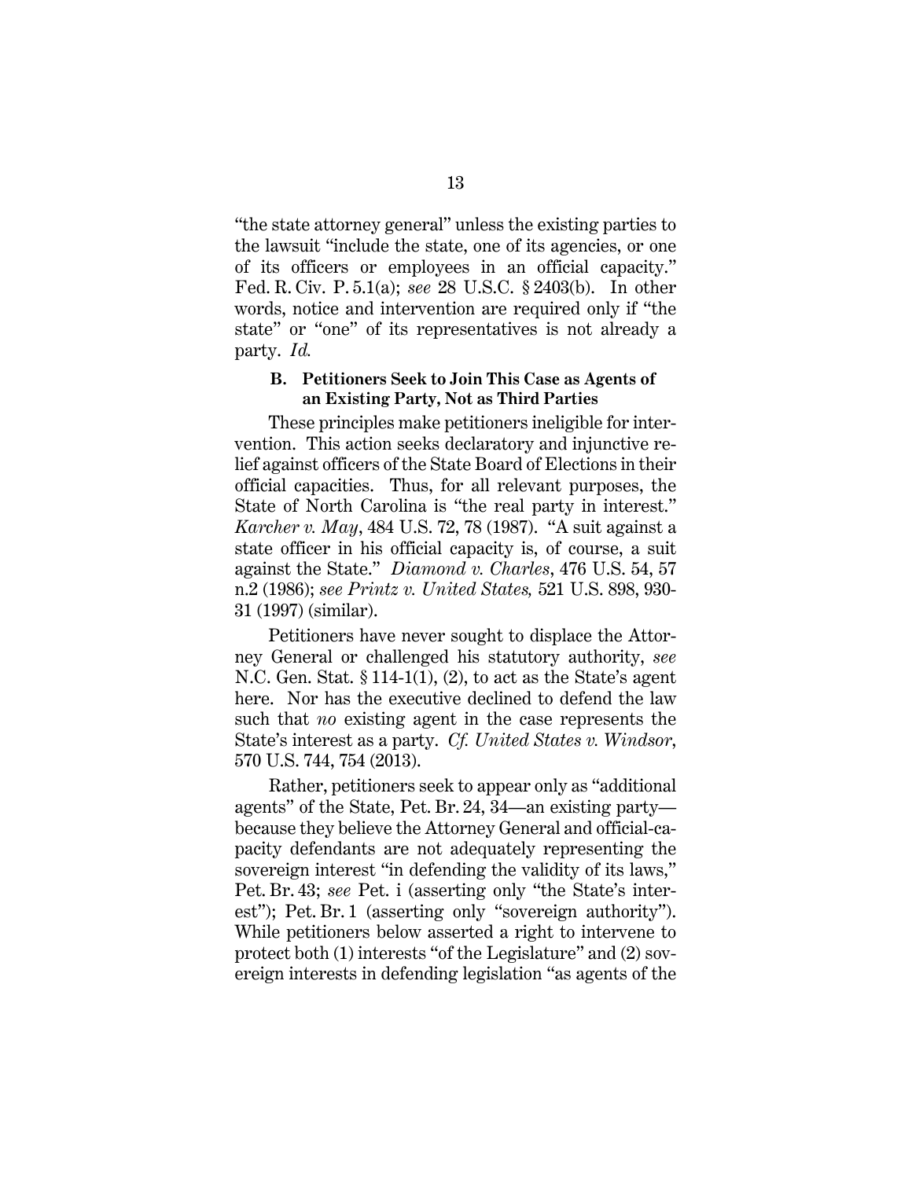"the state attorney general" unless the existing parties to the lawsuit "include the state, one of its agencies, or one of its officers or employees in an official capacity." Fed. R. Civ. P. 5.1(a); *see* 28 U.S.C. § 2403(b). In other words, notice and intervention are required only if "the state" or "one" of its representatives is not already a party. *Id.*

### B. Petitioners Seek to Join This Case as Agents of an Existing Party, Not as Third Parties

These principles make petitioners ineligible for intervention. This action seeks declaratory and injunctive relief against officers of the State Board of Elections in their official capacities. Thus, for all relevant purposes, the State of North Carolina is "the real party in interest." *Karcher v. May*, 484 U.S. 72, 78 (1987). "A suit against a state officer in his official capacity is, of course, a suit against the State." *Diamond v. Charles*, 476 U.S. 54, 57 n.2 (1986); *see Printz v. United States,* 521 U.S. 898, 930-31 (1997) (similar).

Petitioners have never sought to displace the Attorney General or challenged his statutory authority, *see* N.C. Gen. Stat. § 114-1(1), (2), to act as the State's agent here. Nor has the executive declined to defend the law such that *no* existing agent in the case represents the State's interest as a party. *Cf. United States v. Windsor*, 570 U.S. 744, 754 (2013).

Rather, petitioners seek to appear only as "additional agents" of the State, Pet. Br. 24, 34—an existing party—because they believe the Attorney General and official-capacity defendants are not adequately representing the sovereign interest "in defending the validity of its laws," Pet. Br. 43; *see* Pet. i (asserting only "the State's interest"); Pet. Br. 1 (asserting only "sovereign authority"). While petitioners below asserted a right to intervene to protect both (1) interests "of the Legislature" and (2) sovereign interests in defending legislation "as agents of the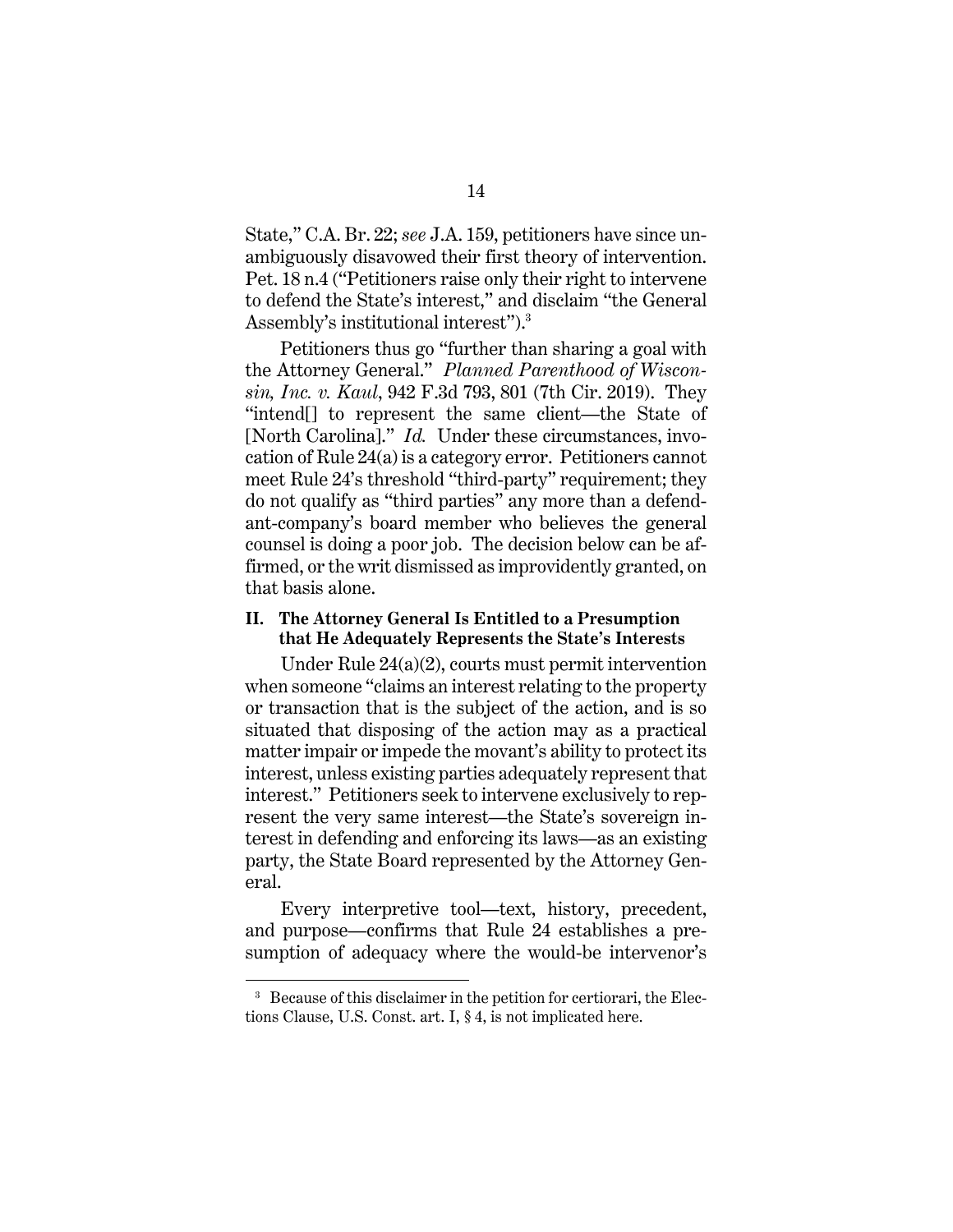State," C.A. Br. 22; *see* J.A. 159, petitioners have since unambiguously disavowed their first theory of intervention. Pet. 18 n.4 ("Petitioners raise only their right to intervene to defend the State's interest," and disclaim "the General Assembly's institutional interest").[3]

Petitioners thus go "further than sharing a goal with the Attorney General." *Planned Parenthood of Wisconsin, Inc. v. Kaul*, 942 F.3d 793, 801 (7th Cir. 2019). They "intend[] to represent the same client—the State of [North Carolina]." *Id.* Under these circumstances, invocation of Rule 24(a) is a category error. Petitioners cannot meet Rule 24's threshold "third-party" requirement; they do not qualify as "third parties" any more than a defendant-company's board member who believes the general counsel is doing a poor job. The decision below can be affirmed, or the writ dismissed as improvidently granted, on that basis alone.

## II. The Attorney General Is Entitled to a Presumption that He Adequately Represents the State's Interests

Under Rule 24(a)(2), courts must permit intervention when someone "claims an interest relating to the property or transaction that is the subject of the action, and is so situated that disposing of the action may as a practical matter impair or impede the movant's ability to protect its interest, unless existing parties adequately represent that interest." Petitioners seek to intervene exclusively to represent the very same interest—the State's sovereign interest in defending and enforcing its laws—as an existing party, the State Board represented by the Attorney General.

Every interpretive tool—text, history, precedent, and purpose—confirms that Rule 24 establishes a presumption of adequacy where the would-be intervenor's

[3] Because of this disclaimer in the petition for certiorari, the Elections Clause, U.S. Const. art. I, § 4, is not implicated here.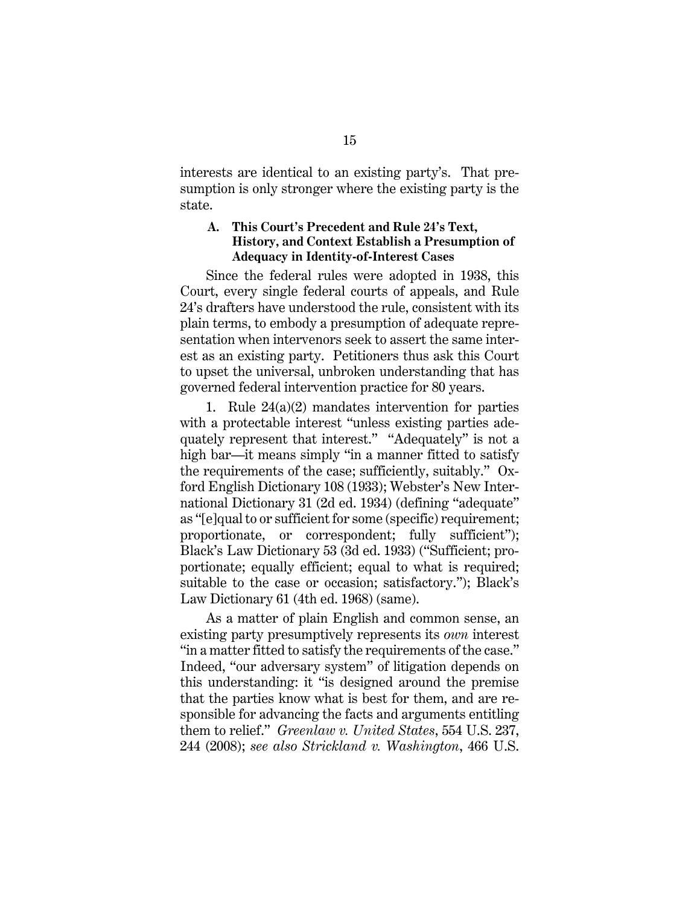interests are identical to an existing party's. That presumption is only stronger where the existing party is the state.

### A. This Court's Precedent and Rule 24's Text, History, and Context Establish a Presumption of Adequacy in Identity-of-Interest Cases

Since the federal rules were adopted in 1938, this Court, every single federal courts of appeals, and Rule 24's drafters have understood the rule, consistent with its plain terms, to embody a presumption of adequate representation when intervenors seek to assert the same interest as an existing party. Petitioners thus ask this Court to upset the universal, unbroken understanding that has governed federal intervention practice for 80 years.

1. Rule 24(a)(2) mandates intervention for parties with a protectable interest "unless existing parties adequately represent that interest." "Adequately" is not a high bar—it means simply "in a manner fitted to satisfy the requirements of the case; sufficiently, suitably." Oxford English Dictionary 108 (1933); Webster's New International Dictionary 31 (2d ed. 1934) (defining "adequate" as "[e]qual to or sufficient for some (specific) requirement; proportionate, or correspondent; fully sufficient"); Black's Law Dictionary 53 (3d ed. 1933) ("Sufficient; proportionate; equally efficient; equal to what is required; suitable to the case or occasion; satisfactory."); Black's Law Dictionary 61 (4th ed. 1968) (same).

As a matter of plain English and common sense, an existing party presumptively represents its *own* interest "in a matter fitted to satisfy the requirements of the case." Indeed, "our adversary system" of litigation depends on this understanding: it "is designed around the premise that the parties know what is best for them, and are responsible for advancing the facts and arguments entitling them to relief." *Greenlaw v. United States*, 554 U.S. 237, 244 (2008); *see also Strickland v. Washington*, 466 U.S.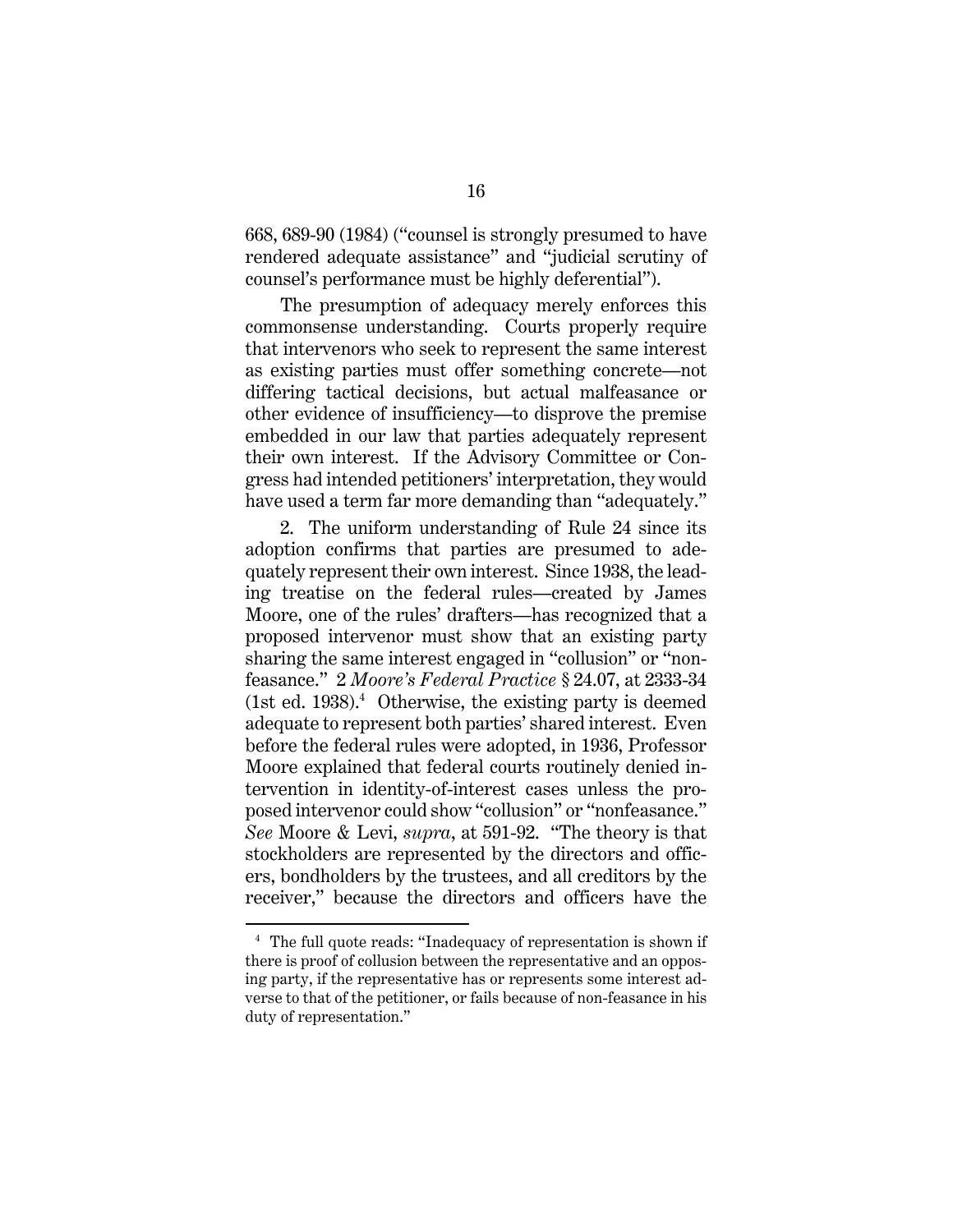668, 689-90 (1984) ("counsel is strongly presumed to have rendered adequate assistance" and "judicial scrutiny of counsel's performance must be highly deferential").

The presumption of adequacy merely enforces this commonsense understanding. Courts properly require that intervenors who seek to represent the same interest as existing parties must offer something concrete—not differing tactical decisions, but actual malfeasance or other evidence of insufficiency—to disprove the premise embedded in our law that parties adequately represent their own interest. If the Advisory Committee or Congress had intended petitioners' interpretation, they would have used a term far more demanding than "adequately."

2. The uniform understanding of Rule 24 since its adoption confirms that parties are presumed to adequately represent their own interest. Since 1938, the leading treatise on the federal rules—created by James Moore, one of the rules' drafters—has recognized that a proposed intervenor must show that an existing party sharing the same interest engaged in "collusion" or "nonfeasance." 2 *Moore's Federal Practice* § 24.07, at 2333-34 (1st ed. 1938).[4] Otherwise, the existing party is deemed adequate to represent both parties' shared interest. Even before the federal rules were adopted, in 1936, Professor Moore explained that federal courts routinely denied intervention in identity-of-interest cases unless the proposed intervenor could show "collusion" or "nonfeasance." *See* Moore & Levi, *supra*, at 591-92. "The theory is that stockholders are represented by the directors and officers, bondholders by the trustees, and all creditors by the receiver," because the directors and officers have the

[4] The full quote reads: "Inadequacy of representation is shown if there is proof of collusion between the representative and an opposing party, if the representative has or represents some interest adverse to that of the petitioner, or fails because of non-feasance in his duty of representation."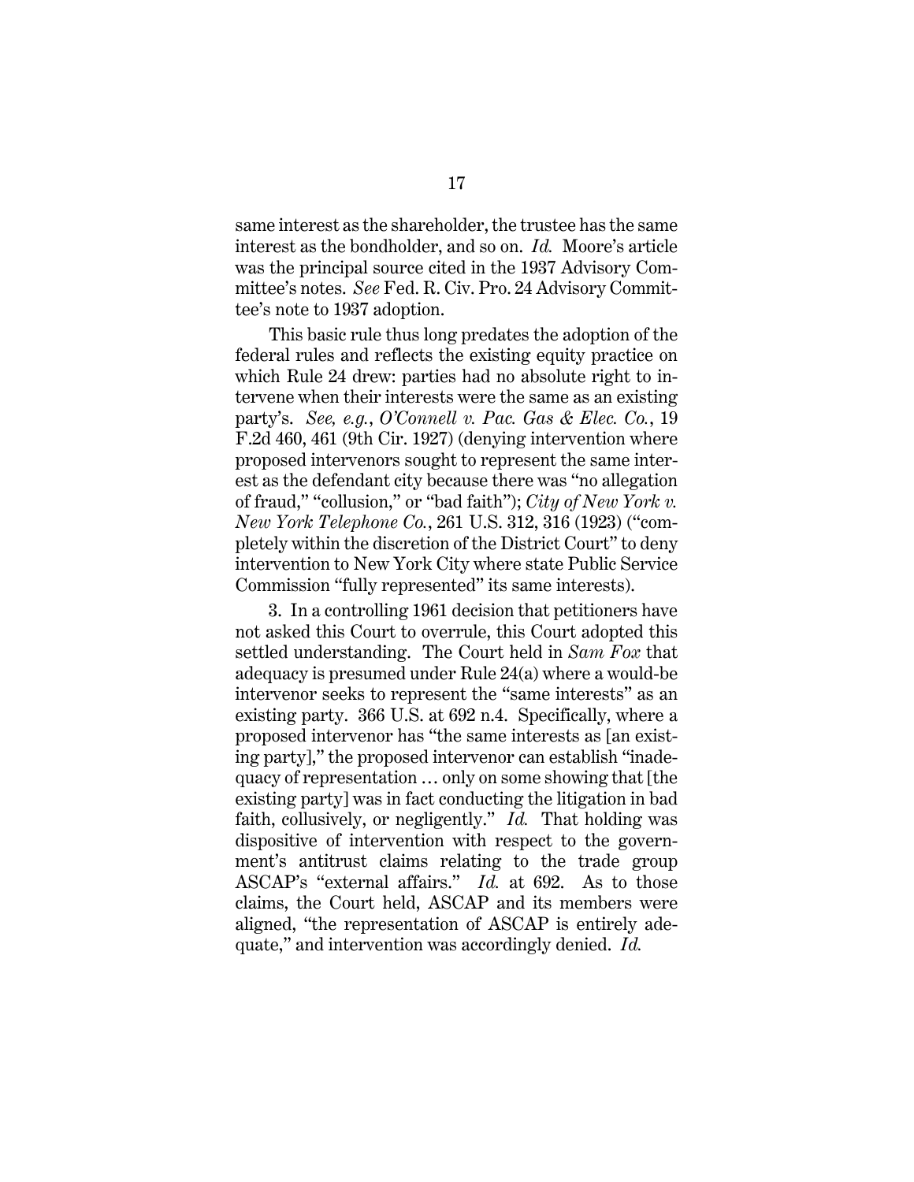same interest as the shareholder, the trustee has the same interest as the bondholder, and so on. *Id.* Moore's article was the principal source cited in the 1937 Advisory Committee's notes. *See* Fed. R. Civ. Pro. 24 Advisory Committee's note to 1937 adoption.

This basic rule thus long predates the adoption of the federal rules and reflects the existing equity practice on which Rule 24 drew: parties had no absolute right to intervene when their interests were the same as an existing party's. *See, e.g.*, *O'Connell v. Pac. Gas & Elec. Co.*, 19 F.2d 460, 461 (9th Cir. 1927) (denying intervention where proposed intervenors sought to represent the same interest as the defendant city because there was "no allegation of fraud," "collusion," or "bad faith"); *City of New York v. New York Telephone Co.*, 261 U.S. 312, 316 (1923) ("completely within the discretion of the District Court" to deny intervention to New York City where state Public Service Commission "fully represented" its same interests).

3. In a controlling 1961 decision that petitioners have not asked this Court to overrule, this Court adopted this settled understanding. The Court held in *Sam Fox* that adequacy is presumed under Rule 24(a) where a would-be intervenor seeks to represent the "same interests" as an existing party. 366 U.S. at 692 n.4. Specifically, where a proposed intervenor has "the same interests as [an existing party]," the proposed intervenor can establish "inadequacy of representation … only on some showing that [the existing party] was in fact conducting the litigation in bad faith, collusively, or negligently." *Id.* That holding was dispositive of intervention with respect to the government's antitrust claims relating to the trade group ASCAP's "external affairs." *Id.* at 692. As to those claims, the Court held, ASCAP and its members were aligned, "the representation of ASCAP is entirely adequate," and intervention was accordingly denied. *Id.*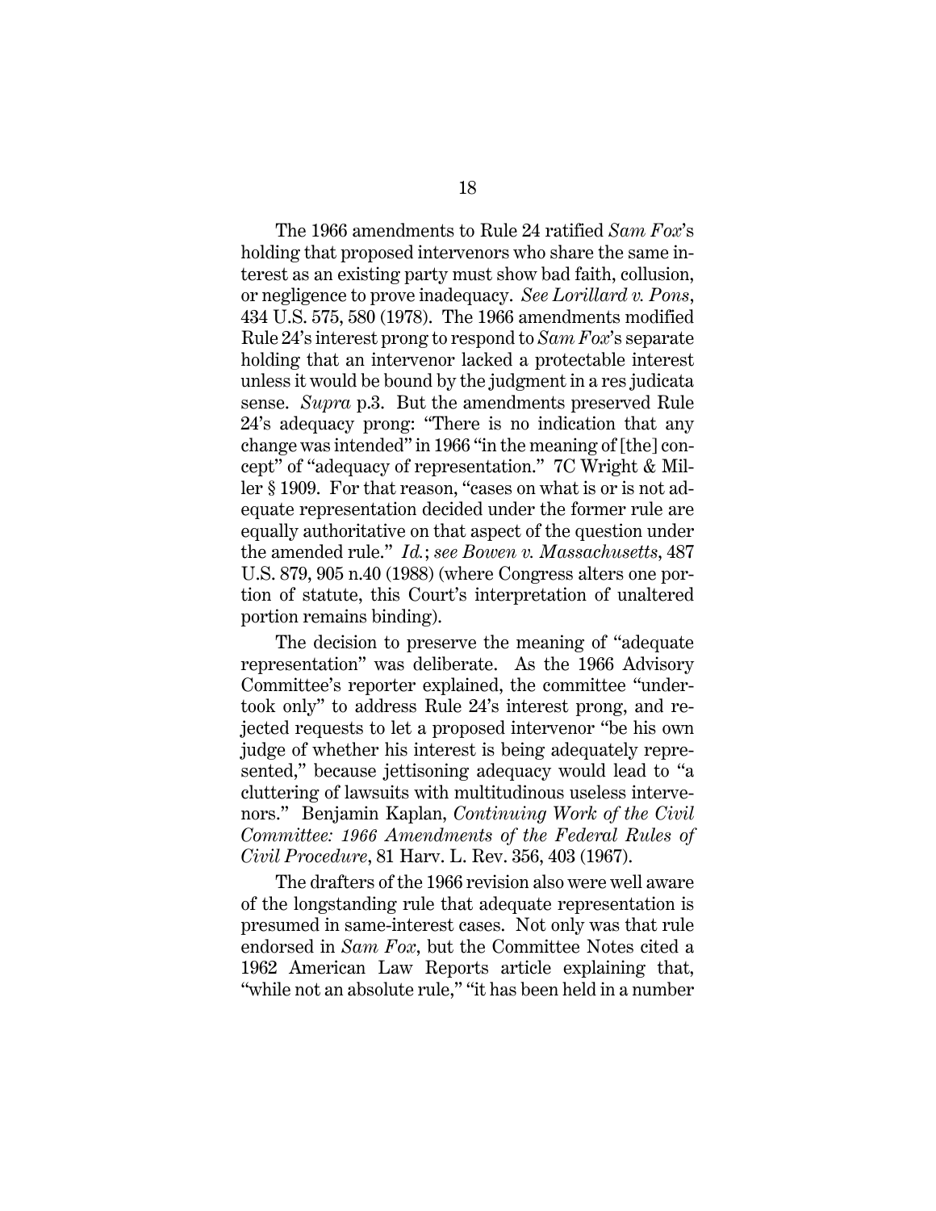The 1966 amendments to Rule 24 ratified *Sam Fox*'s holding that proposed intervenors who share the same interest as an existing party must show bad faith, collusion, or negligence to prove inadequacy. *See Lorillard v. Pons*, 434 U.S. 575, 580 (1978). The 1966 amendments modified Rule 24's interest prong to respond to *Sam Fox*'s separate holding that an intervenor lacked a protectable interest unless it would be bound by the judgment in a res judicata sense. *Supra* p.3. But the amendments preserved Rule 24's adequacy prong: "There is no indication that any change was intended" in 1966 "in the meaning of [the] concept" of "adequacy of representation." 7C Wright & Miller § 1909. For that reason, "cases on what is or is not adequate representation decided under the former rule are equally authoritative on that aspect of the question under the amended rule." *Id.*; *see Bowen v. Massachusetts*, 487 U.S. 879, 905 n.40 (1988) (where Congress alters one portion of statute, this Court's interpretation of unaltered portion remains binding).

The decision to preserve the meaning of "adequate representation" was deliberate. As the 1966 Advisory Committee's reporter explained, the committee "undertook only" to address Rule 24's interest prong, and rejected requests to let a proposed intervenor "be his own judge of whether his interest is being adequately represented," because jettisoning adequacy would lead to "a cluttering of lawsuits with multitudinous useless intervenors." Benjamin Kaplan, *Continuing Work of the Civil Committee: 1966 Amendments of the Federal Rules of Civil Procedure*, 81 Harv. L. Rev. 356, 403 (1967).

The drafters of the 1966 revision also were well aware of the longstanding rule that adequate representation is presumed in same-interest cases. Not only was that rule endorsed in *Sam Fox*, but the Committee Notes cited a 1962 American Law Reports article explaining that, "while not an absolute rule," "it has been held in a number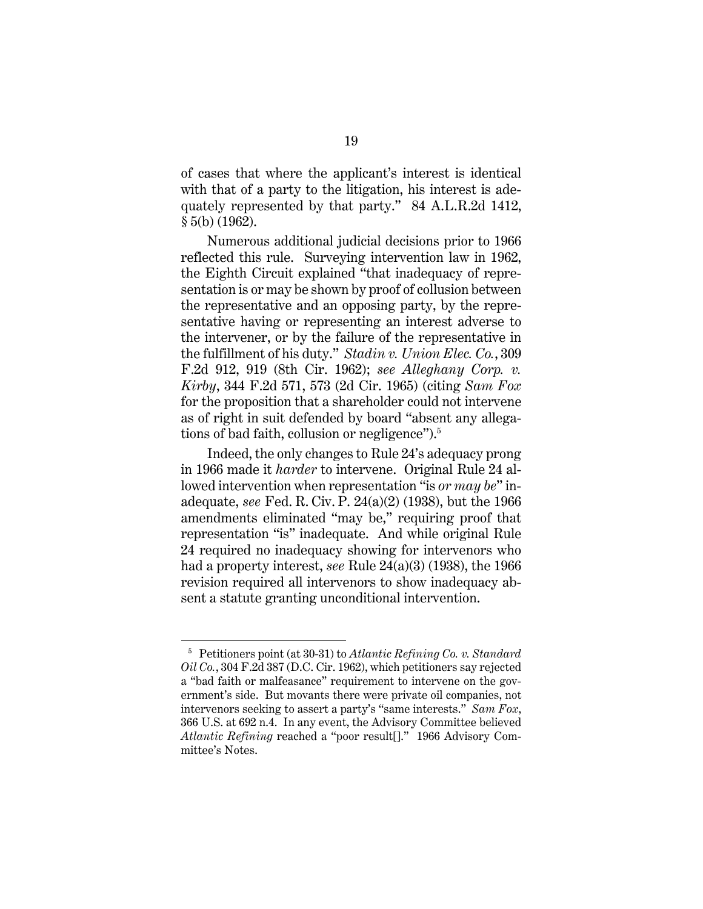of cases that where the applicant's interest is identical with that of a party to the litigation, his interest is adequately represented by that party." 84 A.L.R.2d 1412, § 5(b) (1962).

Numerous additional judicial decisions prior to 1966 reflected this rule. Surveying intervention law in 1962, the Eighth Circuit explained "that inadequacy of representation is or may be shown by proof of collusion between the representative and an opposing party, by the representative having or representing an interest adverse to the intervener, or by the failure of the representative in the fulfillment of his duty." *Stadin v. Union Elec. Co.*, 309 F.2d 912, 919 (8th Cir. 1962); *see Alleghany Corp. v. Kirby*, 344 F.2d 571, 573 (2d Cir. 1965) (citing *Sam Fox* for the proposition that a shareholder could not intervene as of right in suit defended by board "absent any allegations of bad faith, collusion or negligence").[5]

Indeed, the only changes to Rule 24's adequacy prong in 1966 made it *harder* to intervene. Original Rule 24 allowed intervention when representation "is *or may be*" inadequate, *see* Fed. R. Civ. P. 24(a)(2) (1938), but the 1966 amendments eliminated "may be," requiring proof that representation "is" inadequate. And while original Rule 24 required no inadequacy showing for intervenors who had a property interest, *see* Rule 24(a)(3) (1938), the 1966 revision required all intervenors to show inadequacy absent a statute granting unconditional intervention.

---

[5] Petitioners point (at 30-31) to *Atlantic Refining Co. v. Standard Oil Co.*, 304 F.2d 387 (D.C. Cir. 1962), which petitioners say rejected a "bad faith or malfeasance" requirement to intervene on the government's side. But movants there were private oil companies, not intervenors seeking to assert a party's "same interests." *Sam Fox*, 366 U.S. at 692 n.4. In any event, the Advisory Committee believed *Atlantic Refining* reached a "poor result[]." 1966 Advisory Committee's Notes.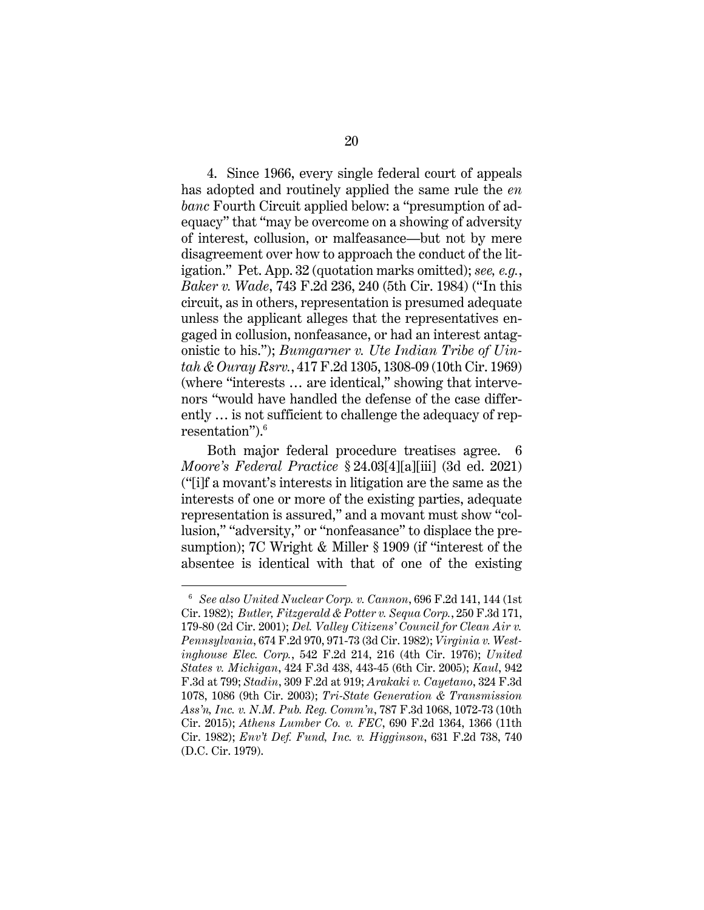4. Since 1966, every single federal court of appeals has adopted and routinely applied the same rule the *en banc* Fourth Circuit applied below: a "presumption of adequacy" that "may be overcome on a showing of adversity of interest, collusion, or malfeasance—but not by mere disagreement over how to approach the conduct of the litigation." Pet. App. 32 (quotation marks omitted); *see, e.g.*, *Baker v. Wade*, 743 F.2d 236, 240 (5th Cir. 1984) ("In this circuit, as in others, representation is presumed adequate unless the applicant alleges that the representatives engaged in collusion, nonfeasance, or had an interest antagonistic to his."); *Bumgarner v. Ute Indian Tribe of Uintah & Ouray Rsrv.*, 417 F.2d 1305, 1308-09 (10th Cir. 1969) (where "interests … are identical," showing that intervenors "would have handled the defense of the case differently … is not sufficient to challenge the adequacy of representation").[6]

Both major federal procedure treatises agree. 6 *Moore's Federal Practice* § 24.03[4][a][iii] (3d ed. 2021) ("[i]f a movant's interests in litigation are the same as the interests of one or more of the existing parties, adequate representation is assured," and a movant must show "collusion," "adversity," or "nonfeasance" to displace the presumption); 7C Wright & Miller § 1909 (if "interest of the absentee is identical with that of one of the existing

---

[6] *See also United Nuclear Corp. v. Cannon*, 696 F.2d 141, 144 (1st Cir. 1982); *Butler, Fitzgerald & Potter v. Sequa Corp.*, 250 F.3d 171, 179-80 (2d Cir. 2001); *Del. Valley Citizens' Council for Clean Air v. Pennsylvania*, 674 F.2d 970, 971-73 (3d Cir. 1982); *Virginia v. Westinghouse Elec. Corp.*, 542 F.2d 214, 216 (4th Cir. 1976); *United States v. Michigan*, 424 F.3d 438, 443-45 (6th Cir. 2005); *Kaul*, 942 F.3d at 799; *Stadin*, 309 F.2d at 919; *Arakaki v. Cayetano*, 324 F.3d 1078, 1086 (9th Cir. 2003); *Tri-State Generation & Transmission Ass'n, Inc. v. N.M. Pub. Reg. Comm'n*, 787 F.3d 1068, 1072-73 (10th Cir. 2015); *Athens Lumber Co. v. FEC*, 690 F.2d 1364, 1366 (11th Cir. 1982); *Env't Def. Fund, Inc. v. Higginson*, 631 F.2d 738, 740 (D.C. Cir. 1979).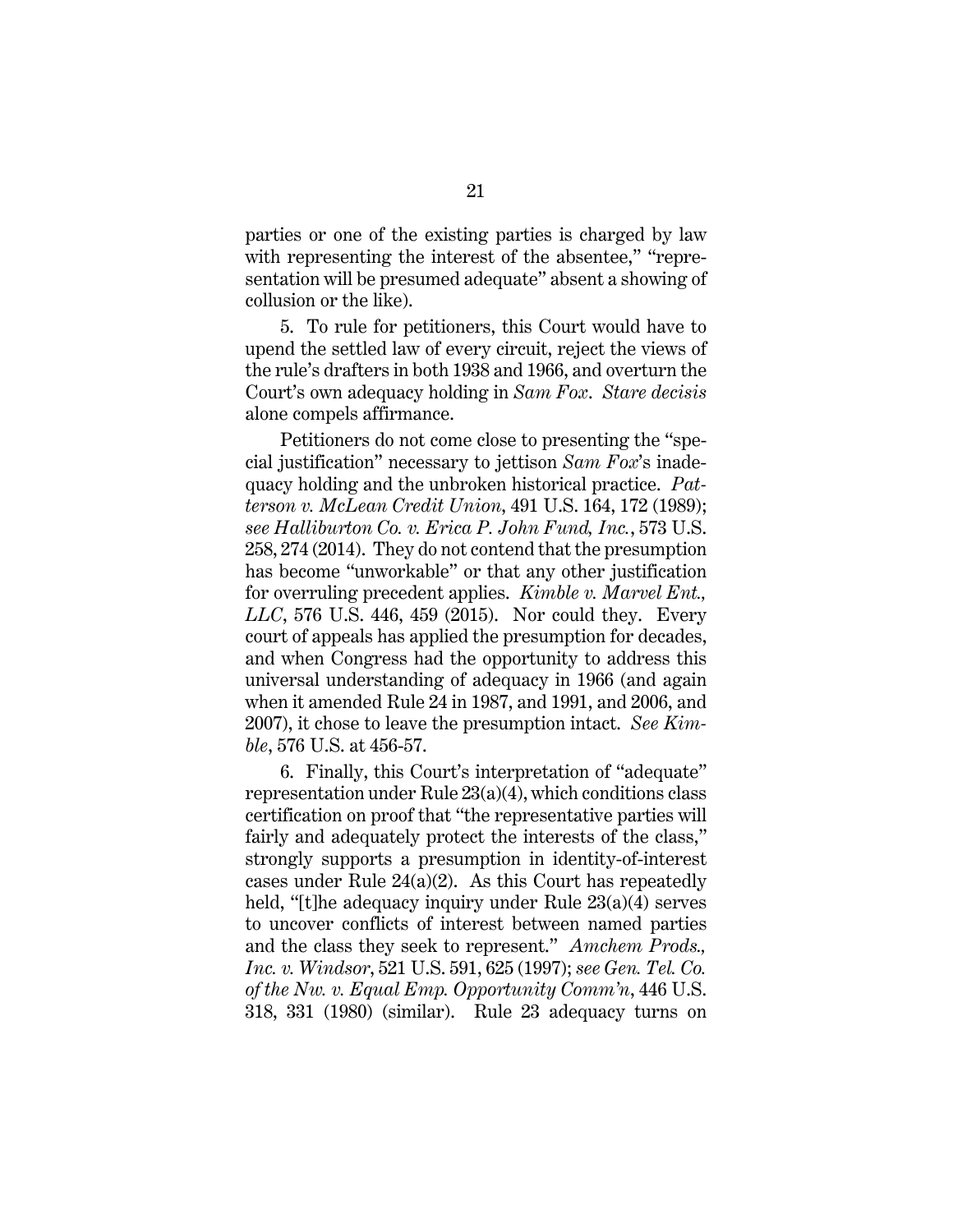parties or one of the existing parties is charged by law with representing the interest of the absentee," "representation will be presumed adequate" absent a showing of collusion or the like).

5. To rule for petitioners, this Court would have to upend the settled law of every circuit, reject the views of the rule's drafters in both 1938 and 1966, and overturn the Court's own adequacy holding in *Sam Fox*. *Stare decisis* alone compels affirmance.

Petitioners do not come close to presenting the "special justification" necessary to jettison *Sam Fox*'s inadequacy holding and the unbroken historical practice. *Patterson v. McLean Credit Union*, 491 U.S. 164, 172 (1989); *see Halliburton Co. v. Erica P. John Fund, Inc.*, 573 U.S. 258, 274 (2014). They do not contend that the presumption has become "unworkable" or that any other justification for overruling precedent applies. *Kimble v. Marvel Ent., LLC*, 576 U.S. 446, 459 (2015). Nor could they. Every court of appeals has applied the presumption for decades, and when Congress had the opportunity to address this universal understanding of adequacy in 1966 (and again when it amended Rule 24 in 1987, and 1991, and 2006, and 2007), it chose to leave the presumption intact. *See Kimble*, 576 U.S. at 456-57.

6. Finally, this Court's interpretation of "adequate" representation under Rule 23(a)(4), which conditions class certification on proof that "the representative parties will fairly and adequately protect the interests of the class," strongly supports a presumption in identity-of-interest cases under Rule 24(a)(2). As this Court has repeatedly held, "[t]he adequacy inquiry under Rule 23(a)(4) serves to uncover conflicts of interest between named parties and the class they seek to represent." *Amchem Prods., Inc. v. Windsor*, 521 U.S. 591, 625 (1997); *see Gen. Tel. Co. of the Nw. v. Equal Emp. Opportunity Comm'n*, 446 U.S. 318, 331 (1980) (similar). Rule 23 adequacy turns on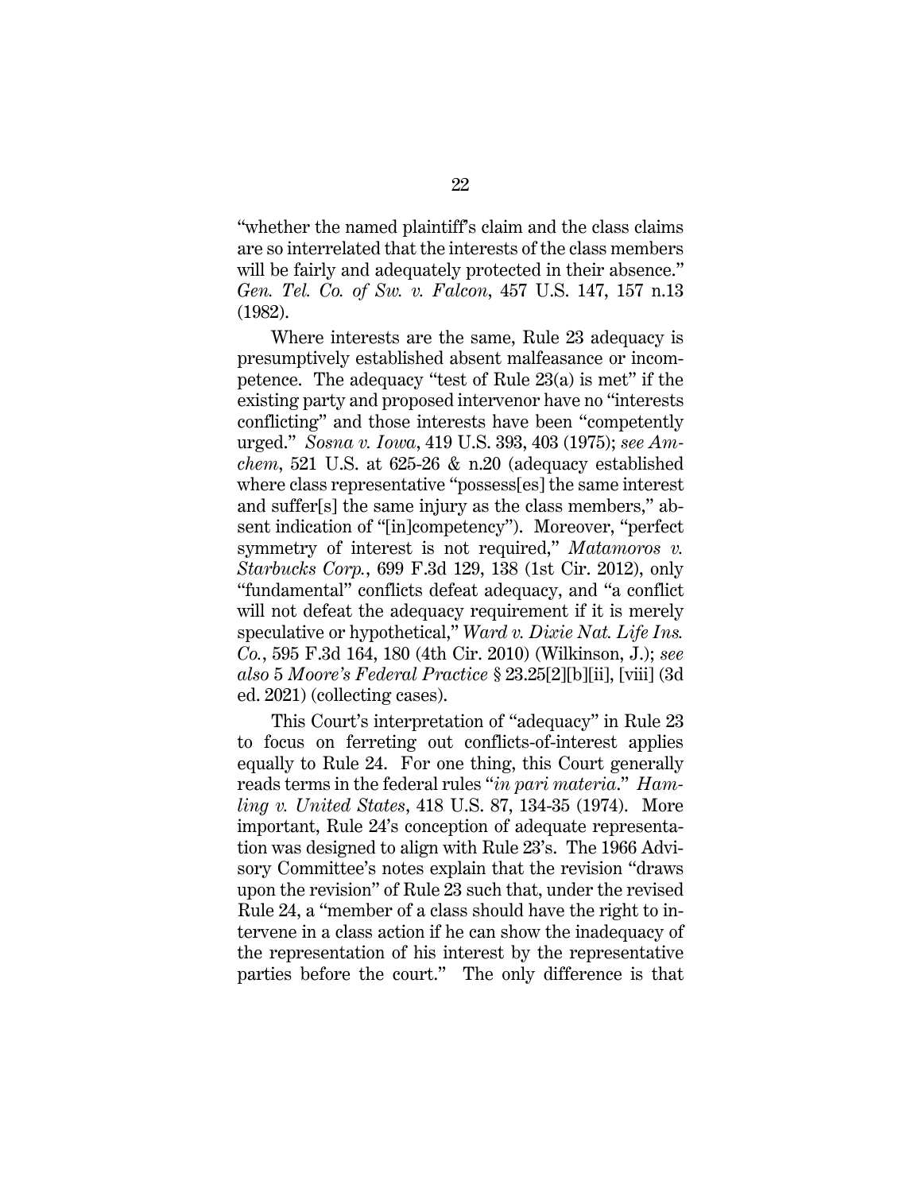"whether the named plaintiff's claim and the class claims are so interrelated that the interests of the class members will be fairly and adequately protected in their absence." *Gen. Tel. Co. of Sw. v. Falcon*, 457 U.S. 147, 157 n.13 (1982).

Where interests are the same, Rule 23 adequacy is presumptively established absent malfeasance or incompetence. The adequacy "test of Rule 23(a) is met" if the existing party and proposed intervenor have no "interests conflicting" and those interests have been "competently urged." *Sosna v. Iowa*, 419 U.S. 393, 403 (1975); *see Amchem*, 521 U.S. at 625-26 & n.20 (adequacy established where class representative "possess[es] the same interest and suffer[s] the same injury as the class members," absent indication of "[in]competency"). Moreover, "perfect symmetry of interest is not required," *Matamoros v. Starbucks Corp.*, 699 F.3d 129, 138 (1st Cir. 2012), only "fundamental" conflicts defeat adequacy, and "a conflict will not defeat the adequacy requirement if it is merely speculative or hypothetical," *Ward v. Dixie Nat. Life Ins. Co.*, 595 F.3d 164, 180 (4th Cir. 2010) (Wilkinson, J.); *see also* 5 *Moore's Federal Practice* § 23.25[2][b][ii], [viii] (3d ed. 2021) (collecting cases).

This Court's interpretation of "adequacy" in Rule 23 to focus on ferreting out conflicts-of-interest applies equally to Rule 24. For one thing, this Court generally reads terms in the federal rules "*in pari materia*." *Hamling v. United States*, 418 U.S. 87, 134-35 (1974). More important, Rule 24's conception of adequate representation was designed to align with Rule 23's. The 1966 Advisory Committee's notes explain that the revision "draws upon the revision" of Rule 23 such that, under the revised Rule 24, a "member of a class should have the right to intervene in a class action if he can show the inadequacy of the representation of his interest by the representative parties before the court." The only difference is that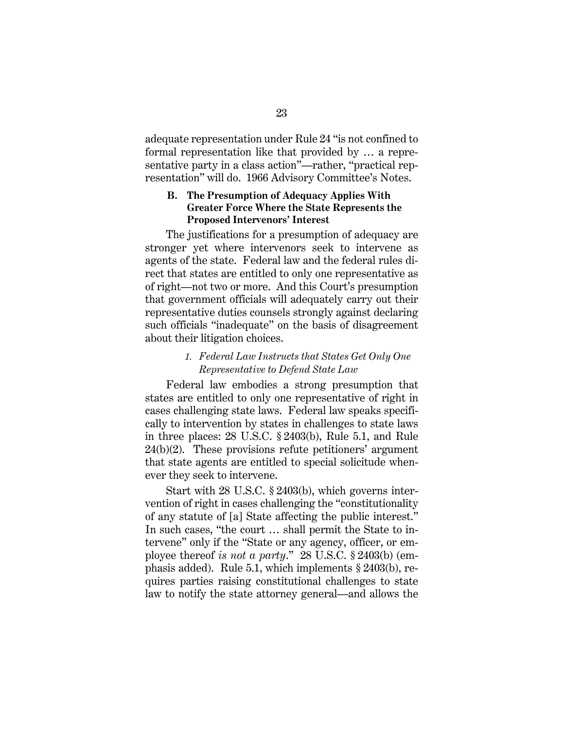adequate representation under Rule 24 "is not confined to formal representation like that provided by … a representative party in a class action"—rather, "practical representation" will do. 1966 Advisory Committee's Notes.

### B. The Presumption of Adequacy Applies With Greater Force Where the State Represents the Proposed Intervenors' Interest

The justifications for a presumption of adequacy are stronger yet where intervenors seek to intervene as agents of the state. Federal law and the federal rules direct that states are entitled to only one representative as of right—not two or more. And this Court's presumption that government officials will adequately carry out their representative duties counsels strongly against declaring such officials "inadequate" on the basis of disagreement about their litigation choices.

#### *1. Federal Law Instructs that States Get Only One Representative to Defend State Law*

Federal law embodies a strong presumption that states are entitled to only one representative of right in cases challenging state laws. Federal law speaks specifically to intervention by states in challenges to state laws in three places: 28 U.S.C. § 2403(b), Rule 5.1, and Rule 24(b)(2). These provisions refute petitioners' argument that state agents are entitled to special solicitude whenever they seek to intervene.

Start with 28 U.S.C. § 2403(b), which governs intervention of right in cases challenging the "constitutionality of any statute of [a] State affecting the public interest." In such cases, "the court … shall permit the State to intervene" only if the "State or any agency, officer, or employee thereof *is not a party*." 28 U.S.C. § 2403(b) (emphasis added). Rule 5.1, which implements § 2403(b), requires parties raising constitutional challenges to state law to notify the state attorney general—and allows the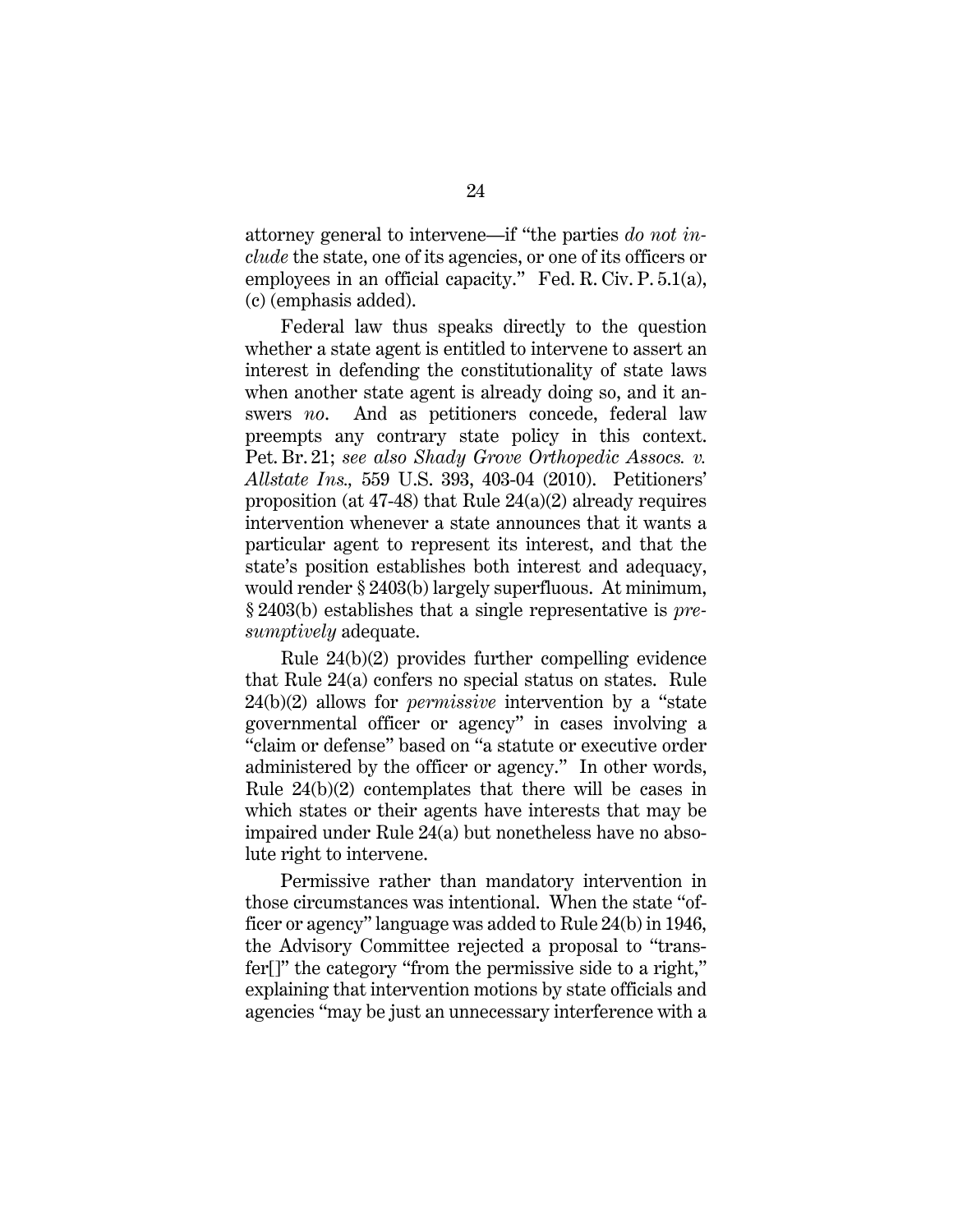attorney general to intervene—if "the parties *do not include* the state, one of its agencies, or one of its officers or employees in an official capacity." Fed. R. Civ. P. 5.1(a), (c) (emphasis added).

Federal law thus speaks directly to the question whether a state agent is entitled to intervene to assert an interest in defending the constitutionality of state laws when another state agent is already doing so, and it answers *no*. And as petitioners concede, federal law preempts any contrary state policy in this context. Pet. Br. 21; *see also Shady Grove Orthopedic Assocs. v. Allstate Ins.,* 559 U.S. 393, 403-04 (2010). Petitioners' proposition (at 47-48) that Rule 24(a)(2) already requires intervention whenever a state announces that it wants a particular agent to represent its interest, and that the state's position establishes both interest and adequacy, would render § 2403(b) largely superfluous. At minimum, § 2403(b) establishes that a single representative is *presumptively* adequate.

Rule 24(b)(2) provides further compelling evidence that Rule 24(a) confers no special status on states. Rule 24(b)(2) allows for *permissive* intervention by a "state governmental officer or agency" in cases involving a "claim or defense" based on "a statute or executive order administered by the officer or agency." In other words, Rule 24(b)(2) contemplates that there will be cases in which states or their agents have interests that may be impaired under Rule 24(a) but nonetheless have no absolute right to intervene.

Permissive rather than mandatory intervention in those circumstances was intentional. When the state "officer or agency" language was added to Rule 24(b) in 1946, the Advisory Committee rejected a proposal to "transfer[]" the category "from the permissive side to a right," explaining that intervention motions by state officials and agencies "may be just an unnecessary interference with a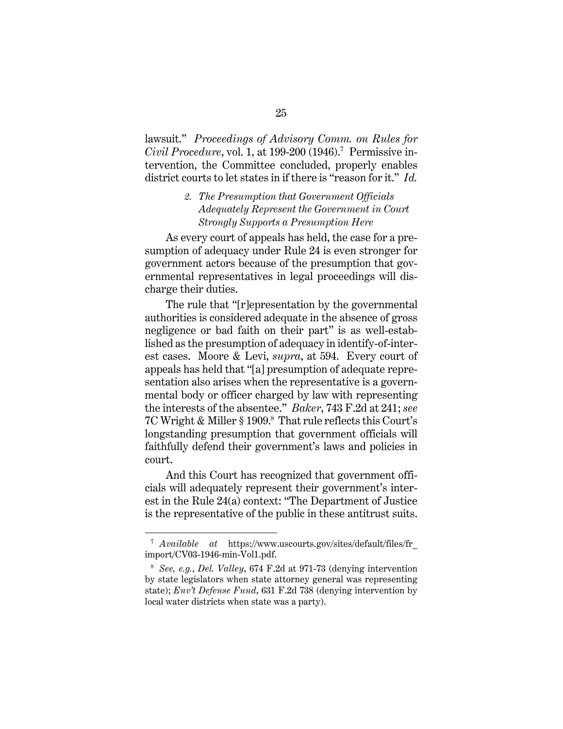lawsuit." *Proceedings of Advisory Comm. on Rules for Civil Procedure*, vol. 1, at 199-200 (1946).[7] Permissive intervention, the Committee concluded, properly enables district courts to let states in if there is "reason for it." *Id.*

#### 2. *The Presumption that Government Officials Adequately Represent the Government in Court Strongly Supports a Presumption Here*

As every court of appeals has held, the case for a presumption of adequacy under Rule 24 is even stronger for government actors because of the presumption that governmental representatives in legal proceedings will discharge their duties.

The rule that "[r]epresentation by the governmental authorities is considered adequate in the absence of gross negligence or bad faith on their part" is as well-established as the presumption of adequacy in identify-of-interest cases. Moore & Levi, *supra*, at 594. Every court of appeals has held that "[a] presumption of adequate representation also arises when the representative is a governmental body or officer charged by law with representing the interests of the absentee." *Baker*, 743 F.2d at 241; *see* 7C Wright & Miller § 1909.[8] That rule reflects this Court's longstanding presumption that government officials will faithfully defend their government's laws and policies in court.

And this Court has recognized that government officials will adequately represent their government's interest in the Rule 24(a) context: "The Department of Justice is the representative of the public in these antitrust suits.

---

[7] *Available at* https://www.uscourts.gov/sites/default/files/fr_import/CV03-1946-min-Vol1.pdf.

[8] *See, e.g.*, *Del. Valley*, 674 F.2d at 971-73 (denying intervention by state legislators when state attorney general was representing state); *Env't Defense Fund*, 631 F.2d 738 (denying intervention by local water districts when state was a party).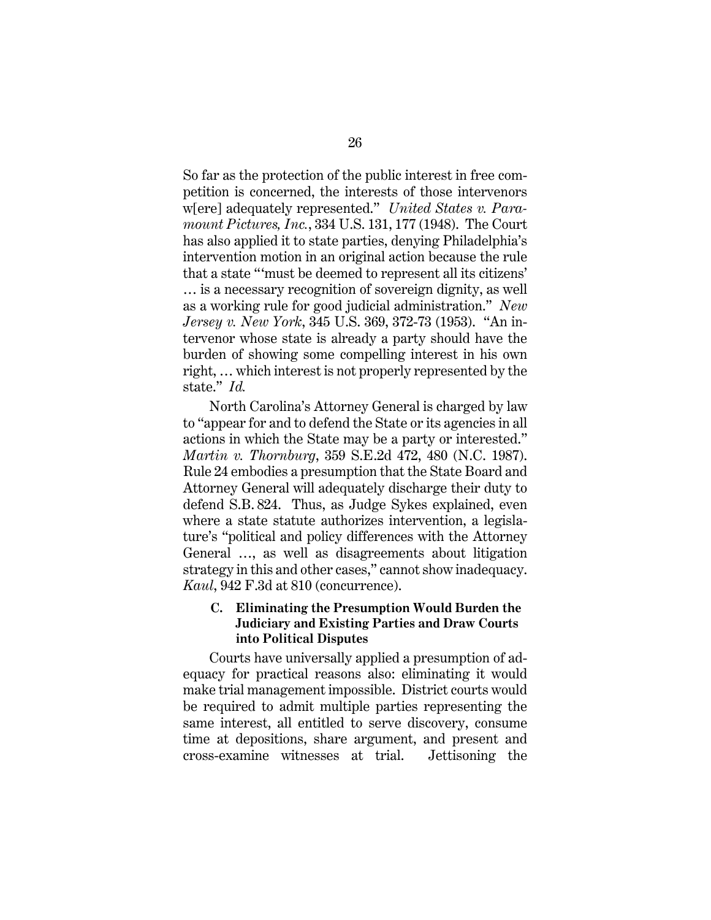So far as the protection of the public interest in free competition is concerned, the interests of those intervenors w[ere] adequately represented." *United States v. Paramount Pictures, Inc.*, 334 U.S. 131, 177 (1948). The Court has also applied it to state parties, denying Philadelphia's intervention motion in an original action because the rule that a state "'must be deemed to represent all its citizens' … is a necessary recognition of sovereign dignity, as well as a working rule for good judicial administration." *New Jersey v. New York*, 345 U.S. 369, 372-73 (1953). "An intervenor whose state is already a party should have the burden of showing some compelling interest in his own right, … which interest is not properly represented by the state." *Id.*

North Carolina's Attorney General is charged by law to "appear for and to defend the State or its agencies in all actions in which the State may be a party or interested." *Martin v. Thornburg*, 359 S.E.2d 472, 480 (N.C. 1987). Rule 24 embodies a presumption that the State Board and Attorney General will adequately discharge their duty to defend S.B. 824. Thus, as Judge Sykes explained, even where a state statute authorizes intervention, a legislature's "political and policy differences with the Attorney General …, as well as disagreements about litigation strategy in this and other cases," cannot show inadequacy. *Kaul*, 942 F.3d at 810 (concurrence).

### C. Eliminating the Presumption Would Burden the Judiciary and Existing Parties and Draw Courts into Political Disputes

Courts have universally applied a presumption of adequacy for practical reasons also: eliminating it would make trial management impossible. District courts would be required to admit multiple parties representing the same interest, all entitled to serve discovery, consume time at depositions, share argument, and present and cross-examine witnesses at trial. Jettisoning the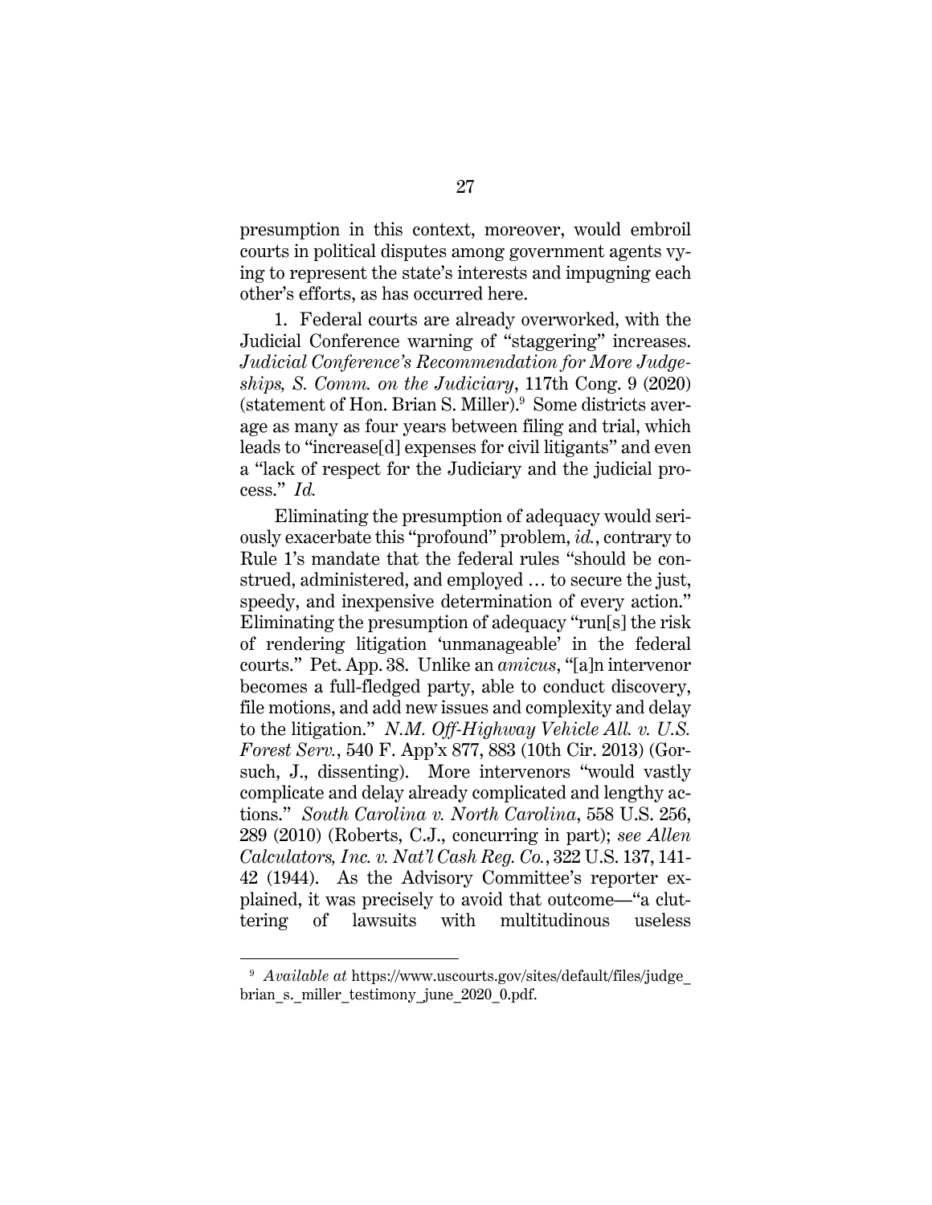presumption in this context, moreover, would embroil courts in political disputes among government agents vying to represent the state's interests and impugning each other's efforts, as has occurred here.

1. Federal courts are already overworked, with the Judicial Conference warning of "staggering" increases. *Judicial Conference's Recommendation for More Judgeships, S. Comm. on the Judiciary*, 117th Cong. 9 (2020) (statement of Hon. Brian S. Miller).[9] Some districts average as many as four years between filing and trial, which leads to "increase[d] expenses for civil litigants" and even a "lack of respect for the Judiciary and the judicial process." *Id.*

Eliminating the presumption of adequacy would seriously exacerbate this "profound" problem, *id.*, contrary to Rule 1's mandate that the federal rules "should be construed, administered, and employed … to secure the just, speedy, and inexpensive determination of every action." Eliminating the presumption of adequacy "run[s] the risk of rendering litigation 'unmanageable' in the federal courts." Pet. App. 38. Unlike an *amicus*, "[a]n intervenor becomes a full-fledged party, able to conduct discovery, file motions, and add new issues and complexity and delay to the litigation." *N.M. Off-Highway Vehicle All. v. U.S. Forest Serv.*, 540 F. App'x 877, 883 (10th Cir. 2013) (Gorsuch, J., dissenting). More intervenors "would vastly complicate and delay already complicated and lengthy actions." *South Carolina v. North Carolina*, 558 U.S. 256, 289 (2010) (Roberts, C.J., concurring in part); *see Allen Calculators, Inc. v. Nat'l Cash Reg. Co.*, 322 U.S. 137, 141-42 (1944). As the Advisory Committee's reporter explained, it was precisely to avoid that outcome—"a cluttering of lawsuits with multitudinous useless

---

[9] *Available at* https://www.uscourts.gov/sites/default/files/judge_brian_s._miller_testimony_june_2020_0.pdf.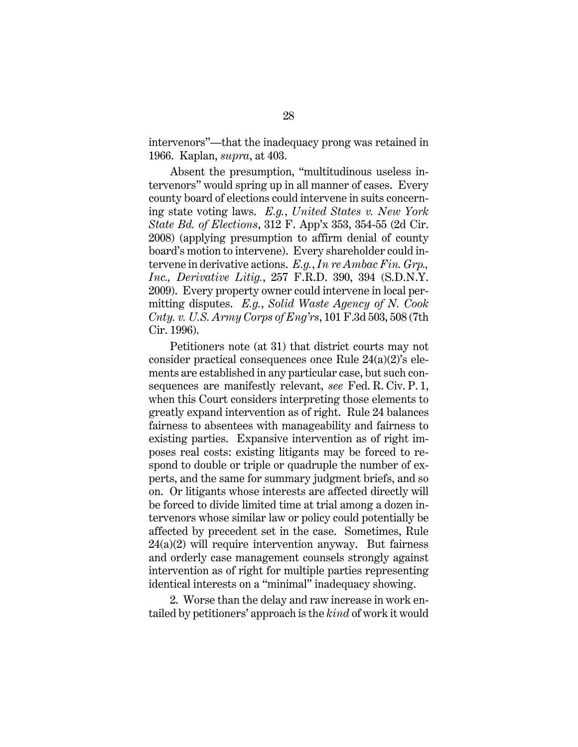intervenors"—that the inadequacy prong was retained in 1966. Kaplan, *supra*, at 403.

Absent the presumption, "multitudinous useless intervenors" would spring up in all manner of cases. Every county board of elections could intervene in suits concerning state voting laws. *E.g.*, *United States v. New York State Bd. of Elections*, 312 F. App'x 353, 354-55 (2d Cir. 2008) (applying presumption to affirm denial of county board's motion to intervene). Every shareholder could intervene in derivative actions. *E.g.*, *In re Ambac Fin. Grp., Inc., Derivative Litig.*, 257 F.R.D. 390, 394 (S.D.N.Y. 2009). Every property owner could intervene in local permitting disputes. *E.g.*, *Solid Waste Agency of N. Cook Cnty. v. U.S. Army Corps of Eng'rs*, 101 F.3d 503, 508 (7th Cir. 1996).

Petitioners note (at 31) that district courts may not consider practical consequences once Rule 24(a)(2)'s elements are established in any particular case, but such consequences are manifestly relevant, *see* Fed. R. Civ. P. 1, when this Court considers interpreting those elements to greatly expand intervention as of right. Rule 24 balances fairness to absentees with manageability and fairness to existing parties. Expansive intervention as of right imposes real costs: existing litigants may be forced to respond to double or triple or quadruple the number of experts, and the same for summary judgment briefs, and so on. Or litigants whose interests are affected directly will be forced to divide limited time at trial among a dozen intervenors whose similar law or policy could potentially be affected by precedent set in the case. Sometimes, Rule 24(a)(2) will require intervention anyway. But fairness and orderly case management counsels strongly against intervention as of right for multiple parties representing identical interests on a "minimal" inadequacy showing.

2. Worse than the delay and raw increase in work entailed by petitioners' approach is the *kind* of work it would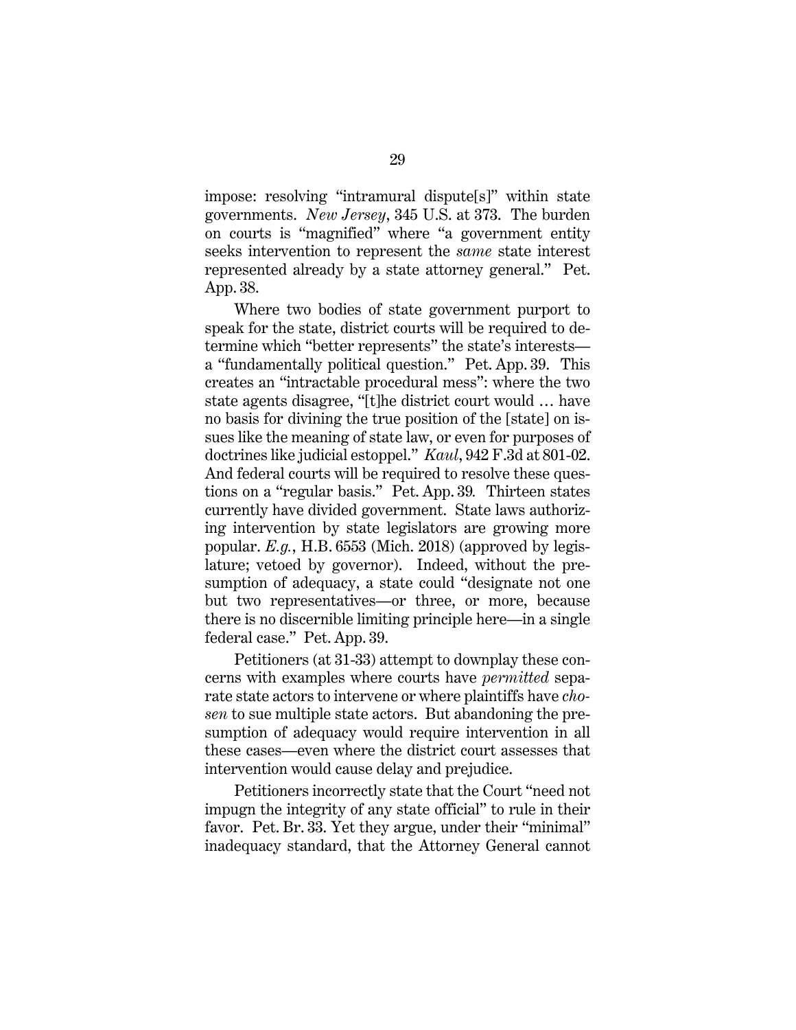impose: resolving "intramural dispute[s]" within state governments. *New Jersey*, 345 U.S. at 373. The burden on courts is "magnified" where "a government entity seeks intervention to represent the *same* state interest represented already by a state attorney general." Pet. App. 38.

Where two bodies of state government purport to speak for the state, district courts will be required to determine which "better represents" the state's interests—a "fundamentally political question." Pet. App. 39. This creates an "intractable procedural mess": where the two state agents disagree, "[t]he district court would … have no basis for divining the true position of the [state] on issues like the meaning of state law, or even for purposes of doctrines like judicial estoppel." *Kaul*, 942 F.3d at 801-02. And federal courts will be required to resolve these questions on a "regular basis." Pet. App. 39. Thirteen states currently have divided government. State laws authorizing intervention by state legislators are growing more popular. *E.g.*, H.B. 6553 (Mich. 2018) (approved by legislature; vetoed by governor). Indeed, without the presumption of adequacy, a state could "designate not one but two representatives—or three, or more, because there is no discernible limiting principle here—in a single federal case." Pet. App. 39.

Petitioners (at 31-33) attempt to downplay these concerns with examples where courts have *permitted* separate state actors to intervene or where plaintiffs have *chosen* to sue multiple state actors. But abandoning the presumption of adequacy would require intervention in all these cases—even where the district court assesses that intervention would cause delay and prejudice.

Petitioners incorrectly state that the Court "need not impugn the integrity of any state official" to rule in their favor. Pet. Br. 33. Yet they argue, under their "minimal" inadequacy standard, that the Attorney General cannot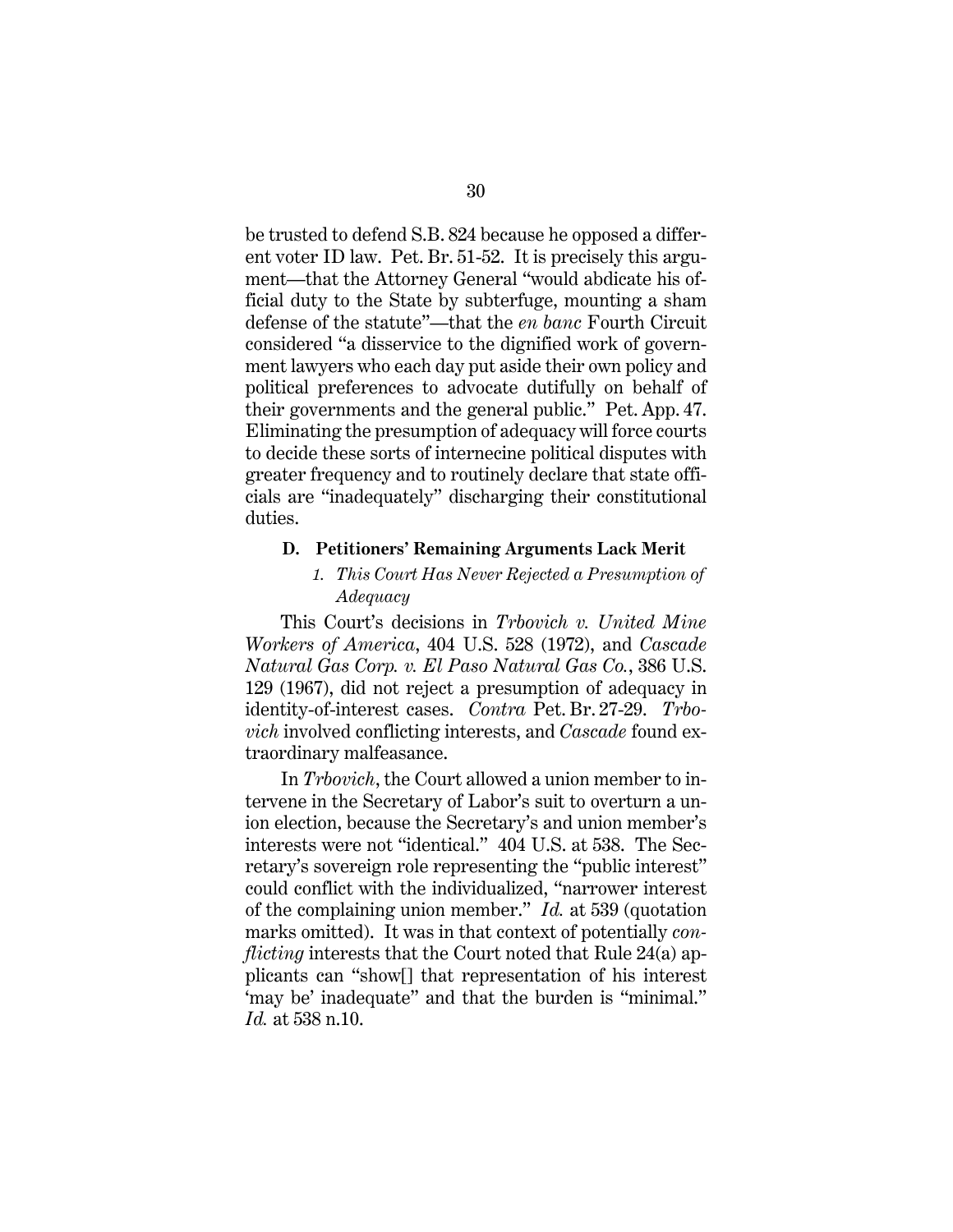be trusted to defend S.B. 824 because he opposed a different voter ID law. Pet. Br. 51-52. It is precisely this argument—that the Attorney General "would abdicate his official duty to the State by subterfuge, mounting a sham defense of the statute"—that the *en banc* Fourth Circuit considered "a disservice to the dignified work of government lawyers who each day put aside their own policy and political preferences to advocate dutifully on behalf of their governments and the general public." Pet. App. 47. Eliminating the presumption of adequacy will force courts to decide these sorts of internecine political disputes with greater frequency and to routinely declare that state officials are "inadequately" discharging their constitutional duties.

### D. Petitioners' Remaining Arguments Lack Merit

#### 1. *This Court Has Never Rejected a Presumption of Adequacy*

This Court's decisions in *Trbovich v. United Mine Workers of America*, 404 U.S. 528 (1972), and *Cascade Natural Gas Corp. v. El Paso Natural Gas Co.*, 386 U.S. 129 (1967), did not reject a presumption of adequacy in identity-of-interest cases. *Contra* Pet. Br. 27-29. *Trbovich* involved conflicting interests, and *Cascade* found extraordinary malfeasance.

In *Trbovich*, the Court allowed a union member to intervene in the Secretary of Labor's suit to overturn a union election, because the Secretary's and union member's interests were not "identical." 404 U.S. at 538. The Secretary's sovereign role representing the "public interest" could conflict with the individualized, "narrower interest of the complaining union member." *Id.* at 539 (quotation marks omitted). It was in that context of potentially *conflicting* interests that the Court noted that Rule 24(a) applicants can "show[] that representation of his interest 'may be' inadequate" and that the burden is "minimal." *Id.* at 538 n.10.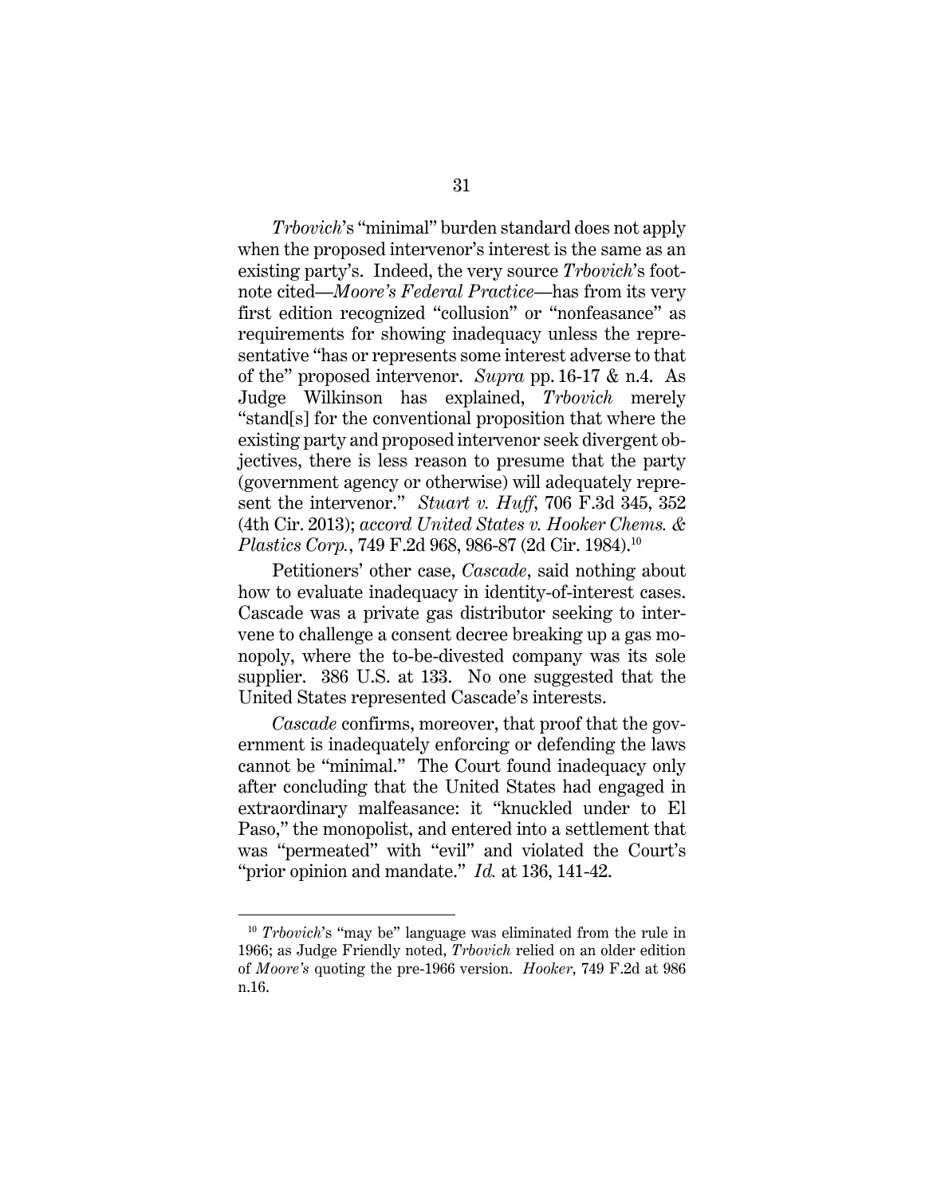*Trbovich*'s "minimal" burden standard does not apply when the proposed intervenor's interest is the same as an existing party's. Indeed, the very source *Trbovich*'s footnote cited—*Moore's Federal Practice*—has from its very first edition recognized "collusion" or "nonfeasance" as requirements for showing inadequacy unless the representative "has or represents some interest adverse to that of the" proposed intervenor. *Supra* pp. 16-17 & n.4. As Judge Wilkinson has explained, *Trbovich* merely "stand[s] for the conventional proposition that where the existing party and proposed intervenor seek divergent objectives, there is less reason to presume that the party (government agency or otherwise) will adequately represent the intervenor." *Stuart v. Huff*, 706 F.3d 345, 352 (4th Cir. 2013); *accord United States v. Hooker Chems. & Plastics Corp.*, 749 F.2d 968, 986-87 (2d Cir. 1984).[10]

Petitioners' other case, *Cascade*, said nothing about how to evaluate inadequacy in identity-of-interest cases. Cascade was a private gas distributor seeking to intervene to challenge a consent decree breaking up a gas monopoly, where the to-be-divested company was its sole supplier. 386 U.S. at 133. No one suggested that the United States represented Cascade's interests.

*Cascade* confirms, moreover, that proof that the government is inadequately enforcing or defending the laws cannot be "minimal." The Court found inadequacy only after concluding that the United States had engaged in extraordinary malfeasance: it "knuckled under to El Paso," the monopolist, and entered into a settlement that was "permeated" with "evil" and violated the Court's "prior opinion and mandate." *Id.* at 136, 141-42.

[10] *Trbovich*'s "may be" language was eliminated from the rule in 1966; as Judge Friendly noted, *Trbovich* relied on an older edition of *Moore's* quoting the pre-1966 version. *Hooker*, 749 F.2d at 986 n.16.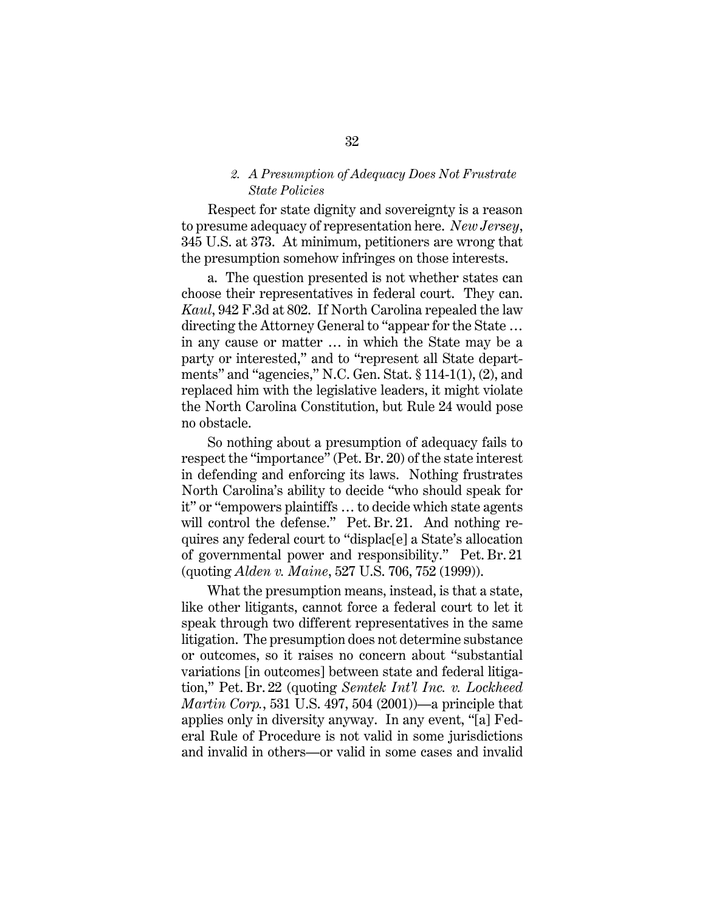### 2. *A Presumption of Adequacy Does Not Frustrate State Policies*

Respect for state dignity and sovereignty is a reason to presume adequacy of representation here. *New Jersey*, 345 U.S. at 373. At minimum, petitioners are wrong that the presumption somehow infringes on those interests.

a. The question presented is not whether states can choose their representatives in federal court. They can. *Kaul*, 942 F.3d at 802. If North Carolina repealed the law directing the Attorney General to "appear for the State … in any cause or matter … in which the State may be a party or interested," and to "represent all State departments" and "agencies," N.C. Gen. Stat. § 114-1(1), (2), and replaced him with the legislative leaders, it might violate the North Carolina Constitution, but Rule 24 would pose no obstacle.

So nothing about a presumption of adequacy fails to respect the "importance" (Pet. Br. 20) of the state interest in defending and enforcing its laws. Nothing frustrates North Carolina's ability to decide "who should speak for it" or "empowers plaintiffs … to decide which state agents will control the defense." Pet. Br. 21. And nothing requires any federal court to "displac[e] a State's allocation of governmental power and responsibility." Pet. Br. 21 (quoting *Alden v. Maine*, 527 U.S. 706, 752 (1999)).

What the presumption means, instead, is that a state, like other litigants, cannot force a federal court to let it speak through two different representatives in the same litigation. The presumption does not determine substance or outcomes, so it raises no concern about "substantial variations [in outcomes] between state and federal litigation," Pet. Br. 22 (quoting *Semtek Int'l Inc. v. Lockheed Martin Corp.*, 531 U.S. 497, 504 (2001))—a principle that applies only in diversity anyway. In any event, "[a] Federal Rule of Procedure is not valid in some jurisdictions and invalid in others—or valid in some cases and invalid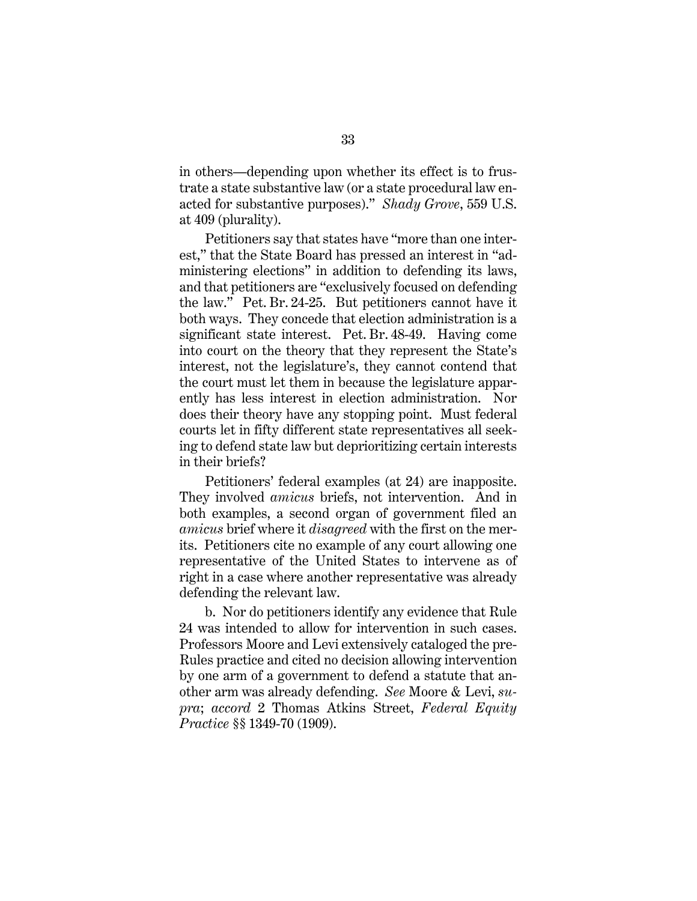in others—depending upon whether its effect is to frustrate a state substantive law (or a state procedural law enacted for substantive purposes)." *Shady Grove*, 559 U.S. at 409 (plurality).

Petitioners say that states have "more than one interest," that the State Board has pressed an interest in "administering elections" in addition to defending its laws, and that petitioners are "exclusively focused on defending the law." Pet. Br. 24-25. But petitioners cannot have it both ways. They concede that election administration is a significant state interest. Pet. Br. 48-49. Having come into court on the theory that they represent the State's interest, not the legislature's, they cannot contend that the court must let them in because the legislature apparently has less interest in election administration. Nor does their theory have any stopping point. Must federal courts let in fifty different state representatives all seeking to defend state law but deprioritizing certain interests in their briefs?

Petitioners' federal examples (at 24) are inapposite. They involved *amicus* briefs, not intervention. And in both examples, a second organ of government filed an *amicus* brief where it *disagreed* with the first on the merits. Petitioners cite no example of any court allowing one representative of the United States to intervene as of right in a case where another representative was already defending the relevant law.

b. Nor do petitioners identify any evidence that Rule 24 was intended to allow for intervention in such cases. Professors Moore and Levi extensively cataloged the pre-Rules practice and cited no decision allowing intervention by one arm of a government to defend a statute that another arm was already defending. *See* Moore & Levi, *supra*; *accord* 2 Thomas Atkins Street, *Federal Equity Practice* §§ 1349-70 (1909).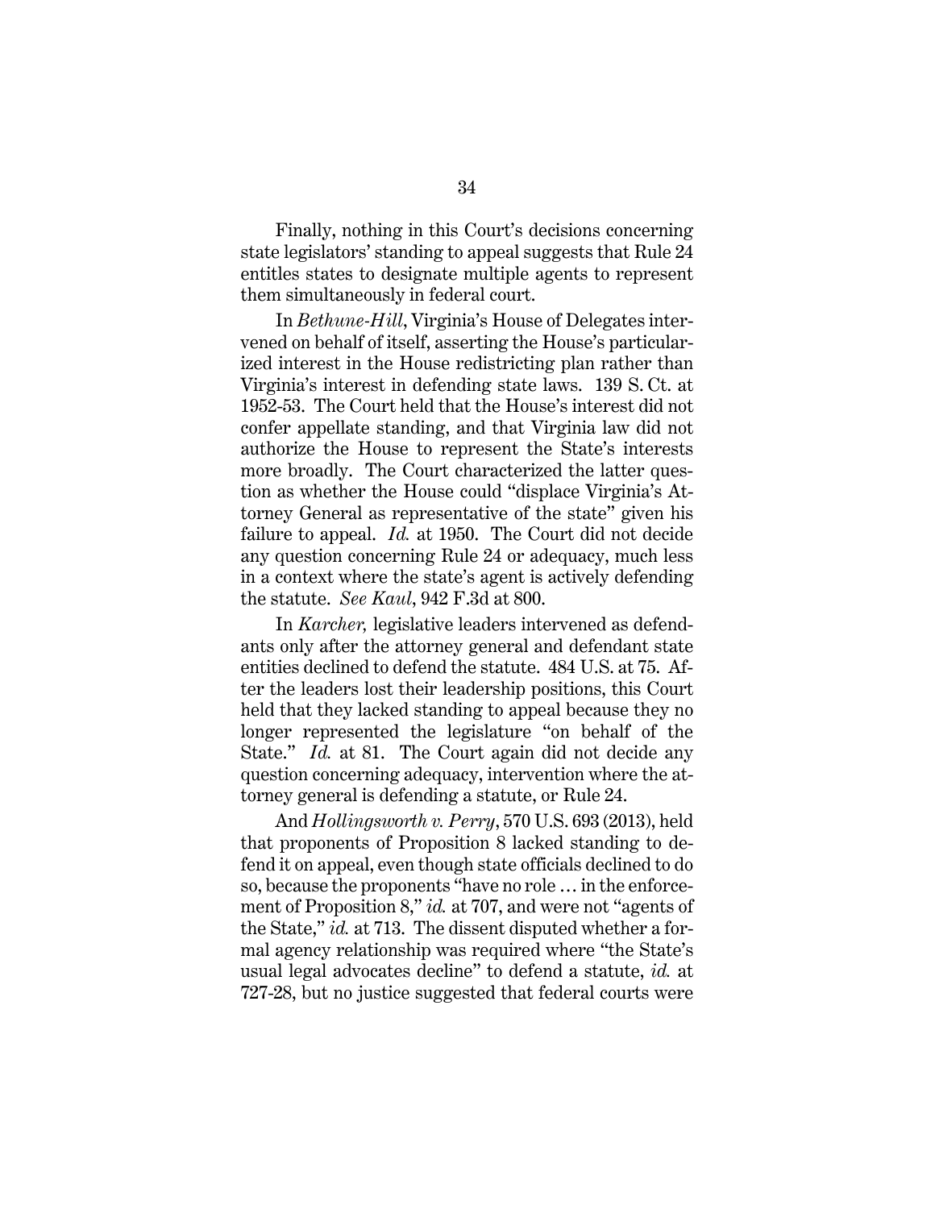Finally, nothing in this Court's decisions concerning state legislators' standing to appeal suggests that Rule 24 entitles states to designate multiple agents to represent them simultaneously in federal court.

In *Bethune-Hill*, Virginia's House of Delegates intervened on behalf of itself, asserting the House's particularized interest in the House redistricting plan rather than Virginia's interest in defending state laws. 139 S. Ct. at 1952-53. The Court held that the House's interest did not confer appellate standing, and that Virginia law did not authorize the House to represent the State's interests more broadly. The Court characterized the latter question as whether the House could "displace Virginia's Attorney General as representative of the state" given his failure to appeal. *Id.* at 1950. The Court did not decide any question concerning Rule 24 or adequacy, much less in a context where the state's agent is actively defending the statute. *See Kaul*, 942 F.3d at 800.

In *Karcher,* legislative leaders intervened as defendants only after the attorney general and defendant state entities declined to defend the statute. 484 U.S. at 75. After the leaders lost their leadership positions, this Court held that they lacked standing to appeal because they no longer represented the legislature "on behalf of the State." *Id.* at 81. The Court again did not decide any question concerning adequacy, intervention where the attorney general is defending a statute, or Rule 24.

And *Hollingsworth v. Perry*, 570 U.S. 693 (2013), held that proponents of Proposition 8 lacked standing to defend it on appeal, even though state officials declined to do so, because the proponents "have no role … in the enforcement of Proposition 8," *id.* at 707, and were not "agents of the State," *id.* at 713. The dissent disputed whether a formal agency relationship was required where "the State's usual legal advocates decline" to defend a statute, *id.* at 727-28, but no justice suggested that federal courts were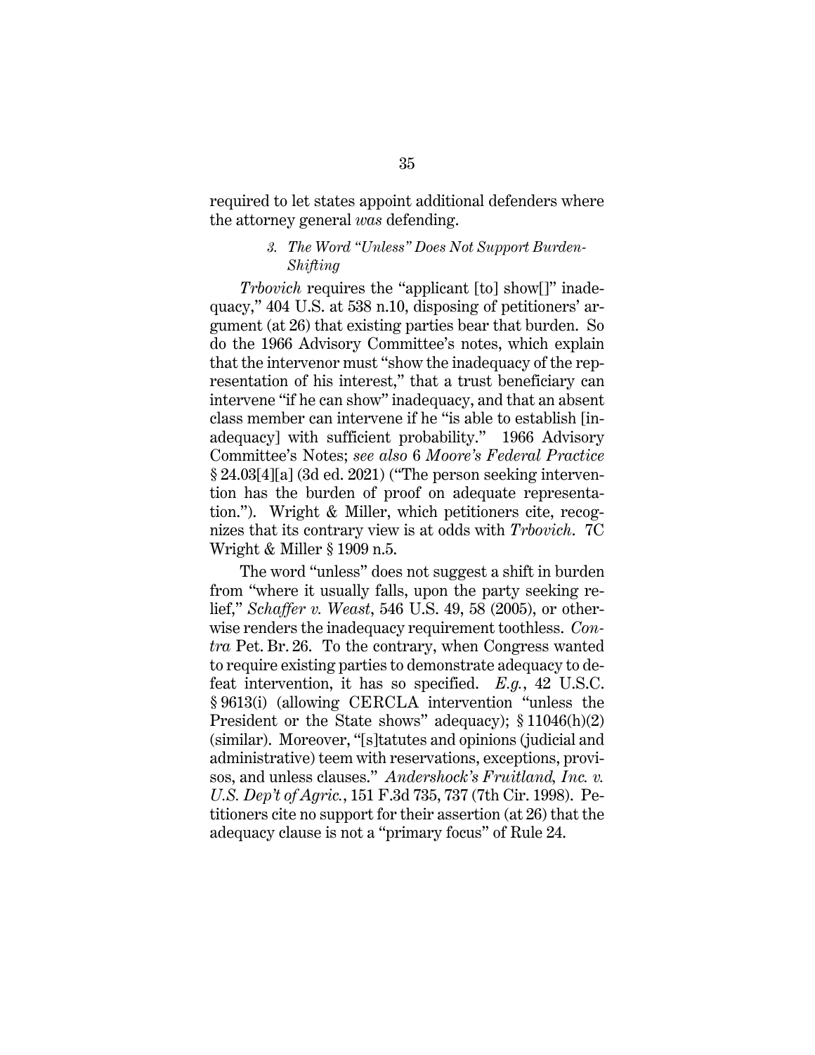required to let states appoint additional defenders where the attorney general *was* defending.

### 3. *The Word "Unless" Does Not Support Burden-Shifting*

*Trbovich* requires the "applicant [to] show[]" inadequacy," 404 U.S. at 538 n.10, disposing of petitioners' argument (at 26) that existing parties bear that burden. So do the 1966 Advisory Committee's notes, which explain that the intervenor must "show the inadequacy of the representation of his interest," that a trust beneficiary can intervene "if he can show" inadequacy, and that an absent class member can intervene if he "is able to establish [inadequacy] with sufficient probability." 1966 Advisory Committee's Notes; *see also* 6 *Moore's Federal Practice* § 24.03[4][a] (3d ed. 2021) ("The person seeking intervention has the burden of proof on adequate representation."). Wright & Miller, which petitioners cite, recognizes that its contrary view is at odds with *Trbovich*. 7C Wright & Miller § 1909 n.5.

The word "unless" does not suggest a shift in burden from "where it usually falls, upon the party seeking relief," *Schaffer v. Weast*, 546 U.S. 49, 58 (2005), or otherwise renders the inadequacy requirement toothless. *Contra* Pet. Br. 26. To the contrary, when Congress wanted to require existing parties to demonstrate adequacy to defeat intervention, it has so specified. *E.g.*, 42 U.S.C. § 9613(i) (allowing CERCLA intervention "unless the President or the State shows" adequacy); § 11046(h)(2) (similar). Moreover, "[s]tatutes and opinions (judicial and administrative) teem with reservations, exceptions, provisos, and unless clauses." *Andershock's Fruitland, Inc. v. U.S. Dep't of Agric.*, 151 F.3d 735, 737 (7th Cir. 1998). Petitioners cite no support for their assertion (at 26) that the adequacy clause is not a "primary focus" of Rule 24.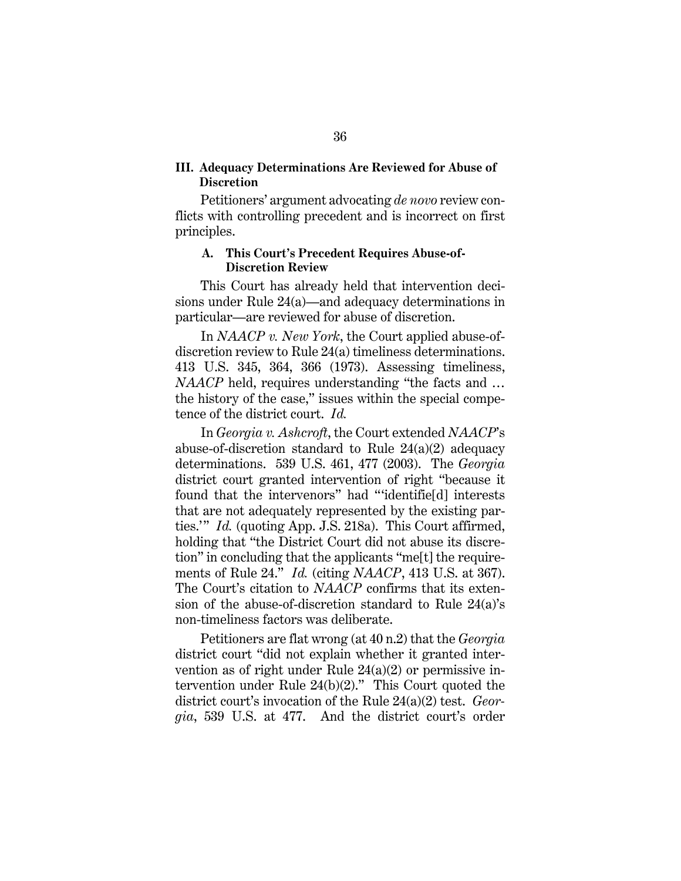## III. Adequacy Determinations Are Reviewed for Abuse of Discretion

Petitioners' argument advocating *de novo* review conflicts with controlling precedent and is incorrect on first principles.

### A. This Court's Precedent Requires Abuse-of-Discretion Review

This Court has already held that intervention decisions under Rule 24(a)—and adequacy determinations in particular—are reviewed for abuse of discretion.

In *NAACP v. New York*, the Court applied abuse-of-discretion review to Rule 24(a) timeliness determinations. 413 U.S. 345, 364, 366 (1973). Assessing timeliness, *NAACP* held, requires understanding "the facts and … the history of the case," issues within the special competence of the district court. *Id.*

In *Georgia v. Ashcroft*, the Court extended *NAACP*'s abuse-of-discretion standard to Rule 24(a)(2) adequacy determinations. 539 U.S. 461, 477 (2003). The *Georgia* district court granted intervention of right "because it found that the intervenors" had "'identifie[d] interests that are not adequately represented by the existing parties.'" *Id.* (quoting App. J.S. 218a). This Court affirmed, holding that "the District Court did not abuse its discretion" in concluding that the applicants "me[t] the requirements of Rule 24." *Id.* (citing *NAACP*, 413 U.S. at 367). The Court's citation to *NAACP* confirms that its extension of the abuse-of-discretion standard to Rule 24(a)'s non-timeliness factors was deliberate.

Petitioners are flat wrong (at 40 n.2) that the *Georgia* district court "did not explain whether it granted intervention as of right under Rule 24(a)(2) or permissive intervention under Rule 24(b)(2)." This Court quoted the district court's invocation of the Rule 24(a)(2) test. *Georgia*, 539 U.S. at 477. And the district court's order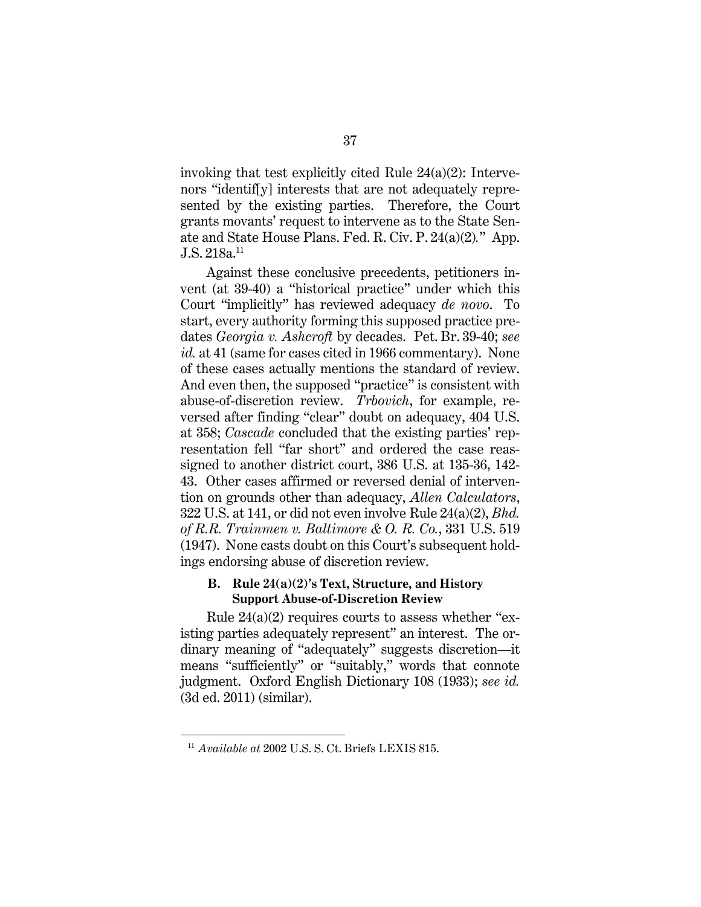invoking that test explicitly cited Rule 24(a)(2): Intervenors "identif[y] interests that are not adequately represented by the existing parties. Therefore, the Court grants movants' request to intervene as to the State Senate and State House Plans. Fed. R. Civ. P. 24(a)(2)." App. J.S. 218a.[11]

Against these conclusive precedents, petitioners invent (at 39-40) a "historical practice" under which this Court "implicitly" has reviewed adequacy *de novo*. To start, every authority forming this supposed practice predates *Georgia v. Ashcroft* by decades. Pet. Br. 39-40; *see id.* at 41 (same for cases cited in 1966 commentary). None of these cases actually mentions the standard of review. And even then, the supposed "practice" is consistent with abuse-of-discretion review. *Trbovich*, for example, reversed after finding "clear" doubt on adequacy, 404 U.S. at 358; *Cascade* concluded that the existing parties' representation fell "far short" and ordered the case reassigned to another district court, 386 U.S. at 135-36, 142-43. Other cases affirmed or reversed denial of intervention on grounds other than adequacy, *Allen Calculators*, 322 U.S. at 141, or did not even involve Rule 24(a)(2), *Bhd. of R.R. Trainmen v. Baltimore & O. R. Co.*, 331 U.S. 519 (1947). None casts doubt on this Court's subsequent holdings endorsing abuse of discretion review.

### B. Rule 24(a)(2)'s Text, Structure, and History Support Abuse-of-Discretion Review

Rule 24(a)(2) requires courts to assess whether "existing parties adequately represent" an interest. The ordinary meaning of "adequately" suggests discretion—it means "sufficiently" or "suitably," words that connote judgment. Oxford English Dictionary 108 (1933); *see id.* (3d ed. 2011) (similar).

---

[11] *Available at* 2002 U.S. S. Ct. Briefs LEXIS 815.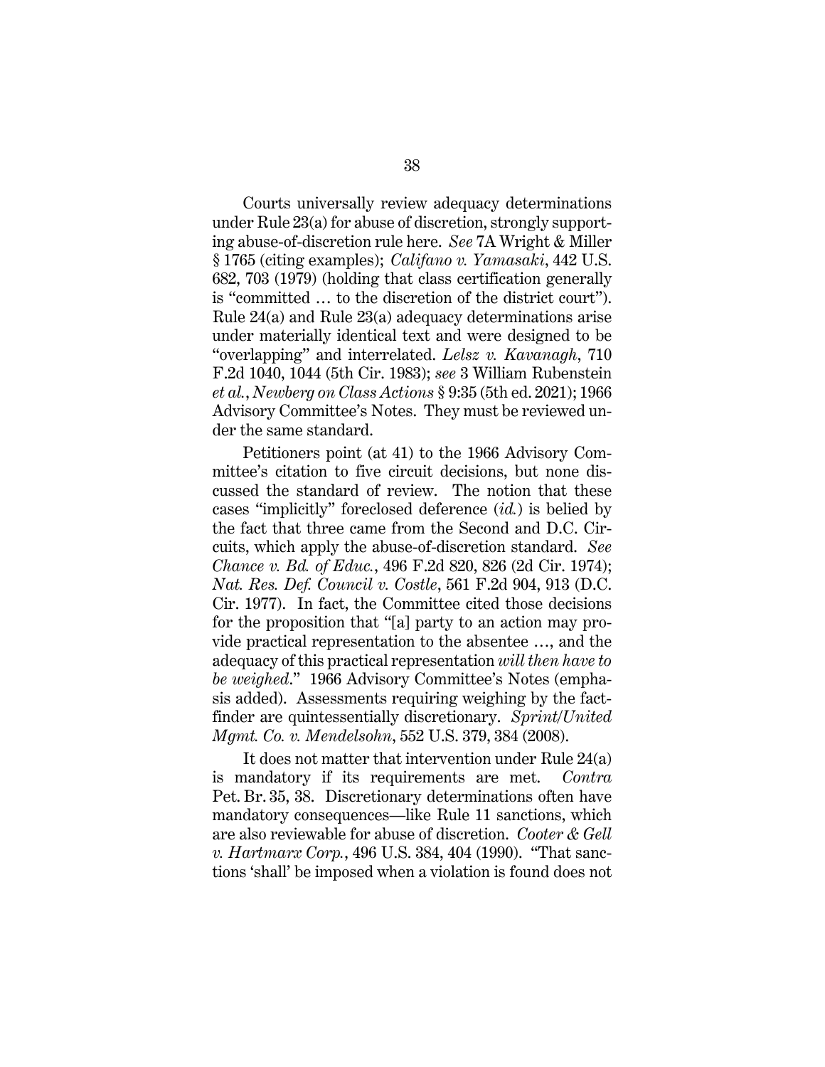Courts universally review adequacy determinations under Rule 23(a) for abuse of discretion, strongly supporting abuse-of-discretion rule here. *See* 7A Wright & Miller § 1765 (citing examples); *Califano v. Yamasaki*, 442 U.S. 682, 703 (1979) (holding that class certification generally is "committed … to the discretion of the district court"). Rule 24(a) and Rule 23(a) adequacy determinations arise under materially identical text and were designed to be "overlapping" and interrelated. *Lelsz v. Kavanagh*, 710 F.2d 1040, 1044 (5th Cir. 1983); *see* 3 William Rubenstein *et al.*, *Newberg on Class Actions* § 9:35 (5th ed. 2021); 1966 Advisory Committee's Notes. They must be reviewed under the same standard.

Petitioners point (at 41) to the 1966 Advisory Committee's citation to five circuit decisions, but none discussed the standard of review. The notion that these cases "implicitly" foreclosed deference (*id.*) is belied by the fact that three came from the Second and D.C. Circuits, which apply the abuse-of-discretion standard. *See Chance v. Bd. of Educ.*, 496 F.2d 820, 826 (2d Cir. 1974); *Nat. Res. Def. Council v. Costle*, 561 F.2d 904, 913 (D.C. Cir. 1977). In fact, the Committee cited those decisions for the proposition that "[a] party to an action may provide practical representation to the absentee …, and the adequacy of this practical representation *will then have to be weighed*." 1966 Advisory Committee's Notes (emphasis added). Assessments requiring weighing by the factfinder are quintessentially discretionary. *Sprint/United Mgmt. Co. v. Mendelsohn*, 552 U.S. 379, 384 (2008).

It does not matter that intervention under Rule 24(a) is mandatory if its requirements are met. *Contra* Pet. Br. 35, 38. Discretionary determinations often have mandatory consequences—like Rule 11 sanctions, which are also reviewable for abuse of discretion. *Cooter & Gell v. Hartmarx Corp.*, 496 U.S. 384, 404 (1990). "That sanctions 'shall' be imposed when a violation is found does not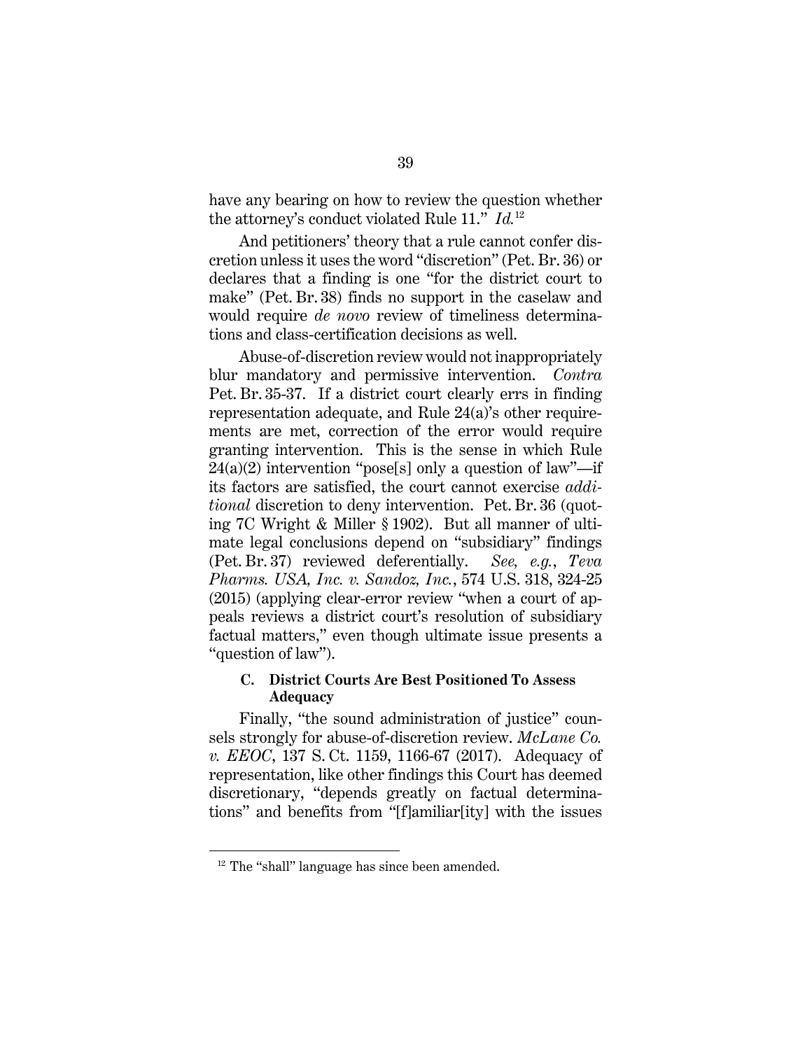have any bearing on how to review the question whether the attorney's conduct violated Rule 11." *Id.*[12]

And petitioners' theory that a rule cannot confer discretion unless it uses the word "discretion" (Pet. Br. 36) or declares that a finding is one "for the district court to make" (Pet. Br. 38) finds no support in the caselaw and would require *de novo* review of timeliness determinations and class-certification decisions as well.

Abuse-of-discretion review would not inappropriately blur mandatory and permissive intervention. *Contra* Pet. Br. 35-37. If a district court clearly errs in finding representation adequate, and Rule 24(a)'s other requirements are met, correction of the error would require granting intervention. This is the sense in which Rule 24(a)(2) intervention "pose[s] only a question of law"—if its factors are satisfied, the court cannot exercise *additional* discretion to deny intervention. Pet. Br. 36 (quoting 7C Wright & Miller § 1902). But all manner of ultimate legal conclusions depend on "subsidiary" findings (Pet. Br. 37) reviewed deferentially. *See, e.g.*, *Teva Pharms. USA, Inc. v. Sandoz, Inc.*, 574 U.S. 318, 324-25 (2015) (applying clear-error review "when a court of appeals reviews a district court's resolution of subsidiary factual matters," even though ultimate issue presents a "question of law").

### C. District Courts Are Best Positioned To Assess Adequacy

Finally, "the sound administration of justice" counsels strongly for abuse-of-discretion review. *McLane Co. v. EEOC*, 137 S. Ct. 1159, 1166-67 (2017). Adequacy of representation, like other findings this Court has deemed discretionary, "depends greatly on factual determinations" and benefits from "[f]amiliar[ity] with the issues

---

[12] The "shall" language has since been amended.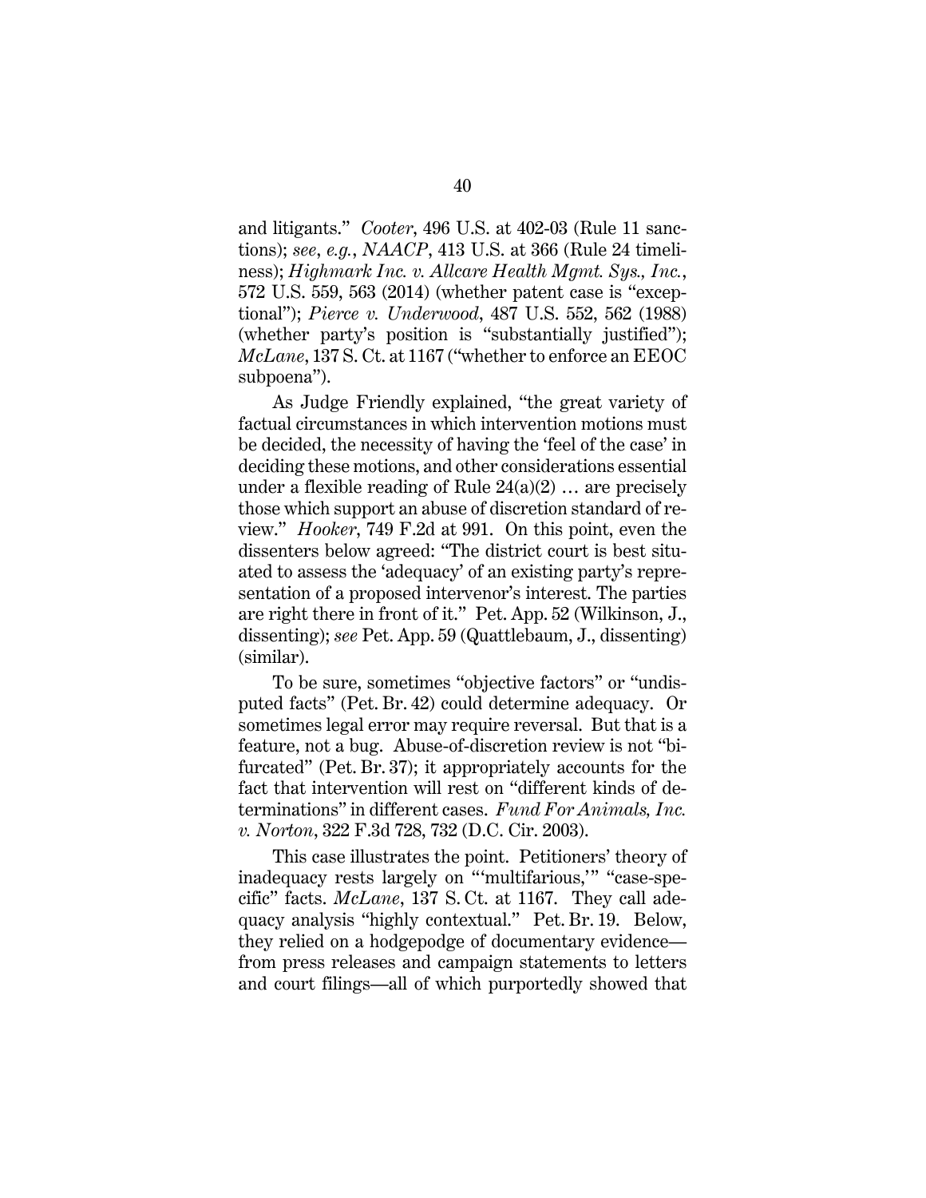and litigants." *Cooter*, 496 U.S. at 402-03 (Rule 11 sanctions); *see, e.g.*, *NAACP*, 413 U.S. at 366 (Rule 24 timeliness); *Highmark Inc. v. Allcare Health Mgmt. Sys., Inc.*, 572 U.S. 559, 563 (2014) (whether patent case is "exceptional"); *Pierce v. Underwood*, 487 U.S. 552, 562 (1988) (whether party's position is "substantially justified"); *McLane*, 137 S. Ct. at 1167 ("whether to enforce an EEOC subpoena").

As Judge Friendly explained, "the great variety of factual circumstances in which intervention motions must be decided, the necessity of having the 'feel of the case' in deciding these motions, and other considerations essential under a flexible reading of Rule 24(a)(2) … are precisely those which support an abuse of discretion standard of review." *Hooker*, 749 F.2d at 991. On this point, even the dissenters below agreed: "The district court is best situated to assess the 'adequacy' of an existing party's representation of a proposed intervenor's interest. The parties are right there in front of it." Pet. App. 52 (Wilkinson, J., dissenting); *see* Pet. App. 59 (Quattlebaum, J., dissenting) (similar).

To be sure, sometimes "objective factors" or "undisputed facts" (Pet. Br. 42) could determine adequacy. Or sometimes legal error may require reversal. But that is a feature, not a bug. Abuse-of-discretion review is not "bifurcated" (Pet. Br. 37); it appropriately accounts for the fact that intervention will rest on "different kinds of determinations" in different cases. *Fund For Animals, Inc. v. Norton*, 322 F.3d 728, 732 (D.C. Cir. 2003).

This case illustrates the point. Petitioners' theory of inadequacy rests largely on "'multifarious,'" "case-specific" facts. *McLane*, 137 S. Ct. at 1167. They call adequacy analysis "highly contextual." Pet. Br. 19. Below, they relied on a hodgepodge of documentary evidence—from press releases and campaign statements to letters and court filings—all of which purportedly showed that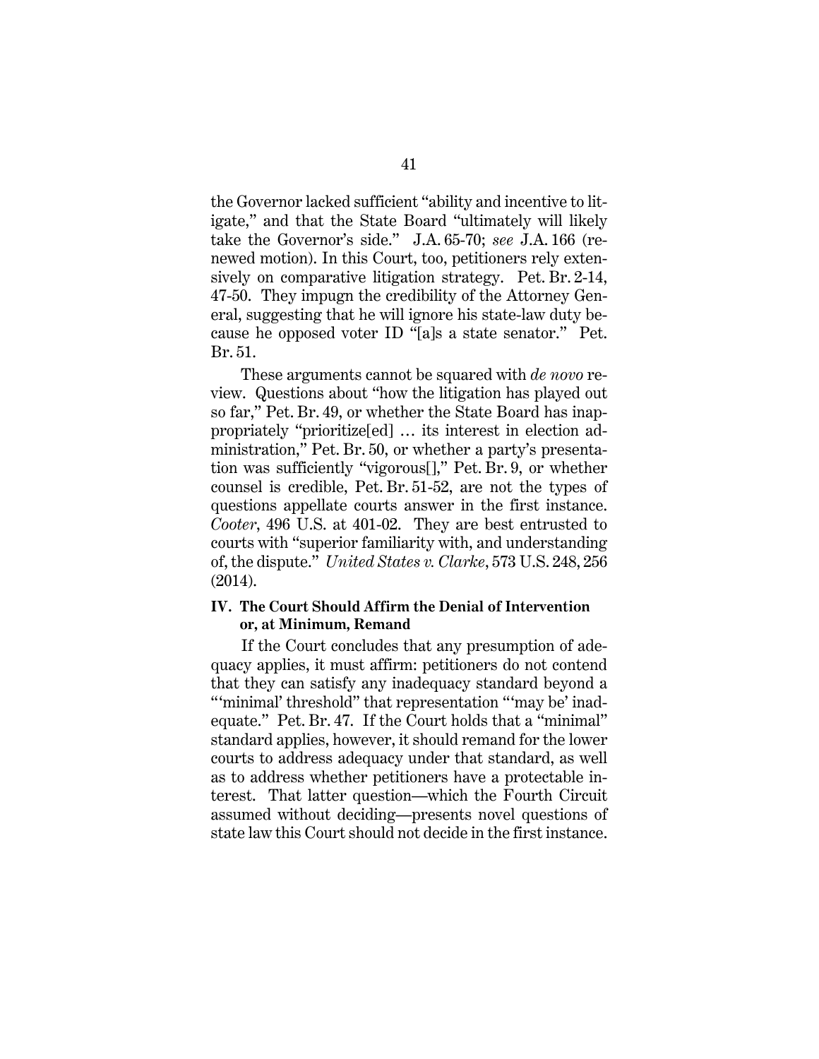the Governor lacked sufficient "ability and incentive to litigate," and that the State Board "ultimately will likely take the Governor's side." J.A. 65-70; *see* J.A. 166 (renewed motion). In this Court, too, petitioners rely extensively on comparative litigation strategy. Pet. Br. 2-14, 47-50. They impugn the credibility of the Attorney General, suggesting that he will ignore his state-law duty because he opposed voter ID "[a]s a state senator." Pet. Br. 51.

These arguments cannot be squared with *de novo* review. Questions about "how the litigation has played out so far," Pet. Br. 49, or whether the State Board has inappropriately "prioritize[ed] … its interest in election administration," Pet. Br. 50, or whether a party's presentation was sufficiently "vigorous[]," Pet. Br. 9, or whether counsel is credible, Pet. Br. 51-52, are not the types of questions appellate courts answer in the first instance. *Cooter*, 496 U.S. at 401-02. They are best entrusted to courts with "superior familiarity with, and understanding of, the dispute." *United States v. Clarke*, 573 U.S. 248, 256 (2014).

## IV. The Court Should Affirm the Denial of Intervention or, at Minimum, Remand

If the Court concludes that any presumption of adequacy applies, it must affirm: petitioners do not contend that they can satisfy any inadequacy standard beyond a "'minimal' threshold" that representation "'may be' inadequate." Pet. Br. 47. If the Court holds that a "minimal" standard applies, however, it should remand for the lower courts to address adequacy under that standard, as well as to address whether petitioners have a protectable interest. That latter question—which the Fourth Circuit assumed without deciding—presents novel questions of state law this Court should not decide in the first instance.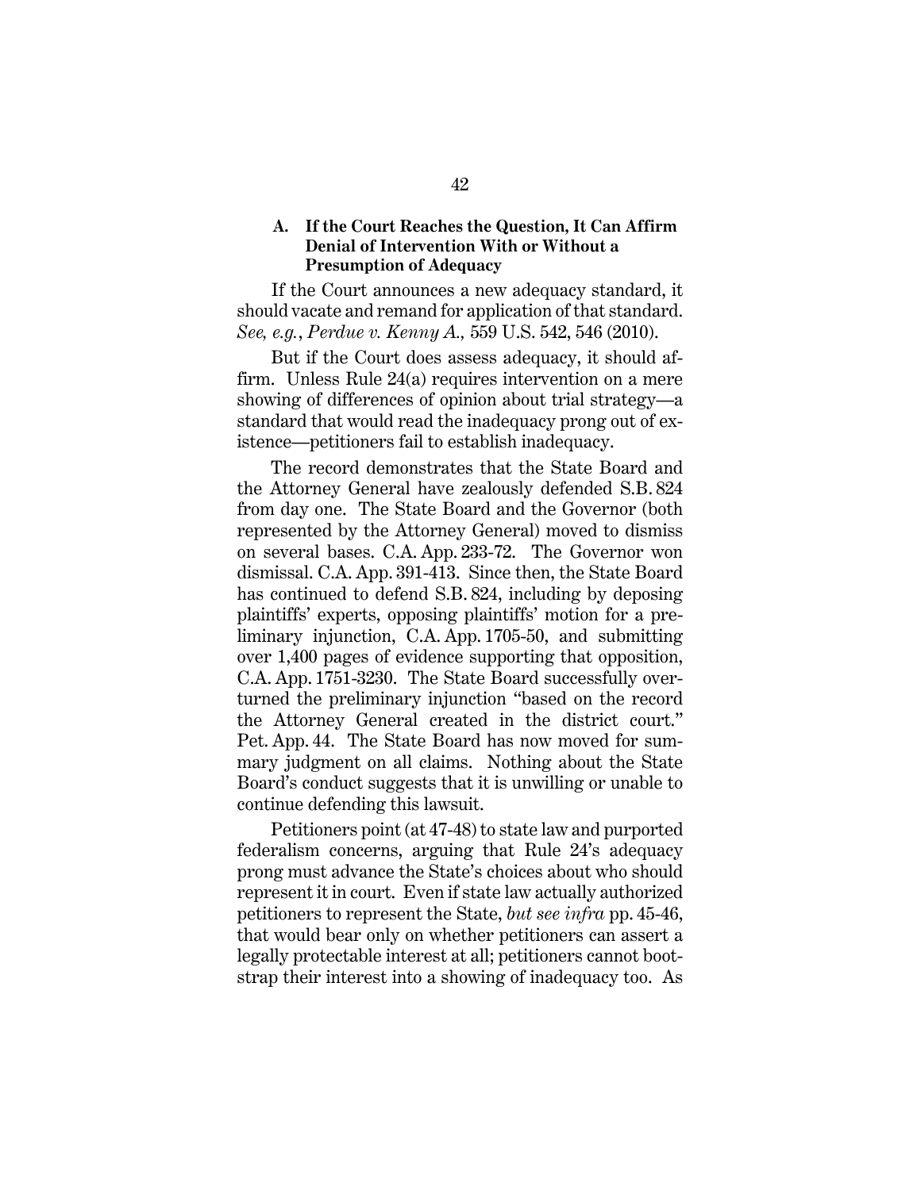### A. If the Court Reaches the Question, It Can Affirm Denial of Intervention With or Without a Presumption of Adequacy

If the Court announces a new adequacy standard, it should vacate and remand for application of that standard. *See, e.g.*, *Perdue v. Kenny A.,* 559 U.S. 542, 546 (2010).

But if the Court does assess adequacy, it should affirm. Unless Rule 24(a) requires intervention on a mere showing of differences of opinion about trial strategy—a standard that would read the inadequacy prong out of existence—petitioners fail to establish inadequacy.

The record demonstrates that the State Board and the Attorney General have zealously defended S.B. 824 from day one. The State Board and the Governor (both represented by the Attorney General) moved to dismiss on several bases. C.A. App. 233-72. The Governor won dismissal. C.A. App. 391-413. Since then, the State Board has continued to defend S.B. 824, including by deposing plaintiffs' experts, opposing plaintiffs' motion for a preliminary injunction, C.A. App. 1705-50, and submitting over 1,400 pages of evidence supporting that opposition, C.A. App. 1751-3230. The State Board successfully overturned the preliminary injunction "based on the record the Attorney General created in the district court." Pet. App. 44. The State Board has now moved for summary judgment on all claims. Nothing about the State Board's conduct suggests that it is unwilling or unable to continue defending this lawsuit.

Petitioners point (at 47-48) to state law and purported federalism concerns, arguing that Rule 24's adequacy prong must advance the State's choices about who should represent it in court. Even if state law actually authorized petitioners to represent the State, *but see infra* pp. 45-46, that would bear only on whether petitioners can assert a legally protectable interest at all; petitioners cannot bootstrap their interest into a showing of inadequacy too. As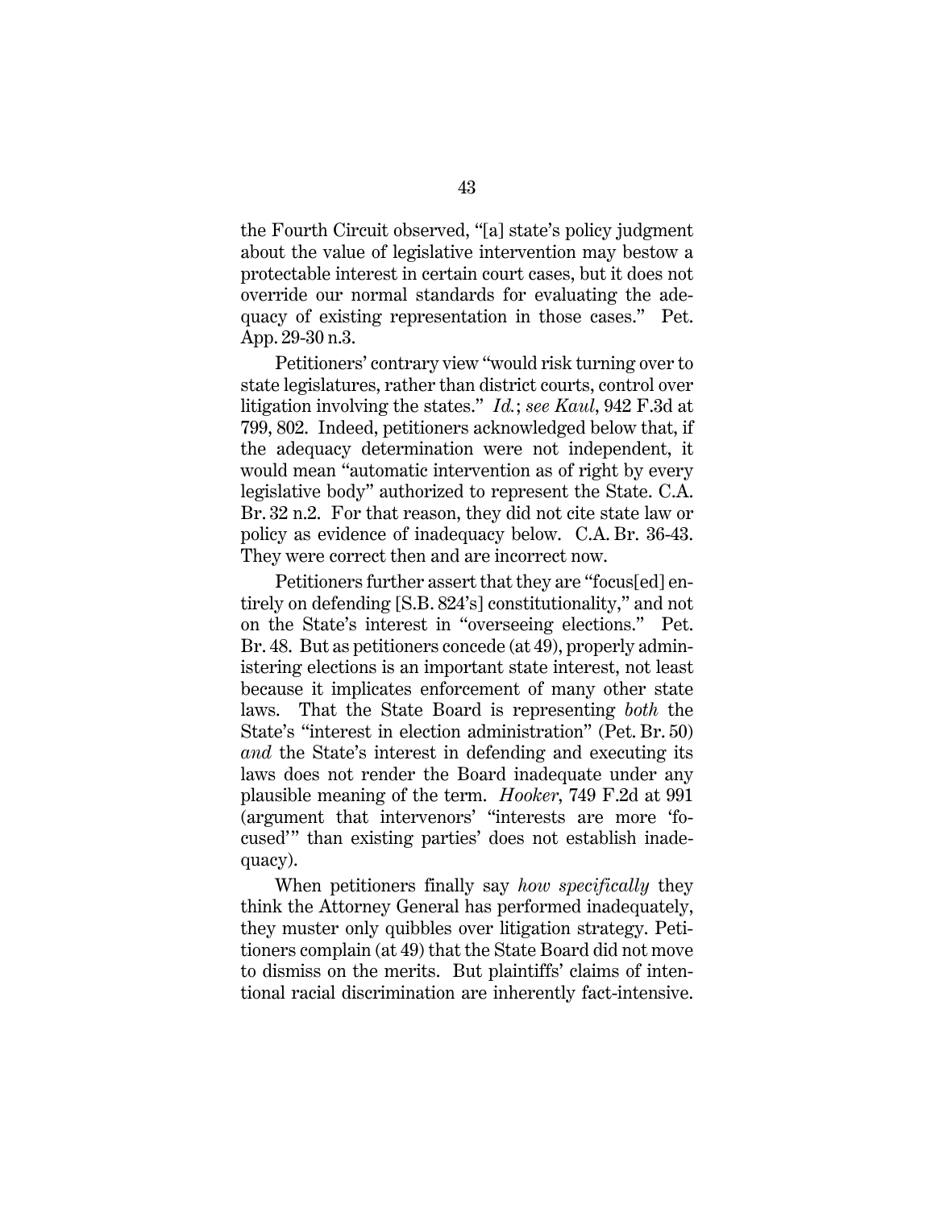the Fourth Circuit observed, "[a] state's policy judgment about the value of legislative intervention may bestow a protectable interest in certain court cases, but it does not override our normal standards for evaluating the adequacy of existing representation in those cases." Pet. App. 29-30 n.3.

Petitioners' contrary view "would risk turning over to state legislatures, rather than district courts, control over litigation involving the states." *Id.*; *see Kaul*, 942 F.3d at 799, 802. Indeed, petitioners acknowledged below that, if the adequacy determination were not independent, it would mean "automatic intervention as of right by every legislative body" authorized to represent the State. C.A. Br. 32 n.2. For that reason, they did not cite state law or policy as evidence of inadequacy below. C.A. Br. 36-43. They were correct then and are incorrect now.

Petitioners further assert that they are "focus[ed] entirely on defending [S.B. 824's] constitutionality," and not on the State's interest in "overseeing elections." Pet. Br. 48. But as petitioners concede (at 49), properly administering elections is an important state interest, not least because it implicates enforcement of many other state laws. That the State Board is representing *both* the State's "interest in election administration" (Pet. Br. 50) *and* the State's interest in defending and executing its laws does not render the Board inadequate under any plausible meaning of the term. *Hooker*, 749 F.2d at 991 (argument that intervenors' "interests are more 'focused'" than existing parties' does not establish inadequacy).

When petitioners finally say *how specifically* they think the Attorney General has performed inadequately, they muster only quibbles over litigation strategy. Petitioners complain (at 49) that the State Board did not move to dismiss on the merits. But plaintiffs' claims of intentional racial discrimination are inherently fact-intensive.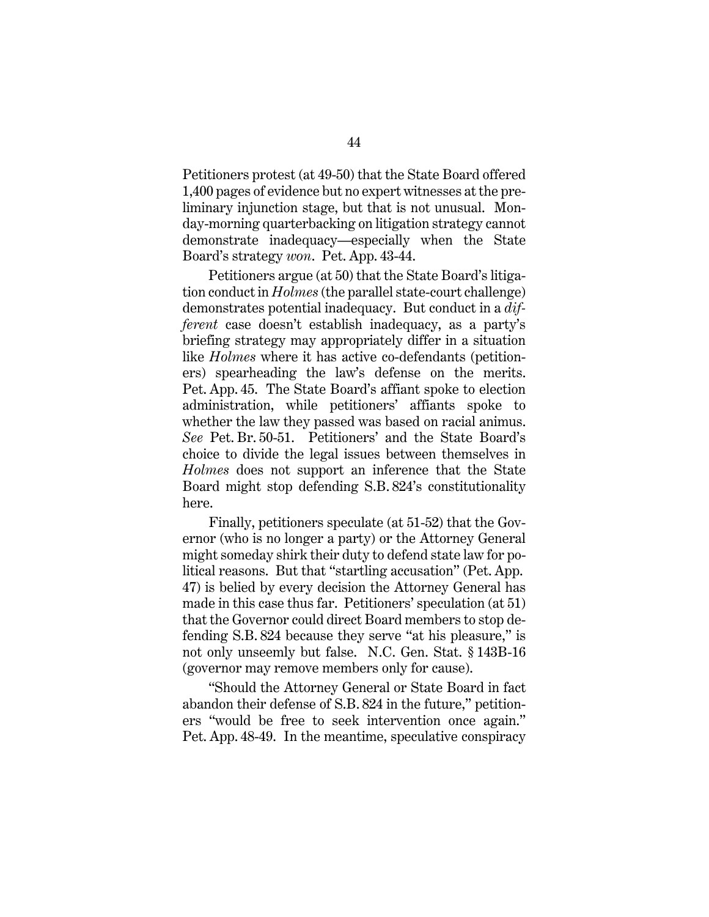Petitioners protest (at 49-50) that the State Board offered 1,400 pages of evidence but no expert witnesses at the preliminary injunction stage, but that is not unusual. Monday-morning quarterbacking on litigation strategy cannot demonstrate inadequacy—especially when the State Board's strategy *won*. Pet. App. 43-44.

Petitioners argue (at 50) that the State Board's litigation conduct in *Holmes* (the parallel state-court challenge) demonstrates potential inadequacy. But conduct in a *different* case doesn't establish inadequacy, as a party's briefing strategy may appropriately differ in a situation like *Holmes* where it has active co-defendants (petitioners) spearheading the law's defense on the merits. Pet. App. 45. The State Board's affiant spoke to election administration, while petitioners' affiants spoke to whether the law they passed was based on racial animus. *See* Pet. Br. 50-51. Petitioners' and the State Board's choice to divide the legal issues between themselves in *Holmes* does not support an inference that the State Board might stop defending S.B. 824's constitutionality here.

Finally, petitioners speculate (at 51-52) that the Governor (who is no longer a party) or the Attorney General might someday shirk their duty to defend state law for political reasons. But that "startling accusation" (Pet. App. 47) is belied by every decision the Attorney General has made in this case thus far. Petitioners' speculation (at 51) that the Governor could direct Board members to stop defending S.B. 824 because they serve "at his pleasure," is not only unseemly but false. N.C. Gen. Stat. § 143B-16 (governor may remove members only for cause).

"Should the Attorney General or State Board in fact abandon their defense of S.B. 824 in the future," petitioners "would be free to seek intervention once again." Pet. App. 48-49. In the meantime, speculative conspiracy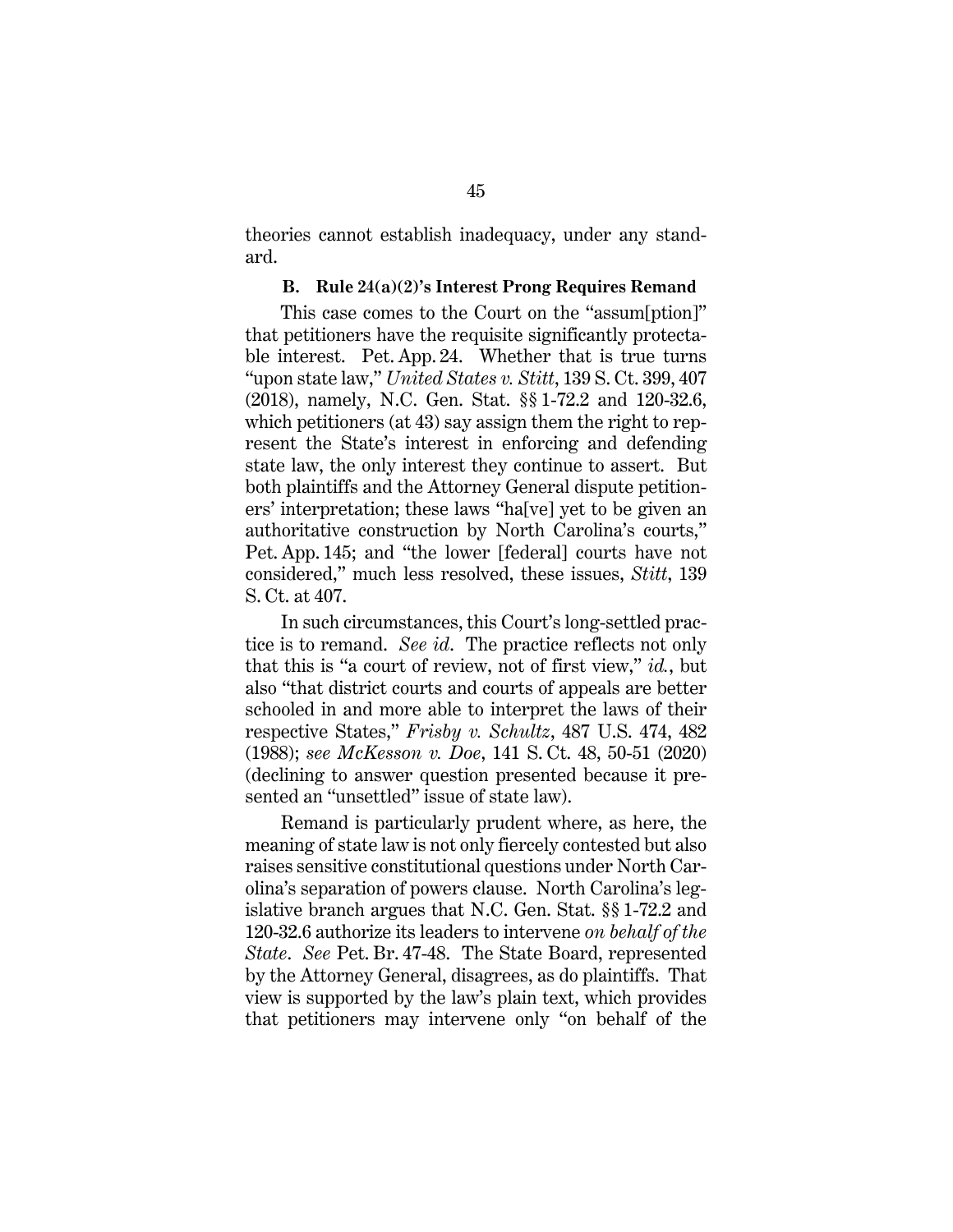theories cannot establish inadequacy, under any standard.

### B. Rule 24(a)(2)'s Interest Prong Requires Remand

This case comes to the Court on the "assum[ption]" that petitioners have the requisite significantly protectable interest. Pet. App. 24. Whether that is true turns "upon state law," *United States v. Stitt*, 139 S. Ct. 399, 407 (2018), namely, N.C. Gen. Stat. §§ 1-72.2 and 120-32.6, which petitioners (at 43) say assign them the right to represent the State's interest in enforcing and defending state law, the only interest they continue to assert. But both plaintiffs and the Attorney General dispute petitioners' interpretation; these laws "ha[ve] yet to be given an authoritative construction by North Carolina's courts," Pet. App. 145; and "the lower [federal] courts have not considered," much less resolved, these issues, *Stitt*, 139 S. Ct. at 407.

In such circumstances, this Court's long-settled practice is to remand. *See id*. The practice reflects not only that this is "a court of review, not of first view," *id.*, but also "that district courts and courts of appeals are better schooled in and more able to interpret the laws of their respective States," *Frisby v. Schultz*, 487 U.S. 474, 482 (1988); *see McKesson v. Doe*, 141 S. Ct. 48, 50-51 (2020) (declining to answer question presented because it presented an "unsettled" issue of state law).

Remand is particularly prudent where, as here, the meaning of state law is not only fiercely contested but also raises sensitive constitutional questions under North Carolina's separation of powers clause. North Carolina's legislative branch argues that N.C. Gen. Stat. §§ 1-72.2 and 120-32.6 authorize its leaders to intervene *on behalf of the State*. *See* Pet. Br. 47-48. The State Board, represented by the Attorney General, disagrees, as do plaintiffs. That view is supported by the law's plain text, which provides that petitioners may intervene only "on behalf of the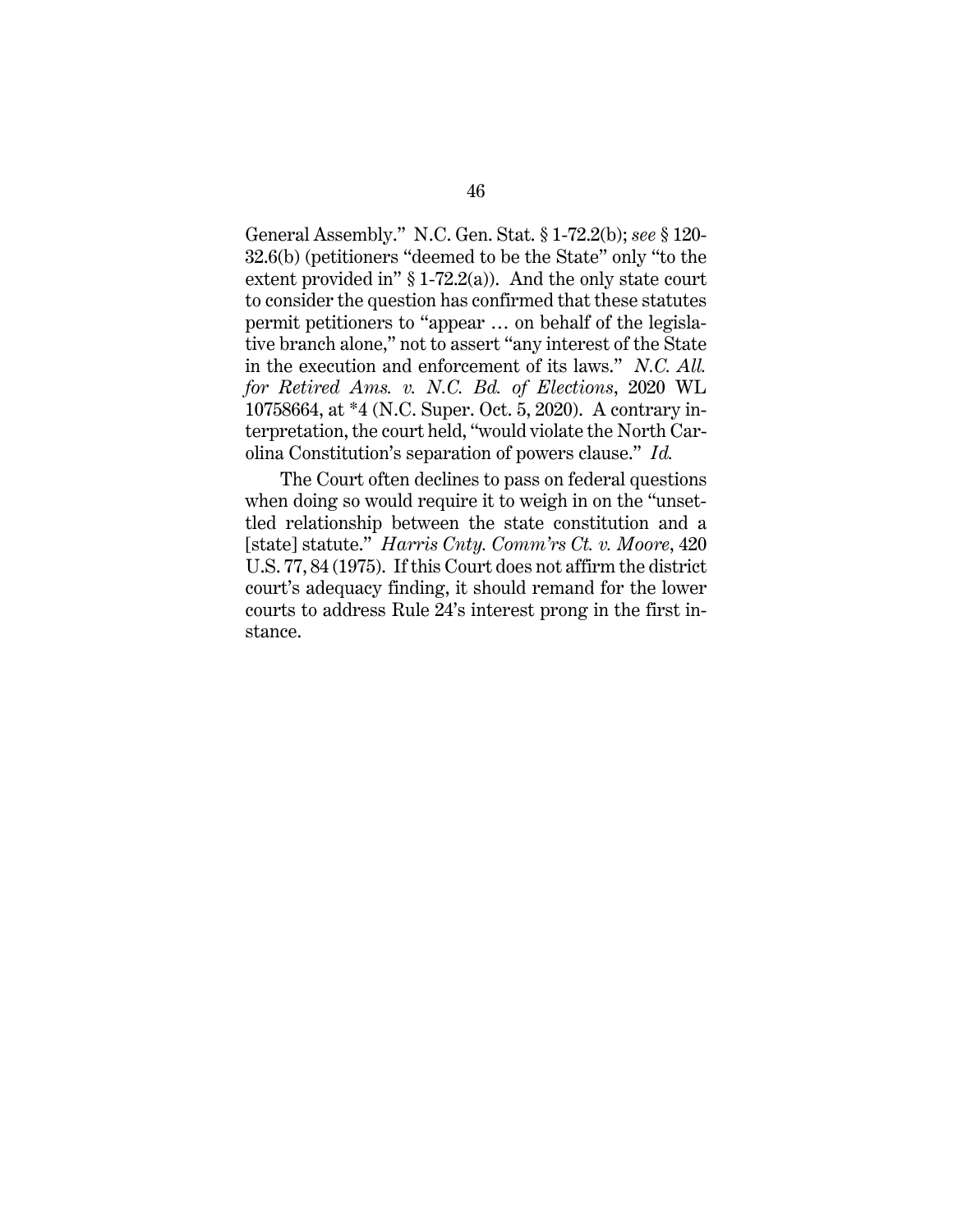General Assembly." N.C. Gen. Stat. § 1-72.2(b); *see* § 120-32.6(b) (petitioners "deemed to be the State" only "to the extent provided in" § 1-72.2(a)). And the only state court to consider the question has confirmed that these statutes permit petitioners to "appear … on behalf of the legislative branch alone," not to assert "any interest of the State in the execution and enforcement of its laws." *N.C. All. for Retired Ams. v. N.C. Bd. of Elections*, 2020 WL 10758664, at *4 (N.C. Super. Oct. 5, 2020). A contrary interpretation, the court held, "would violate the North Carolina Constitution's separation of powers clause." *Id.*

The Court often declines to pass on federal questions when doing so would require it to weigh in on the "unsettled relationship between the state constitution and a [state] statute." *Harris Cnty. Comm'rs Ct. v. Moore*, 420 U.S. 77, 84 (1975). If this Court does not affirm the district court's adequacy finding, it should remand for the lower courts to address Rule 24's interest prong in the first instance.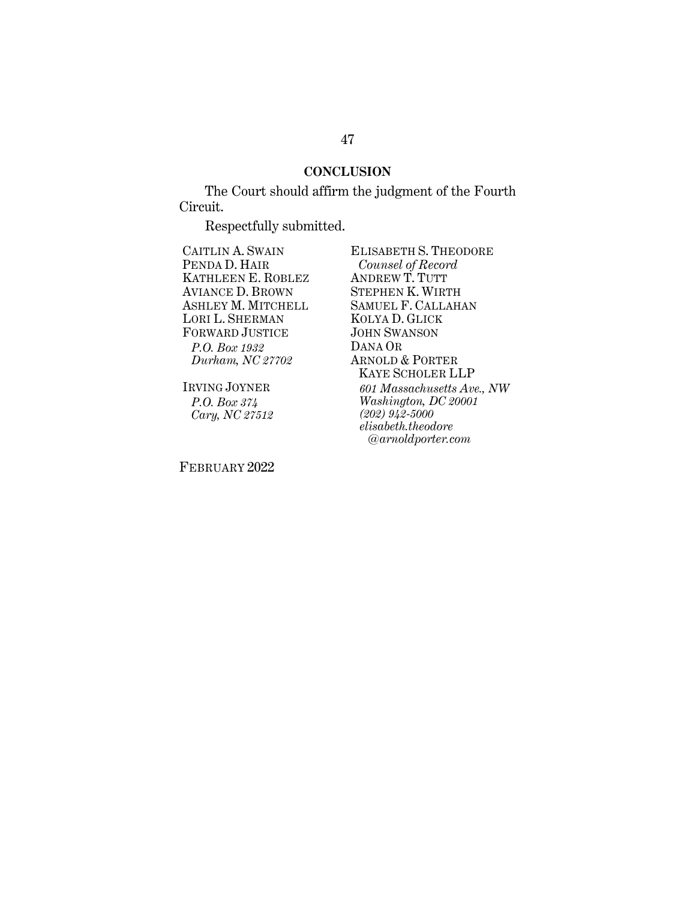## CONCLUSION

The Court should affirm the judgment of the Fourth Circuit.

Respectfully submitted.

CAITLIN A. SWAIN
PENDA D. HAIR
KATHLEEN E. ROBLEZ
AVIANCE D. BROWN
ASHLEY M. MITCHELL
LORI L. SHERMAN
FORWARD JUSTICE
*P.O. Box 1932*
*Durham, NC 27702*

IRVING JOYNER
*P.O. Box 374*
*Cary, NC 27512*

ELISABETH S. THEODORE
*Counsel of Record*
ANDREW T. TUTT
STEPHEN K. WIRTH
SAMUEL F. CALLAHAN
KOLYA D. GLICK
JOHN SWANSON
DANA OR
ARNOLD & PORTER
KAYE SCHOLER LLP
*601 Massachusetts Ave., NW*
*Washington, DC 20001*
*(202) 942-5000*
*elisabeth.theodore*
*@arnoldporter.com*

FEBRUARY 2022